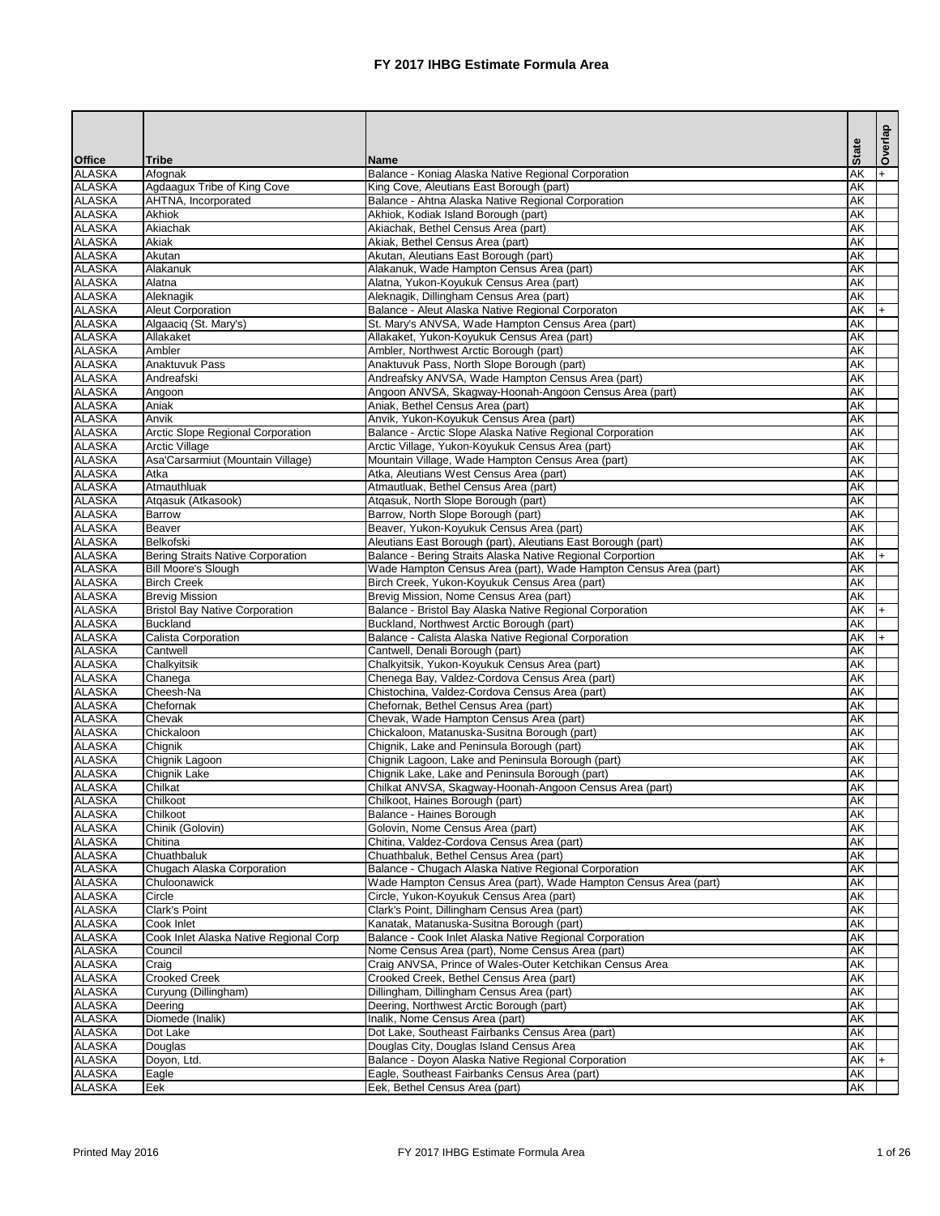# FY 2017 IHBG Estimate Formula Area

| Office | Tribe | Name | State | Overlap |
|---|---|---|---|---|
| ALASKA | Afognak | Balance - Koniag Alaska Native Regional Corporation | AK | + |
| ALASKA | Agdaagux Tribe of King Cove | King Cove, Aleutians East Borough (part) | AK | |
| ALASKA | AHTNA, Incorporated | Balance - Ahtna Alaska Native Regional Corporation | AK | |
| ALASKA | Akhiok | Akhiok, Kodiak Island Borough (part) | AK | |
| ALASKA | Akiachak | Akiachak, Bethel Census Area (part) | AK | |
| ALASKA | Akiak | Akiak, Bethel Census Area (part) | AK | |
| ALASKA | Akutan | Akutan, Aleutians East Borough (part) | AK | |
| ALASKA | Alakanuk | Alakanuk, Wade Hampton Census Area (part) | AK | |
| ALASKA | Alatna | Alatna, Yukon-Koyukuk Census Area (part) | AK | |
| ALASKA | Aleknagik | Aleknagik, Dillingham Census Area (part) | AK | |
| ALASKA | Aleut Corporation | Balance - Aleut Alaska Native Regional Corporaton | AK | + |
| ALASKA | Algaaciq (St. Mary's) | St. Mary's ANVSA, Wade Hampton Census Area (part) | AK | |
| ALASKA | Allakaket | Allakaket, Yukon-Koyukuk Census Area (part) | AK | |
| ALASKA | Ambler | Ambler, Northwest Arctic Borough (part) | AK | |
| ALASKA | Anaktuvuk Pass | Anaktuvuk Pass, North Slope Borough (part) | AK | |
| ALASKA | Andreafski | Andreafsky ANVSA, Wade Hampton Census Area (part) | AK | |
| ALASKA | Angoon | Angoon ANVSA, Skagway-Hoonah-Angoon Census Area (part) | AK | |
| ALASKA | Aniak | Aniak, Bethel Census Area (part) | AK | |
| ALASKA | Anvik | Anvik, Yukon-Koyukuk Census Area (part) | AK | |
| ALASKA | Arctic Slope Regional Corporation | Balance - Arctic Slope Alaska Native Regional Corporation | AK | |
| ALASKA | Arctic Village | Arctic Village, Yukon-Koyukuk Census Area (part) | AK | |
| ALASKA | Asa'Carsarmiut (Mountain Village) | Mountain Village, Wade Hampton Census Area (part) | AK | |
| ALASKA | Atka | Atka, Aleutians West Census Area (part) | AK | |
| ALASKA | Atmauthluak | Atmautluak, Bethel Census Area (part) | AK | |
| ALASKA | Atqasuk (Atkasook) | Atqasuk, North Slope Borough (part) | AK | |
| ALASKA | Barrow | Barrow, North Slope Borough (part) | AK | |
| ALASKA | Beaver | Beaver, Yukon-Koyukuk Census Area (part) | AK | |
| ALASKA | Belkofski | Aleutians East Borough (part), Aleutians East Borough (part) | AK | |
| ALASKA | Bering Straits Native Corporation | Balance - Bering Straits Alaska Native Regional Corportion | AK | + |
| ALASKA | Bill Moore's Slough | Wade Hampton Census Area (part), Wade Hampton Census Area (part) | AK | |
| ALASKA | Birch Creek | Birch Creek, Yukon-Koyukuk Census Area (part) | AK | |
| ALASKA | Brevig Mission | Brevig Mission, Nome Census Area (part) | AK | |
| ALASKA | Bristol Bay Native Corporation | Balance - Bristol Bay Alaska Native Regional Corporation | AK | + |
| ALASKA | Buckland | Buckland, Northwest Arctic Borough (part) | AK | |
| ALASKA | Calista Corporation | Balance - Calista Alaska Native Regional Corporation | AK | + |
| ALASKA | Cantwell | Cantwell, Denali Borough (part) | AK | |
| ALASKA | Chalkyitsik | Chalkyitsik, Yukon-Koyukuk Census Area (part) | AK | |
| ALASKA | Chanega | Chenega Bay, Valdez-Cordova Census Area (part) | AK | |
| ALASKA | Cheesh-Na | Chistochina, Valdez-Cordova Census Area (part) | AK | |
| ALASKA | Chefornak | Chefornak, Bethel Census Area (part) | AK | |
| ALASKA | Chevak | Chevak, Wade Hampton Census Area (part) | AK | |
| ALASKA | Chickaloon | Chickaloon, Matanuska-Susitna Borough (part) | AK | |
| ALASKA | Chignik | Chignik, Lake and Peninsula Borough (part) | AK | |
| ALASKA | Chignik Lagoon | Chignik Lagoon, Lake and Peninsula Borough (part) | AK | |
| ALASKA | Chignik Lake | Chignik Lake, Lake and Peninsula Borough (part) | AK | |
| ALASKA | Chilkat | Chilkat ANVSA, Skagway-Hoonah-Angoon Census Area (part) | AK | |
| ALASKA | Chilkoot | Chilkoot, Haines Borough (part) | AK | |
| ALASKA | Chilkoot | Balance - Haines Borough | AK | |
| ALASKA | Chinik (Golovin) | Golovin, Nome Census Area (part) | AK | |
| ALASKA | Chitina | Chitina, Valdez-Cordova Census Area (part) | AK | |
| ALASKA | Chuathbaluk | Chuathbaluk, Bethel Census Area (part) | AK | |
| ALASKA | Chugach Alaska Corporation | Balance - Chugach Alaska Native Regional Corporation | AK | |
| ALASKA | Chuloonawick | Wade Hampton Census Area (part), Wade Hampton Census Area (part) | AK | |
| ALASKA | Circle | Circle, Yukon-Koyukuk Census Area (part) | AK | |
| ALASKA | Clark's Point | Clark's Point, Dillingham Census Area (part) | AK | |
| ALASKA | Cook Inlet | Kanatak, Matanuska-Susitna Borough (part) | AK | |
| ALASKA | Cook Inlet Alaska Native Regional Corp | Balance - Cook Inlet Alaska Native Regional Corporation | AK | |
| ALASKA | Council | Nome Census Area (part), Nome Census Area (part) | AK | |
| ALASKA | Craig | Craig ANVSA, Prince of Wales-Outer Ketchikan Census Area | AK | |
| ALASKA | Crooked Creek | Crooked Creek, Bethel Census Area (part) | AK | |
| ALASKA | Curyung (Dillingham) | Dillingham, Dillingham Census Area (part) | AK | |
| ALASKA | Deering | Deering, Northwest Arctic Borough (part) | AK | |
| ALASKA | Diomede (Inalik) | Inalik, Nome Census Area (part) | AK | |
| ALASKA | Dot Lake | Dot Lake, Southeast Fairbanks Census Area (part) | AK | |
| ALASKA | Douglas | Douglas City, Douglas Island Census Area | AK | |
| ALASKA | Doyon, Ltd. | Balance - Doyon Alaska Native Regional Corporation | AK | + |
| ALASKA | Eagle | Eagle, Southeast Fairbanks Census Area (part) | AK | |
| ALASKA | Eek | Eek, Bethel Census Area (part) | AK | |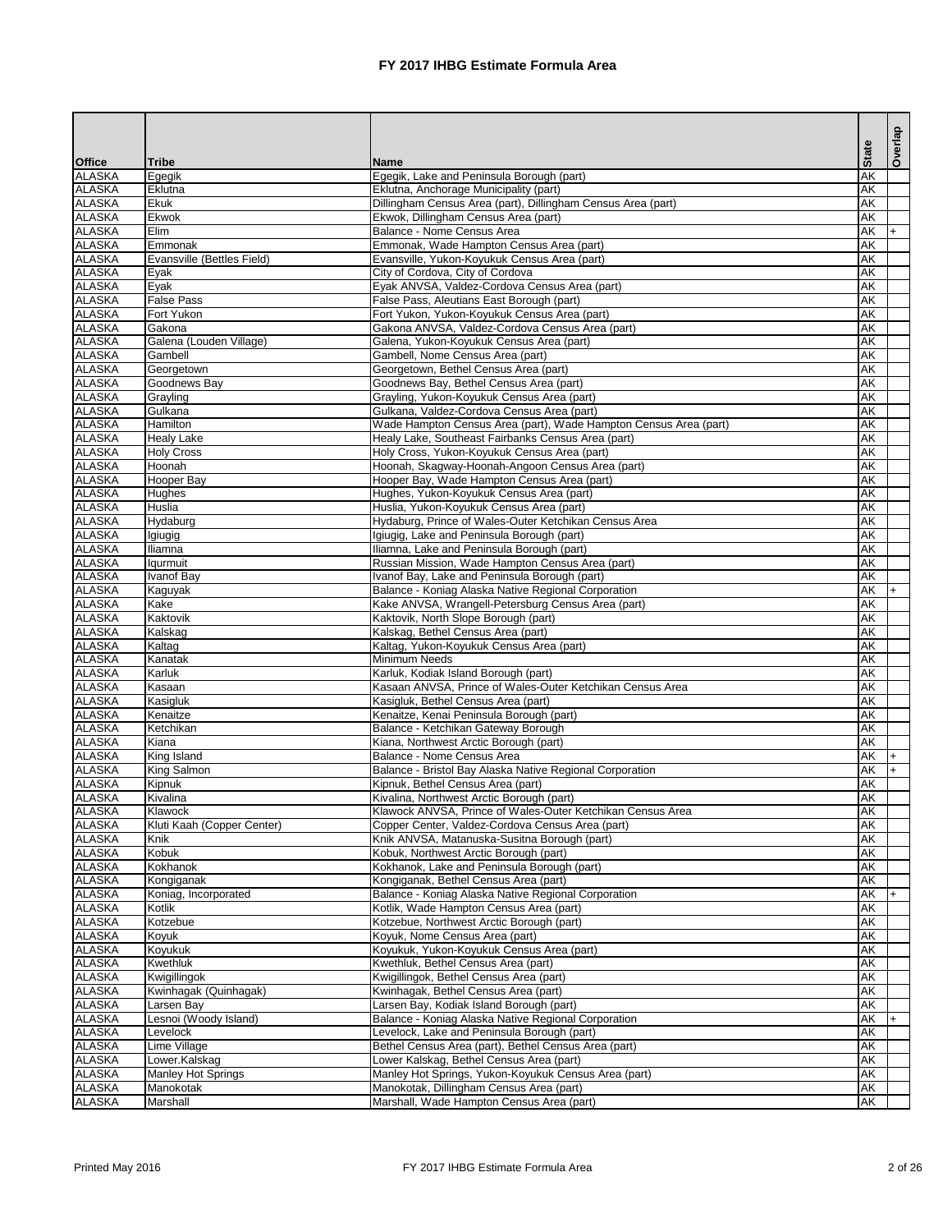# FY 2017 IHBG Estimate Formula Area

| Office | Tribe | Name | State | Overlap |
|---|---|---|---|---|
| ALASKA | Egegik | Egegik, Lake and Peninsula Borough (part) | AK | |
| ALASKA | Eklutna | Eklutna, Anchorage Municipality (part) | AK | |
| ALASKA | Ekuk | Dillingham Census Area (part), Dillingham Census Area (part) | AK | |
| ALASKA | Ekwok | Ekwok, Dillingham Census Area (part) | AK | |
| ALASKA | Elim | Balance - Nome Census Area | AK | + |
| ALASKA | Emmonak | Emmonak, Wade Hampton Census Area (part) | AK | |
| ALASKA | Evansville (Bettles Field) | Evansville, Yukon-Koyukuk Census Area (part) | AK | |
| ALASKA | Eyak | City of Cordova, City of Cordova | AK | |
| ALASKA | Eyak | Eyak ANVSA, Valdez-Cordova Census Area (part) | AK | |
| ALASKA | False Pass | False Pass, Aleutians East Borough (part) | AK | |
| ALASKA | Fort Yukon | Fort Yukon, Yukon-Koyukuk Census Area (part) | AK | |
| ALASKA | Gakona | Gakona ANVSA, Valdez-Cordova Census Area (part) | AK | |
| ALASKA | Galena (Louden Village) | Galena, Yukon-Koyukuk Census Area (part) | AK | |
| ALASKA | Gambell | Gambell, Nome Census Area (part) | AK | |
| ALASKA | Georgetown | Georgetown, Bethel Census Area (part) | AK | |
| ALASKA | Goodnews Bay | Goodnews Bay, Bethel Census Area (part) | AK | |
| ALASKA | Grayling | Grayling, Yukon-Koyukuk Census Area (part) | AK | |
| ALASKA | Gulkana | Gulkana, Valdez-Cordova Census Area (part) | AK | |
| ALASKA | Hamilton | Wade Hampton Census Area (part), Wade Hampton Census Area (part) | AK | |
| ALASKA | Healy Lake | Healy Lake, Southeast Fairbanks Census Area (part) | AK | |
| ALASKA | Holy Cross | Holy Cross, Yukon-Koyukuk Census Area (part) | AK | |
| ALASKA | Hoonah | Hoonah, Skagway-Hoonah-Angoon Census Area (part) | AK | |
| ALASKA | Hooper Bay | Hooper Bay, Wade Hampton Census Area (part) | AK | |
| ALASKA | Hughes | Hughes, Yukon-Koyukuk Census Area (part) | AK | |
| ALASKA | Huslia | Huslia, Yukon-Koyukuk Census Area (part) | AK | |
| ALASKA | Hydaburg | Hydaburg, Prince of Wales-Outer Ketchikan Census Area | AK | |
| ALASKA | Igiugig | Igiugig, Lake and Peninsula Borough (part) | AK | |
| ALASKA | Iliamna | Iliamna, Lake and Peninsula Borough (part) | AK | |
| ALASKA | Iqurmuit | Russian Mission, Wade Hampton Census Area (part) | AK | |
| ALASKA | Ivanof Bay | Ivanof Bay, Lake and Peninsula Borough (part) | AK | |
| ALASKA | Kaguyak | Balance - Koniag Alaska Native Regional Corporation | AK | + |
| ALASKA | Kake | Kake ANVSA, Wrangell-Petersburg Census Area (part) | AK | |
| ALASKA | Kaktovik | Kaktovik, North Slope Borough (part) | AK | |
| ALASKA | Kalskag | Kalskag, Bethel Census Area (part) | AK | |
| ALASKA | Kaltag | Kaltag, Yukon-Koyukuk Census Area (part) | AK | |
| ALASKA | Kanatak | Minimum Needs | AK | |
| ALASKA | Karluk | Karluk, Kodiak Island Borough (part) | AK | |
| ALASKA | Kasaan | Kasaan ANVSA, Prince of Wales-Outer Ketchikan Census Area | AK | |
| ALASKA | Kasigluk | Kasigluk, Bethel Census Area (part) | AK | |
| ALASKA | Kenaitze | Kenaitze, Kenai Peninsula Borough (part) | AK | |
| ALASKA | Ketchikan | Balance - Ketchikan Gateway Borough | AK | |
| ALASKA | Kiana | Kiana, Northwest Arctic Borough (part) | AK | |
| ALASKA | King Island | Balance - Nome Census Area | AK | + |
| ALASKA | King Salmon | Balance - Bristol Bay Alaska Native Regional Corporation | AK | + |
| ALASKA | Kipnuk | Kipnuk, Bethel Census Area (part) | AK | |
| ALASKA | Kivalina | Kivalina, Northwest Arctic Borough (part) | AK | |
| ALASKA | Klawock | Klawock ANVSA, Prince of Wales-Outer Ketchikan Census Area | AK | |
| ALASKA | Kluti Kaah (Copper Center) | Copper Center, Valdez-Cordova Census Area (part) | AK | |
| ALASKA | Knik | Knik ANVSA, Matanuska-Susitna Borough (part) | AK | |
| ALASKA | Kobuk | Kobuk, Northwest Arctic Borough (part) | AK | |
| ALASKA | Kokhanok | Kokhanok, Lake and Peninsula Borough (part) | AK | |
| ALASKA | Kongiganak | Kongiganak, Bethel Census Area (part) | AK | |
| ALASKA | Koniag, Incorporated | Balance - Koniag Alaska Native Regional Corporation | AK | + |
| ALASKA | Kotlik | Kotlik, Wade Hampton Census Area (part) | AK | |
| ALASKA | Kotzebue | Kotzebue, Northwest Arctic Borough (part) | AK | |
| ALASKA | Koyuk | Koyuk, Nome Census Area (part) | AK | |
| ALASKA | Koyukuk | Koyukuk, Yukon-Koyukuk Census Area (part) | AK | |
| ALASKA | Kwethluk | Kwethluk, Bethel Census Area (part) | AK | |
| ALASKA | Kwigillingok | Kwigillingok, Bethel Census Area (part) | AK | |
| ALASKA | Kwinhagak (Quinhagak) | Kwinhagak, Bethel Census Area (part) | AK | |
| ALASKA | Larsen Bay | Larsen Bay, Kodiak Island Borough (part) | AK | |
| ALASKA | Lesnoi (Woody Island) | Balance - Koniag Alaska Native Regional Corporation | AK | + |
| ALASKA | Levelock | Levelock, Lake and Peninsula Borough (part) | AK | |
| ALASKA | Lime Village | Bethel Census Area (part), Bethel Census Area (part) | AK | |
| ALASKA | Lower.Kalskag | Lower Kalskag, Bethel Census Area (part) | AK | |
| ALASKA | Manley Hot Springs | Manley Hot Springs, Yukon-Koyukuk Census Area (part) | AK | |
| ALASKA | Manokotak | Manokotak, Dillingham Census Area (part) | AK | |
| ALASKA | Marshall | Marshall, Wade Hampton Census Area (part) | AK | |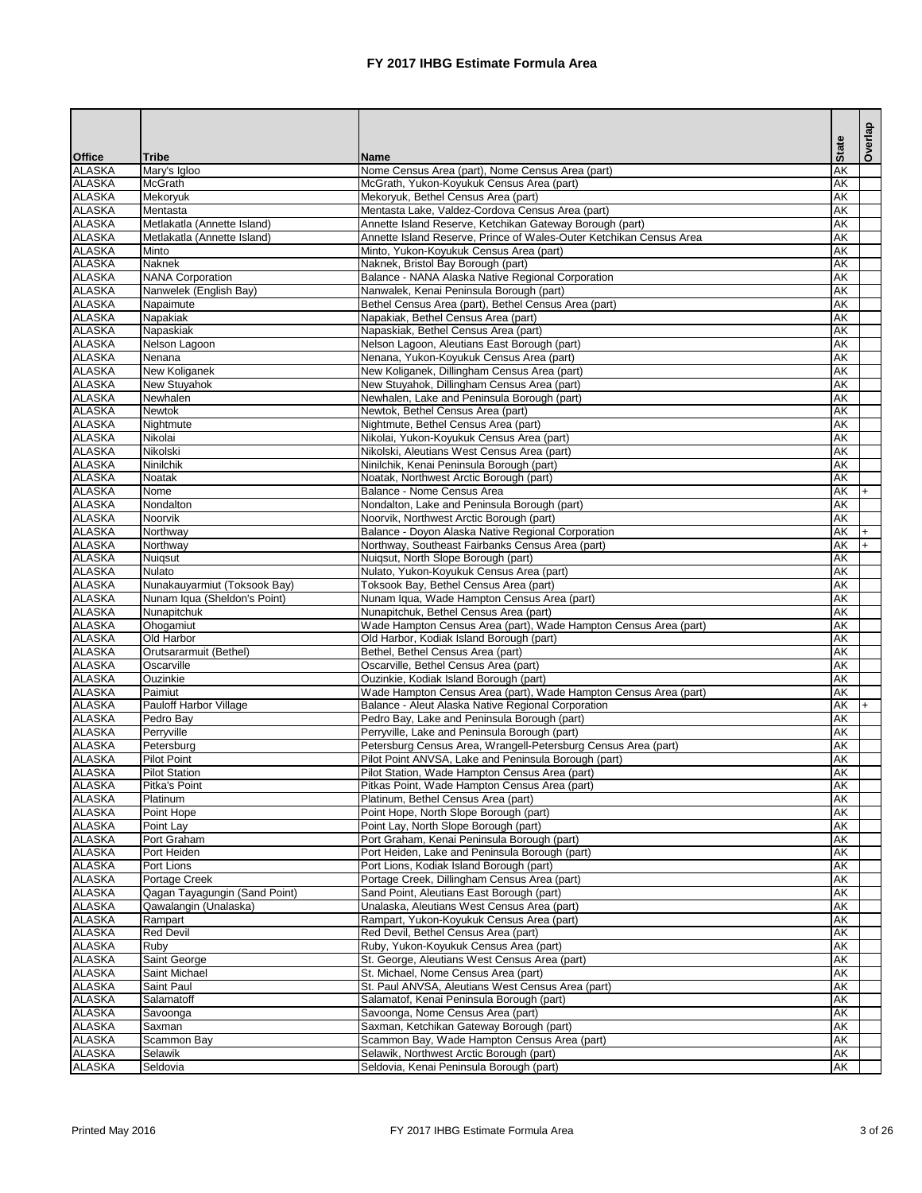# FY 2017 IHBG Estimate Formula Area

| Office | Tribe | Name | State | Overlap |
|---|---|---|---|---|
| ALASKA | Mary's Igloo | Nome Census Area (part), Nome Census Area (part) | AK | |
| ALASKA | McGrath | McGrath, Yukon-Koyukuk Census Area (part) | AK | |
| ALASKA | Mekoryuk | Mekoryuk, Bethel Census Area (part) | AK | |
| ALASKA | Mentasta | Mentasta Lake, Valdez-Cordova Census Area (part) | AK | |
| ALASKA | Metlakatla (Annette Island) | Annette Island Reserve, Ketchikan Gateway Borough (part) | AK | |
| ALASKA | Metlakatla (Annette Island) | Annette Island Reserve, Prince of Wales-Outer Ketchikan Census Area | AK | |
| ALASKA | Minto | Minto, Yukon-Koyukuk Census Area (part) | AK | |
| ALASKA | Naknek | Naknek, Bristol Bay Borough (part) | AK | |
| ALASKA | NANA Corporation | Balance - NANA Alaska Native Regional Corporation | AK | |
| ALASKA | Nanwelek (English Bay) | Nanwalek, Kenai Peninsula Borough (part) | AK | |
| ALASKA | Napaimute | Bethel Census Area (part), Bethel Census Area (part) | AK | |
| ALASKA | Napakiak | Napakiak, Bethel Census Area (part) | AK | |
| ALASKA | Napaskiak | Napaskiak, Bethel Census Area (part) | AK | |
| ALASKA | Nelson Lagoon | Nelson Lagoon, Aleutians East Borough (part) | AK | |
| ALASKA | Nenana | Nenana, Yukon-Koyukuk Census Area (part) | AK | |
| ALASKA | New Koliganek | New Koliganek, Dillingham Census Area (part) | AK | |
| ALASKA | New Stuyahok | New Stuyahok, Dillingham Census Area (part) | AK | |
| ALASKA | Newhalen | Newhalen, Lake and Peninsula Borough (part) | AK | |
| ALASKA | Newtok | Newtok, Bethel Census Area (part) | AK | |
| ALASKA | Nightmute | Nightmute, Bethel Census Area (part) | AK | |
| ALASKA | Nikolai | Nikolai, Yukon-Koyukuk Census Area (part) | AK | |
| ALASKA | Nikolski | Nikolski, Aleutians West Census Area (part) | AK | |
| ALASKA | Ninilchik | Ninilchik, Kenai Peninsula Borough (part) | AK | |
| ALASKA | Noatak | Noatak, Northwest Arctic Borough (part) | AK | |
| ALASKA | Nome | Balance - Nome Census Area | AK | + |
| ALASKA | Nondalton | Nondalton, Lake and Peninsula Borough (part) | AK | |
| ALASKA | Noorvik | Noorvik, Northwest Arctic Borough (part) | AK | |
| ALASKA | Northway | Balance - Doyon Alaska Native Regional Corporation | AK | + |
| ALASKA | Northway | Northway, Southeast Fairbanks Census Area (part) | AK | + |
| ALASKA | Nuiqsut | Nuiqsut, North Slope Borough (part) | AK | |
| ALASKA | Nulato | Nulato, Yukon-Koyukuk Census Area (part) | AK | |
| ALASKA | Nunakauyarmiut (Toksook Bay) | Toksook Bay, Bethel Census Area (part) | AK | |
| ALASKA | Nunam Iqua (Sheldon's Point) | Nunam Iqua, Wade Hampton Census Area (part) | AK | |
| ALASKA | Nunapitchuk | Nunapitchuk, Bethel Census Area (part) | AK | |
| ALASKA | Ohogamiut | Wade Hampton Census Area (part), Wade Hampton Census Area (part) | AK | |
| ALASKA | Old Harbor | Old Harbor, Kodiak Island Borough (part) | AK | |
| ALASKA | Orutsararmuit (Bethel) | Bethel, Bethel Census Area (part) | AK | |
| ALASKA | Oscarville | Oscarville, Bethel Census Area (part) | AK | |
| ALASKA | Ouzinkie | Ouzinkie, Kodiak Island Borough (part) | AK | |
| ALASKA | Paimiut | Wade Hampton Census Area (part), Wade Hampton Census Area (part) | AK | |
| ALASKA | Pauloff Harbor Village | Balance - Aleut Alaska Native Regional Corporation | AK | + |
| ALASKA | Pedro Bay | Pedro Bay, Lake and Peninsula Borough (part) | AK | |
| ALASKA | Perryville | Perryville, Lake and Peninsula Borough (part) | AK | |
| ALASKA | Petersburg | Petersburg Census Area, Wrangell-Petersburg Census Area (part) | AK | |
| ALASKA | Pilot Point | Pilot Point ANVSA, Lake and Peninsula Borough (part) | AK | |
| ALASKA | Pilot Station | Pilot Station, Wade Hampton Census Area (part) | AK | |
| ALASKA | Pitka's Point | Pitkas Point, Wade Hampton Census Area (part) | AK | |
| ALASKA | Platinum | Platinum, Bethel Census Area (part) | AK | |
| ALASKA | Point Hope | Point Hope, North Slope Borough (part) | AK | |
| ALASKA | Point Lay | Point Lay, North Slope Borough (part) | AK | |
| ALASKA | Port Graham | Port Graham, Kenai Peninsula Borough (part) | AK | |
| ALASKA | Port Heiden | Port Heiden, Lake and Peninsula Borough (part) | AK | |
| ALASKA | Port Lions | Port Lions, Kodiak Island Borough (part) | AK | |
| ALASKA | Portage Creek | Portage Creek, Dillingham Census Area (part) | AK | |
| ALASKA | Qagan Tayagungin (Sand Point) | Sand Point, Aleutians East Borough (part) | AK | |
| ALASKA | Qawalangin (Unalaska) | Unalaska, Aleutians West Census Area (part) | AK | |
| ALASKA | Rampart | Rampart, Yukon-Koyukuk Census Area (part) | AK | |
| ALASKA | Red Devil | Red Devil, Bethel Census Area (part) | AK | |
| ALASKA | Ruby | Ruby, Yukon-Koyukuk Census Area (part) | AK | |
| ALASKA | Saint George | St. George, Aleutians West Census Area (part) | AK | |
| ALASKA | Saint Michael | St. Michael, Nome Census Area (part) | AK | |
| ALASKA | Saint Paul | St. Paul ANVSA, Aleutians West Census Area (part) | AK | |
| ALASKA | Salamatoff | Salamatof, Kenai Peninsula Borough (part) | AK | |
| ALASKA | Savoonga | Savoonga, Nome Census Area (part) | AK | |
| ALASKA | Saxman | Saxman, Ketchikan Gateway Borough (part) | AK | |
| ALASKA | Scammon Bay | Scammon Bay, Wade Hampton Census Area (part) | AK | |
| ALASKA | Selawik | Selawik, Northwest Arctic Borough (part) | AK | |
| ALASKA | Seldovia | Seldovia, Kenai Peninsula Borough (part) | AK | |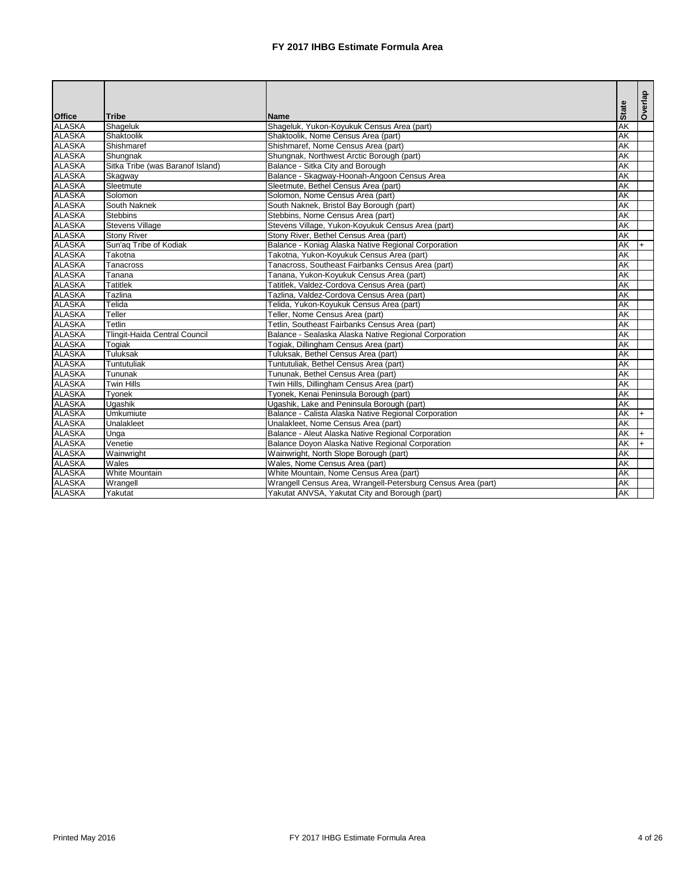# FY 2017 IHBG Estimate Formula Area

| Office | Tribe | Name | State | Overlap |
|---|---|---|---|---|
| ALASKA | Shageluk | Shageluk, Yukon-Koyukuk Census Area (part) | AK | |
| ALASKA | Shaktoolik | Shaktoolik, Nome Census Area (part) | AK | |
| ALASKA | Shishmaref | Shishmaref, Nome Census Area (part) | AK | |
| ALASKA | Shungnak | Shungnak, Northwest Arctic Borough (part) | AK | |
| ALASKA | Sitka Tribe (was Baranof Island) | Balance - Sitka City and Borough | AK | |
| ALASKA | Skagway | Balance - Skagway-Hoonah-Angoon Census Area | AK | |
| ALASKA | Sleetmute | Sleetmute, Bethel Census Area (part) | AK | |
| ALASKA | Solomon | Solomon, Nome Census Area (part) | AK | |
| ALASKA | South Naknek | South Naknek, Bristol Bay Borough (part) | AK | |
| ALASKA | Stebbins | Stebbins, Nome Census Area (part) | AK | |
| ALASKA | Stevens Village | Stevens Village, Yukon-Koyukuk Census Area (part) | AK | |
| ALASKA | Stony River | Stony River, Bethel Census Area (part) | AK | |
| ALASKA | Sun'aq Tribe of Kodiak | Balance - Koniag Alaska Native Regional Corporation | AK | + |
| ALASKA | Takotna | Takotna, Yukon-Koyukuk Census Area (part) | AK | |
| ALASKA | Tanacross | Tanacross, Southeast Fairbanks Census Area (part) | AK | |
| ALASKA | Tanana | Tanana, Yukon-Koyukuk Census Area (part) | AK | |
| ALASKA | Tatitlek | Tatitlek, Valdez-Cordova Census Area (part) | AK | |
| ALASKA | Tazlina | Tazlina, Valdez-Cordova Census Area (part) | AK | |
| ALASKA | Telida | Telida, Yukon-Koyukuk Census Area (part) | AK | |
| ALASKA | Teller | Teller, Nome Census Area (part) | AK | |
| ALASKA | Tetlin | Tetlin, Southeast Fairbanks Census Area (part) | AK | |
| ALASKA | Tlingit-Haida Central Council | Balance - Sealaska Alaska Native Regional Corporation | AK | |
| ALASKA | Togiak | Togiak, Dillingham Census Area (part) | AK | |
| ALASKA | Tuluksak | Tuluksak, Bethel Census Area (part) | AK | |
| ALASKA | Tuntutuliak | Tuntutuliak, Bethel Census Area (part) | AK | |
| ALASKA | Tununak | Tununak, Bethel Census Area (part) | AK | |
| ALASKA | Twin Hills | Twin Hills, Dillingham Census Area (part) | AK | |
| ALASKA | Tyonek | Tyonek, Kenai Peninsula Borough (part) | AK | |
| ALASKA | Ugashik | Ugashik, Lake and Peninsula Borough (part) | AK | |
| ALASKA | Umkumiute | Balance - Calista Alaska Native Regional Corporation | AK | + |
| ALASKA | Unalakleet | Unalakleet, Nome Census Area (part) | AK | |
| ALASKA | Unga | Balance - Aleut Alaska Native Regional Corporation | AK | + |
| ALASKA | Venetie | Balance Doyon Alaska Native Regional Corporation | AK | + |
| ALASKA | Wainwright | Wainwright, North Slope Borough (part) | AK | |
| ALASKA | Wales | Wales, Nome Census Area (part) | AK | |
| ALASKA | White Mountain | White Mountain, Nome Census Area (part) | AK | |
| ALASKA | Wrangell | Wrangell Census Area, Wrangell-Petersburg Census Area (part) | AK | |
| ALASKA | Yakutat | Yakutat ANVSA, Yakutat City and Borough (part) | AK | |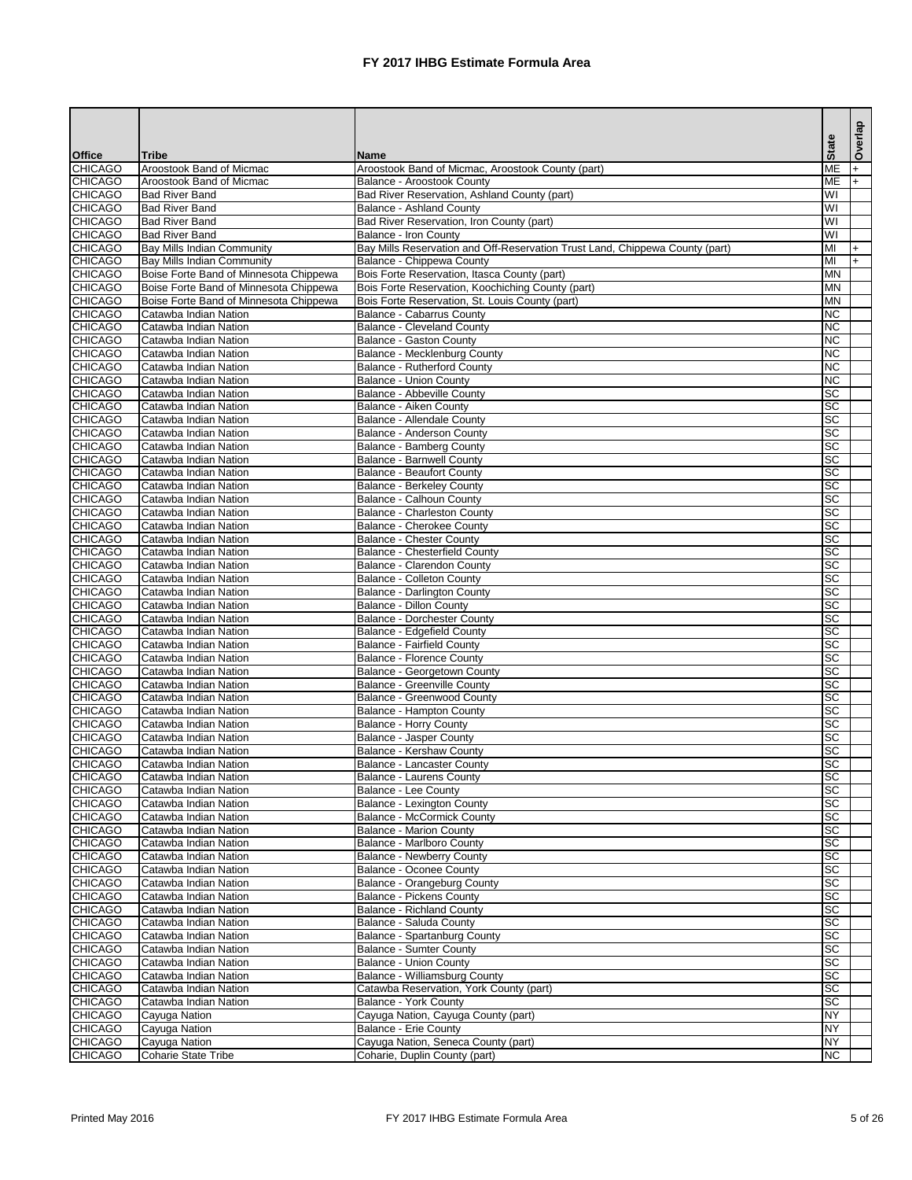# FY 2017 IHBG Estimate Formula Area

| Office | Tribe | Name | State | Overlap |
|---|---|---|---|---|
| CHICAGO | Aroostook Band of Micmac | Aroostook Band of Micmac, Aroostook County (part) | ME | + |
| CHICAGO | Aroostook Band of Micmac | Balance - Aroostook County | ME | + |
| CHICAGO | Bad River Band | Bad River Reservation, Ashland County (part) | WI | |
| CHICAGO | Bad River Band | Balance - Ashland County | WI | |
| CHICAGO | Bad River Band | Bad River Reservation, Iron County (part) | WI | |
| CHICAGO | Bad River Band | Balance - Iron County | WI | |
| CHICAGO | Bay Mills Indian Community | Bay Mills Reservation and Off-Reservation Trust Land, Chippewa County (part) | MI | + |
| CHICAGO | Bay Mills Indian Community | Balance - Chippewa County | MI | + |
| CHICAGO | Boise Forte Band of Minnesota Chippewa | Bois Forte Reservation, Itasca County (part) | MN | |
| CHICAGO | Boise Forte Band of Minnesota Chippewa | Bois Forte Reservation, Koochiching County (part) | MN | |
| CHICAGO | Boise Forte Band of Minnesota Chippewa | Bois Forte Reservation, St. Louis County (part) | MN | |
| CHICAGO | Catawba Indian Nation | Balance - Cabarrus County | NC | |
| CHICAGO | Catawba Indian Nation | Balance - Cleveland County | NC | |
| CHICAGO | Catawba Indian Nation | Balance - Gaston County | NC | |
| CHICAGO | Catawba Indian Nation | Balance - Mecklenburg County | NC | |
| CHICAGO | Catawba Indian Nation | Balance - Rutherford County | NC | |
| CHICAGO | Catawba Indian Nation | Balance - Union County | NC | |
| CHICAGO | Catawba Indian Nation | Balance - Abbeville County | SC | |
| CHICAGO | Catawba Indian Nation | Balance - Aiken County | SC | |
| CHICAGO | Catawba Indian Nation | Balance - Allendale County | SC | |
| CHICAGO | Catawba Indian Nation | Balance - Anderson County | SC | |
| CHICAGO | Catawba Indian Nation | Balance - Bamberg County | SC | |
| CHICAGO | Catawba Indian Nation | Balance - Barnwell County | SC | |
| CHICAGO | Catawba Indian Nation | Balance - Beaufort County | SC | |
| CHICAGO | Catawba Indian Nation | Balance - Berkeley County | SC | |
| CHICAGO | Catawba Indian Nation | Balance - Calhoun County | SC | |
| CHICAGO | Catawba Indian Nation | Balance - Charleston County | SC | |
| CHICAGO | Catawba Indian Nation | Balance - Cherokee County | SC | |
| CHICAGO | Catawba Indian Nation | Balance - Chester County | SC | |
| CHICAGO | Catawba Indian Nation | Balance - Chesterfield County | SC | |
| CHICAGO | Catawba Indian Nation | Balance - Clarendon County | SC | |
| CHICAGO | Catawba Indian Nation | Balance - Colleton County | SC | |
| CHICAGO | Catawba Indian Nation | Balance - Darlington County | SC | |
| CHICAGO | Catawba Indian Nation | Balance - Dillon County | SC | |
| CHICAGO | Catawba Indian Nation | Balance - Dorchester County | SC | |
| CHICAGO | Catawba Indian Nation | Balance - Edgefield County | SC | |
| CHICAGO | Catawba Indian Nation | Balance - Fairfield County | SC | |
| CHICAGO | Catawba Indian Nation | Balance - Florence County | SC | |
| CHICAGO | Catawba Indian Nation | Balance - Georgetown County | SC | |
| CHICAGO | Catawba Indian Nation | Balance - Greenville County | SC | |
| CHICAGO | Catawba Indian Nation | Balance - Greenwood County | SC | |
| CHICAGO | Catawba Indian Nation | Balance - Hampton County | SC | |
| CHICAGO | Catawba Indian Nation | Balance - Horry County | SC | |
| CHICAGO | Catawba Indian Nation | Balance - Jasper County | SC | |
| CHICAGO | Catawba Indian Nation | Balance - Kershaw County | SC | |
| CHICAGO | Catawba Indian Nation | Balance - Lancaster County | SC | |
| CHICAGO | Catawba Indian Nation | Balance - Laurens County | SC | |
| CHICAGO | Catawba Indian Nation | Balance - Lee County | SC | |
| CHICAGO | Catawba Indian Nation | Balance - Lexington County | SC | |
| CHICAGO | Catawba Indian Nation | Balance - McCormick County | SC | |
| CHICAGO | Catawba Indian Nation | Balance - Marion County | SC | |
| CHICAGO | Catawba Indian Nation | Balance - Marlboro County | SC | |
| CHICAGO | Catawba Indian Nation | Balance - Newberry County | SC | |
| CHICAGO | Catawba Indian Nation | Balance - Oconee County | SC | |
| CHICAGO | Catawba Indian Nation | Balance - Orangeburg County | SC | |
| CHICAGO | Catawba Indian Nation | Balance - Pickens County | SC | |
| CHICAGO | Catawba Indian Nation | Balance - Richland County | SC | |
| CHICAGO | Catawba Indian Nation | Balance - Saluda County | SC | |
| CHICAGO | Catawba Indian Nation | Balance - Spartanburg County | SC | |
| CHICAGO | Catawba Indian Nation | Balance - Sumter County | SC | |
| CHICAGO | Catawba Indian Nation | Balance - Union County | SC | |
| CHICAGO | Catawba Indian Nation | Balance - Williamsburg County | SC | |
| CHICAGO | Catawba Indian Nation | Catawba Reservation, York County (part) | SC | |
| CHICAGO | Catawba Indian Nation | Balance - York County | SC | |
| CHICAGO | Cayuga Nation | Cayuga Nation, Cayuga County (part) | NY | |
| CHICAGO | Cayuga Nation | Balance - Erie County | NY | |
| CHICAGO | Cayuga Nation | Cayuga Nation, Seneca County (part) | NY | |
| CHICAGO | Coharie State Tribe | Coharie, Duplin County (part) | NC | |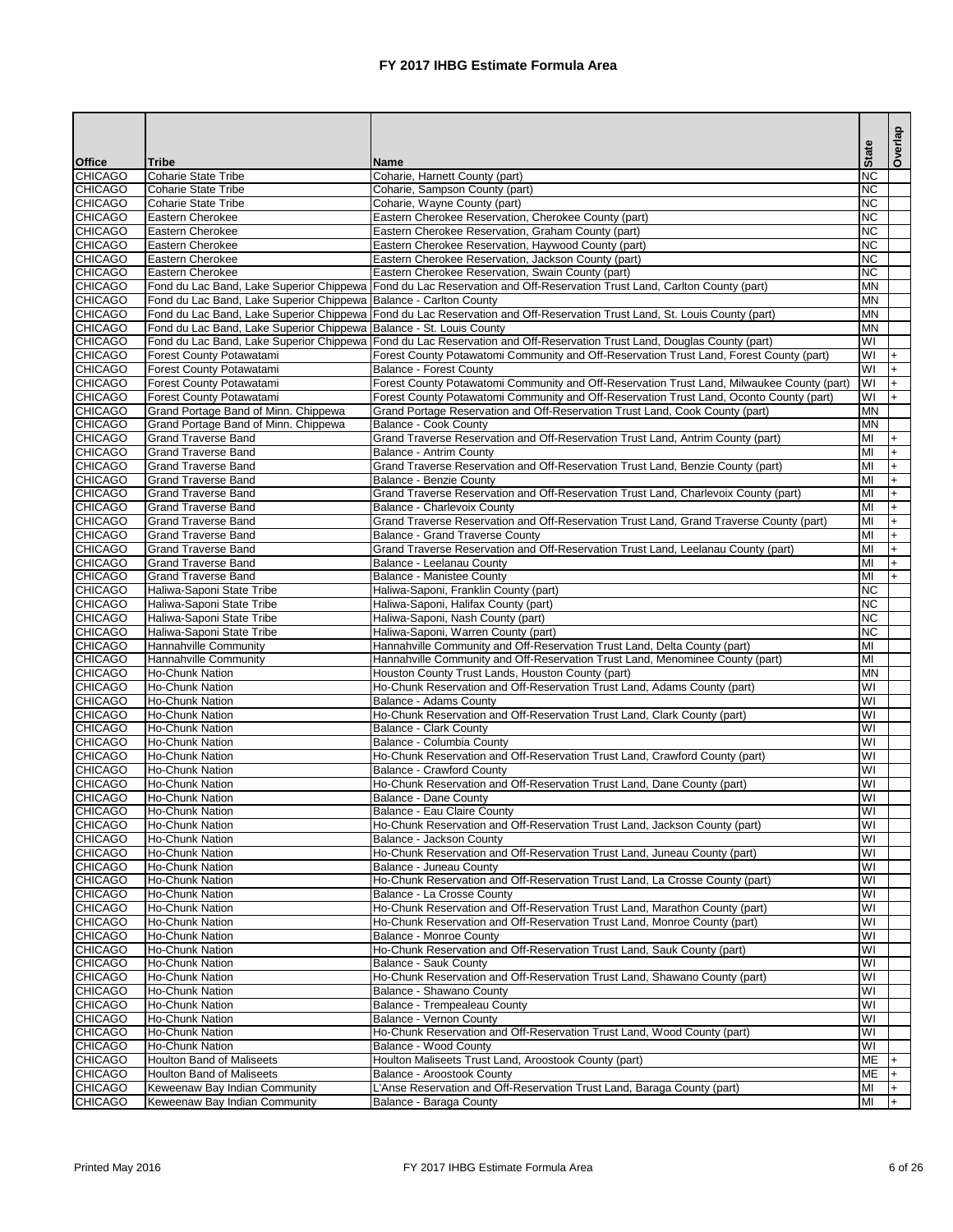# FY 2017 IHBG Estimate Formula Area

| Office | Tribe | Name | State | Overlap |
|---|---|---|---|---|
| CHICAGO | Coharie State Tribe | Coharie, Harnett County (part) | NC | |
| CHICAGO | Coharie State Tribe | Coharie, Sampson County (part) | NC | |
| CHICAGO | Coharie State Tribe | Coharie, Wayne County (part) | NC | |
| CHICAGO | Eastern Cherokee | Eastern Cherokee Reservation, Cherokee County (part) | NC | |
| CHICAGO | Eastern Cherokee | Eastern Cherokee Reservation, Graham County (part) | NC | |
| CHICAGO | Eastern Cherokee | Eastern Cherokee Reservation, Haywood County (part) | NC | |
| CHICAGO | Eastern Cherokee | Eastern Cherokee Reservation, Jackson County (part) | NC | |
| CHICAGO | Eastern Cherokee | Eastern Cherokee Reservation, Swain County (part) | NC | |
| CHICAGO | Fond du Lac Band, Lake Superior Chippewa | Fond du Lac Reservation and Off-Reservation Trust Land, Carlton County (part) | MN | |
| CHICAGO | Fond du Lac Band, Lake Superior Chippewa | Balance - Carlton County | MN | |
| CHICAGO | Fond du Lac Band, Lake Superior Chippewa | Fond du Lac Reservation and Off-Reservation Trust Land, St. Louis County (part) | MN | |
| CHICAGO | Fond du Lac Band, Lake Superior Chippewa | Balance - St. Louis County | MN | |
| CHICAGO | Fond du Lac Band, Lake Superior Chippewa | Fond du Lac Reservation and Off-Reservation Trust Land, Douglas County (part) | WI | |
| CHICAGO | Forest County Potawatami | Forest County Potawatomi Community and Off-Reservation Trust Land, Forest County (part) | WI | + |
| CHICAGO | Forest County Potawatami | Balance - Forest County | WI | + |
| CHICAGO | Forest County Potawatami | Forest County Potawatomi Community and Off-Reservation Trust Land, Milwaukee County (part) | WI | + |
| CHICAGO | Forest County Potawatami | Forest County Potawatomi Community and Off-Reservation Trust Land, Oconto County (part) | WI | + |
| CHICAGO | Grand Portage Band of Minn. Chippewa | Grand Portage Reservation and Off-Reservation Trust Land, Cook County (part) | MN | |
| CHICAGO | Grand Portage Band of Minn. Chippewa | Balance - Cook County | MN | |
| CHICAGO | Grand Traverse Band | Grand Traverse Reservation and Off-Reservation Trust Land, Antrim County (part) | MI | + |
| CHICAGO | Grand Traverse Band | Balance - Antrim County | MI | + |
| CHICAGO | Grand Traverse Band | Grand Traverse Reservation and Off-Reservation Trust Land, Benzie County (part) | MI | + |
| CHICAGO | Grand Traverse Band | Balance - Benzie County | MI | + |
| CHICAGO | Grand Traverse Band | Grand Traverse Reservation and Off-Reservation Trust Land, Charlevoix County (part) | MI | + |
| CHICAGO | Grand Traverse Band | Balance - Charlevoix County | MI | + |
| CHICAGO | Grand Traverse Band | Grand Traverse Reservation and Off-Reservation Trust Land, Grand Traverse County (part) | MI | + |
| CHICAGO | Grand Traverse Band | Balance - Grand Traverse County | MI | + |
| CHICAGO | Grand Traverse Band | Grand Traverse Reservation and Off-Reservation Trust Land, Leelanau County (part) | MI | + |
| CHICAGO | Grand Traverse Band | Balance - Leelanau County | MI | + |
| CHICAGO | Grand Traverse Band | Balance - Manistee County | MI | + |
| CHICAGO | Haliwa-Saponi State Tribe | Haliwa-Saponi, Franklin County (part) | NC | |
| CHICAGO | Haliwa-Saponi State Tribe | Haliwa-Saponi, Halifax County (part) | NC | |
| CHICAGO | Haliwa-Saponi State Tribe | Haliwa-Saponi, Nash County (part) | NC | |
| CHICAGO | Haliwa-Saponi State Tribe | Haliwa-Saponi, Warren County (part) | NC | |
| CHICAGO | Hannahville Community | Hannahville Community and Off-Reservation Trust Land, Delta County (part) | MI | |
| CHICAGO | Hannahville Community | Hannahville Community and Off-Reservation Trust Land, Menominee County (part) | MI | |
| CHICAGO | Ho-Chunk Nation | Houston County Trust Lands, Houston County (part) | MN | |
| CHICAGO | Ho-Chunk Nation | Ho-Chunk Reservation and Off-Reservation Trust Land, Adams County (part) | WI | |
| CHICAGO | Ho-Chunk Nation | Balance - Adams County | WI | |
| CHICAGO | Ho-Chunk Nation | Ho-Chunk Reservation and Off-Reservation Trust Land, Clark County (part) | WI | |
| CHICAGO | Ho-Chunk Nation | Balance - Clark County | WI | |
| CHICAGO | Ho-Chunk Nation | Balance - Columbia County | WI | |
| CHICAGO | Ho-Chunk Nation | Ho-Chunk Reservation and Off-Reservation Trust Land, Crawford County (part) | WI | |
| CHICAGO | Ho-Chunk Nation | Balance - Crawford County | WI | |
| CHICAGO | Ho-Chunk Nation | Ho-Chunk Reservation and Off-Reservation Trust Land, Dane County (part) | WI | |
| CHICAGO | Ho-Chunk Nation | Balance - Dane County | WI | |
| CHICAGO | Ho-Chunk Nation | Balance - Eau Claire County | WI | |
| CHICAGO | Ho-Chunk Nation | Ho-Chunk Reservation and Off-Reservation Trust Land, Jackson County (part) | WI | |
| CHICAGO | Ho-Chunk Nation | Balance - Jackson County | WI | |
| CHICAGO | Ho-Chunk Nation | Ho-Chunk Reservation and Off-Reservation Trust Land, Juneau County (part) | WI | |
| CHICAGO | Ho-Chunk Nation | Balance - Juneau County | WI | |
| CHICAGO | Ho-Chunk Nation | Ho-Chunk Reservation and Off-Reservation Trust Land, La Crosse County (part) | WI | |
| CHICAGO | Ho-Chunk Nation | Balance - La Crosse County | WI | |
| CHICAGO | Ho-Chunk Nation | Ho-Chunk Reservation and Off-Reservation Trust Land, Marathon County (part) | WI | |
| CHICAGO | Ho-Chunk Nation | Ho-Chunk Reservation and Off-Reservation Trust Land, Monroe County (part) | WI | |
| CHICAGO | Ho-Chunk Nation | Balance - Monroe County | WI | |
| CHICAGO | Ho-Chunk Nation | Ho-Chunk Reservation and Off-Reservation Trust Land, Sauk County (part) | WI | |
| CHICAGO | Ho-Chunk Nation | Balance - Sauk County | WI | |
| CHICAGO | Ho-Chunk Nation | Ho-Chunk Reservation and Off-Reservation Trust Land, Shawano County (part) | WI | |
| CHICAGO | Ho-Chunk Nation | Balance - Shawano County | WI | |
| CHICAGO | Ho-Chunk Nation | Balance - Trempealeau County | WI | |
| CHICAGO | Ho-Chunk Nation | Balance - Vernon County | WI | |
| CHICAGO | Ho-Chunk Nation | Ho-Chunk Reservation and Off-Reservation Trust Land, Wood County (part) | WI | |
| CHICAGO | Ho-Chunk Nation | Balance - Wood County | WI | |
| CHICAGO | Houlton Band of Maliseets | Houlton Maliseets Trust Land, Aroostook County (part) | ME | + |
| CHICAGO | Houlton Band of Maliseets | Balance - Aroostook County | ME | + |
| CHICAGO | Keweenaw Bay Indian Community | L'Anse Reservation and Off-Reservation Trust Land, Baraga County (part) | MI | + |
| CHICAGO | Keweenaw Bay Indian Community | Balance - Baraga County | MI | + |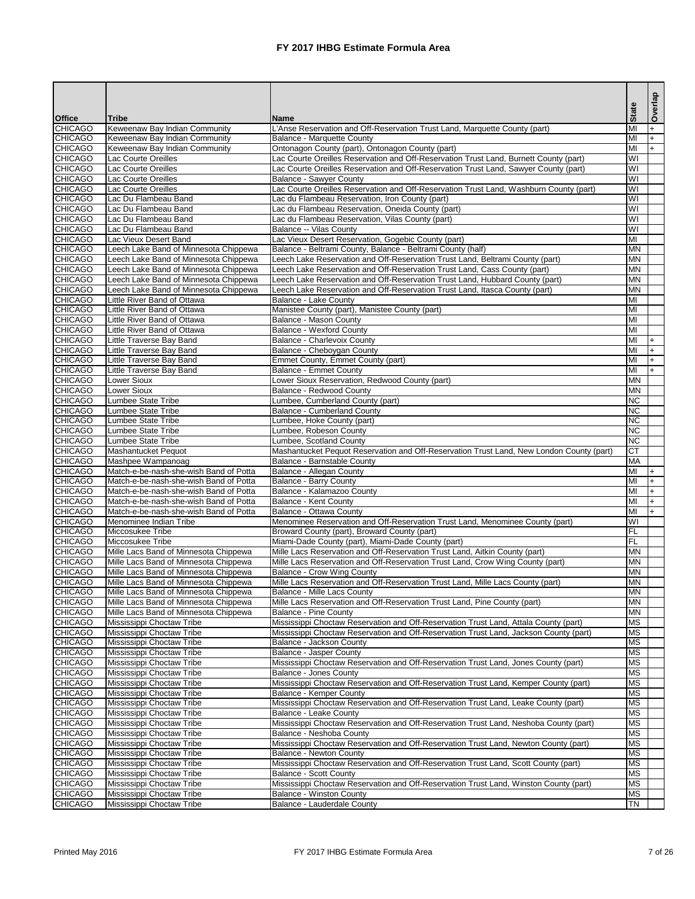# FY 2017 IHBG Estimate Formula Area

| Office | Tribe | Name | State | Overlap |
|---|---|---|---|---|
| CHICAGO | Keweenaw Bay Indian Community | L'Anse Reservation and Off-Reservation Trust Land, Marquette County (part) | MI | + |
| CHICAGO | Keweenaw Bay Indian Community | Balance - Marquette County | MI | + |
| CHICAGO | Keweenaw Bay Indian Community | Ontonagon County (part), Ontonagon County (part) | MI | + |
| CHICAGO | Lac Courte Oreilles | Lac Courte Oreilles Reservation and Off-Reservation Trust Land, Burnett County (part) | WI | |
| CHICAGO | Lac Courte Oreilles | Lac Courte Oreilles Reservation and Off-Reservation Trust Land, Sawyer County (part) | WI | |
| CHICAGO | Lac Courte Oreilles | Balance - Sawyer County | WI | |
| CHICAGO | Lac Courte Oreilles | Lac Courte Oreilles Reservation and Off-Reservation Trust Land, Washburn County (part) | WI | |
| CHICAGO | Lac Du Flambeau Band | Lac du Flambeau Reservation, Iron County (part) | WI | |
| CHICAGO | Lac Du Flambeau Band | Lac du Flambeau Reservation, Oneida County (part) | WI | |
| CHICAGO | Lac Du Flambeau Band | Lac du Flambeau Reservation, Vilas County (part) | WI | |
| CHICAGO | Lac Du Flambeau Band | Balance -- Vilas County | WI | |
| CHICAGO | Lac Vieux Desert Band | Lac Vieux Desert Reservation, Gogebic County (part) | MI | |
| CHICAGO | Leech Lake Band of Minnesota Chippewa | Balance - Beltrami County, Balance - Beltrami County (half) | MN | |
| CHICAGO | Leech Lake Band of Minnesota Chippewa | Leech Lake Reservation and Off-Reservation Trust Land, Beltrami County (part) | MN | |
| CHICAGO | Leech Lake Band of Minnesota Chippewa | Leech Lake Reservation and Off-Reservation Trust Land, Cass County (part) | MN | |
| CHICAGO | Leech Lake Band of Minnesota Chippewa | Leech Lake Reservation and Off-Reservation Trust Land, Hubbard County (part) | MN | |
| CHICAGO | Leech Lake Band of Minnesota Chippewa | Leech Lake Reservation and Off-Reservation Trust Land, Itasca County (part) | MN | |
| CHICAGO | Little River Band of Ottawa | Balance - Lake County | MI | |
| CHICAGO | Little River Band of Ottawa | Manistee County (part), Manistee County (part) | MI | |
| CHICAGO | Little River Band of Ottawa | Balance - Mason County | MI | |
| CHICAGO | Little River Band of Ottawa | Balance - Wexford County | MI | |
| CHICAGO | Little Traverse Bay Band | Balance - Charlevoix County | MI | + |
| CHICAGO | Little Traverse Bay Band | Balance - Cheboygan County | MI | + |
| CHICAGO | Little Traverse Bay Band | Emmet County, Emmet County (part) | MI | + |
| CHICAGO | Little Traverse Bay Band | Balance - Emmet County | MI | + |
| CHICAGO | Lower Sioux | Lower Sioux Reservation, Redwood County (part) | MN | |
| CHICAGO | Lower Sioux | Balance - Redwood County | MN | |
| CHICAGO | Lumbee State Tribe | Lumbee, Cumberland County (part) | NC | |
| CHICAGO | Lumbee State Tribe | Balance - Cumberland County | NC | |
| CHICAGO | Lumbee State Tribe | Lumbee, Hoke County (part) | NC | |
| CHICAGO | Lumbee State Tribe | Lumbee, Robeson County | NC | |
| CHICAGO | Lumbee State Tribe | Lumbee, Scotland County | NC | |
| CHICAGO | Mashantucket Pequot | Mashantucket Pequot Reservation and Off-Reservation Trust Land, New London County (part) | CT | |
| CHICAGO | Mashpee Wampanoag | Balance - Barnstable County | MA | |
| CHICAGO | Match-e-be-nash-she-wish Band of Potta | Balance - Allegan County | MI | + |
| CHICAGO | Match-e-be-nash-she-wish Band of Potta | Balance - Barry County | MI | + |
| CHICAGO | Match-e-be-nash-she-wish Band of Potta | Balance - Kalamazoo County | MI | + |
| CHICAGO | Match-e-be-nash-she-wish Band of Potta | Balance - Kent County | MI | + |
| CHICAGO | Match-e-be-nash-she-wish Band of Potta | Balance - Ottawa County | MI | + |
| CHICAGO | Menominee Indian Tribe | Menominee Reservation and Off-Reservation Trust Land, Menominee County (part) | WI | |
| CHICAGO | Miccosukee Tribe | Broward County (part), Broward County (part) | FL | |
| CHICAGO | Miccosukee Tribe | Miami-Dade County (part), Miami-Dade County (part) | FL | |
| CHICAGO | Mille Lacs Band of Minnesota Chippewa | Mille Lacs Reservation and Off-Reservation Trust Land, Aitkin County (part) | MN | |
| CHICAGO | Mille Lacs Band of Minnesota Chippewa | Mille Lacs Reservation and Off-Reservation Trust Land, Crow Wing County (part) | MN | |
| CHICAGO | Mille Lacs Band of Minnesota Chippewa | Balance - Crow Wing County | MN | |
| CHICAGO | Mille Lacs Band of Minnesota Chippewa | Mille Lacs Reservation and Off-Reservation Trust Land, Mille Lacs County (part) | MN | |
| CHICAGO | Mille Lacs Band of Minnesota Chippewa | Balance - Mille Lacs County | MN | |
| CHICAGO | Mille Lacs Band of Minnesota Chippewa | Mille Lacs Reservation and Off-Reservation Trust Land, Pine County (part) | MN | |
| CHICAGO | Mille Lacs Band of Minnesota Chippewa | Balance - Pine County | MN | |
| CHICAGO | Mississippi Choctaw Tribe | Mississippi Choctaw Reservation and Off-Reservation Trust Land, Attala County (part) | MS | |
| CHICAGO | Mississippi Choctaw Tribe | Mississippi Choctaw Reservation and Off-Reservation Trust Land, Jackson County (part) | MS | |
| CHICAGO | Mississippi Choctaw Tribe | Balance - Jackson County | MS | |
| CHICAGO | Mississippi Choctaw Tribe | Balance - Jasper County | MS | |
| CHICAGO | Mississippi Choctaw Tribe | Mississippi Choctaw Reservation and Off-Reservation Trust Land, Jones County (part) | MS | |
| CHICAGO | Mississippi Choctaw Tribe | Balance - Jones County | MS | |
| CHICAGO | Mississippi Choctaw Tribe | Mississippi Choctaw Reservation and Off-Reservation Trust Land, Kemper County (part) | MS | |
| CHICAGO | Mississippi Choctaw Tribe | Balance - Kemper County | MS | |
| CHICAGO | Mississippi Choctaw Tribe | Mississippi Choctaw Reservation and Off-Reservation Trust Land, Leake County (part) | MS | |
| CHICAGO | Mississippi Choctaw Tribe | Balance - Leake County | MS | |
| CHICAGO | Mississippi Choctaw Tribe | Mississippi Choctaw Reservation and Off-Reservation Trust Land, Neshoba County (part) | MS | |
| CHICAGO | Mississippi Choctaw Tribe | Balance - Neshoba County | MS | |
| CHICAGO | Mississippi Choctaw Tribe | Mississippi Choctaw Reservation and Off-Reservation Trust Land, Newton County (part) | MS | |
| CHICAGO | Mississippi Choctaw Tribe | Balance - Newton County | MS | |
| CHICAGO | Mississippi Choctaw Tribe | Mississippi Choctaw Reservation and Off-Reservation Trust Land, Scott County (part) | MS | |
| CHICAGO | Mississippi Choctaw Tribe | Balance - Scott County | MS | |
| CHICAGO | Mississippi Choctaw Tribe | Mississippi Choctaw Reservation and Off-Reservation Trust Land, Winston County (part) | MS | |
| CHICAGO | Mississippi Choctaw Tribe | Balance - Winston County | MS | |
| CHICAGO | Mississippi Choctaw Tribe | Balance - Lauderdale County | TN | |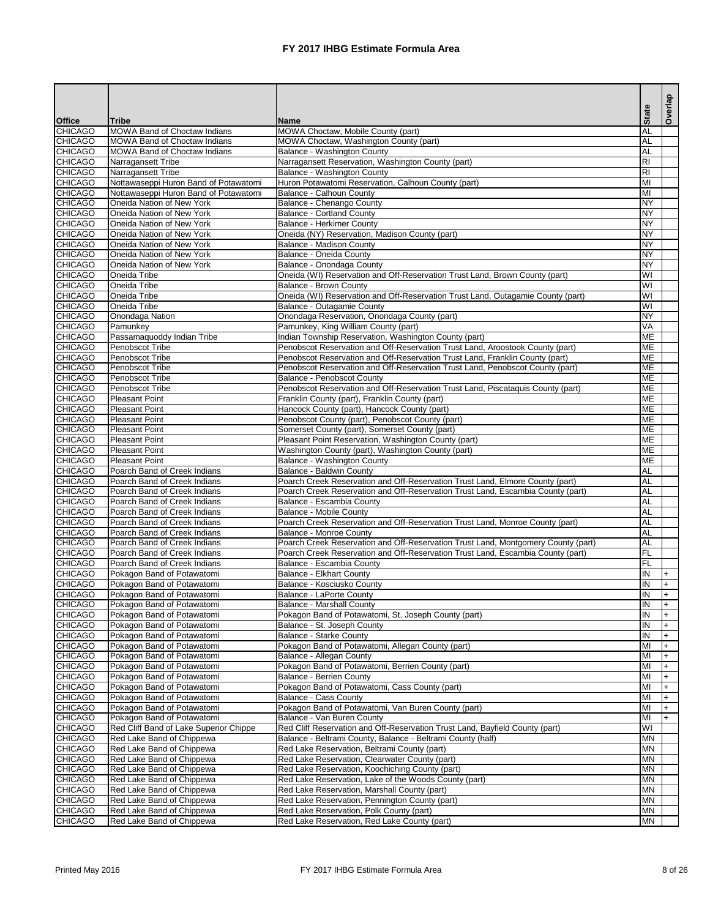# FY 2017 IHBG Estimate Formula Area

| Office | Tribe | Name | State | Overlap |
|---|---|---|---|---|
| CHICAGO | MOWA Band of Choctaw Indians | MOWA Choctaw, Mobile County (part) | AL | |
| CHICAGO | MOWA Band of Choctaw Indians | MOWA Choctaw, Washington County (part) | AL | |
| CHICAGO | MOWA Band of Choctaw Indians | Balance - Washington County | AL | |
| CHICAGO | Narragansett Tribe | Narragansett Reservation, Washington County (part) | RI | |
| CHICAGO | Narragansett Tribe | Balance - Washington County | RI | |
| CHICAGO | Nottawaseppi Huron Band of Potawatomi | Huron Potawatomi Reservation, Calhoun County (part) | MI | |
| CHICAGO | Nottawaseppi Huron Band of Potawatomi | Balance - Calhoun County | MI | |
| CHICAGO | Oneida Nation of New York | Balance - Chenango County | NY | |
| CHICAGO | Oneida Nation of New York | Balance - Cortland County | NY | |
| CHICAGO | Oneida Nation of New York | Balance - Herkimer County | NY | |
| CHICAGO | Oneida Nation of New York | Oneida (NY) Reservation, Madison County (part) | NY | |
| CHICAGO | Oneida Nation of New York | Balance - Madison County | NY | |
| CHICAGO | Oneida Nation of New York | Balance - Oneida County | NY | |
| CHICAGO | Oneida Nation of New York | Balance - Onondaga County | NY | |
| CHICAGO | Oneida Tribe | Oneida (WI) Reservation and Off-Reservation Trust Land, Brown County (part) | WI | |
| CHICAGO | Oneida Tribe | Balance - Brown County | WI | |
| CHICAGO | Oneida Tribe | Oneida (WI) Reservation and Off-Reservation Trust Land, Outagamie County (part) | WI | |
| CHICAGO | Oneida Tribe | Balance - Outagamie County | WI | |
| CHICAGO | Onondaga Nation | Onondaga Reservation, Onondaga County (part) | NY | |
| CHICAGO | Pamunkey | Pamunkey, King William County (part) | VA | |
| CHICAGO | Passamaquoddy Indian Tribe | Indian Township Reservation, Washington County (part) | ME | |
| CHICAGO | Penobscot Tribe | Penobscot Reservation and Off-Reservation Trust Land, Aroostook County (part) | ME | |
| CHICAGO | Penobscot Tribe | Penobscot Reservation and Off-Reservation Trust Land, Franklin County (part) | ME | |
| CHICAGO | Penobscot Tribe | Penobscot Reservation and Off-Reservation Trust Land, Penobscot County (part) | ME | |
| CHICAGO | Penobscot Tribe | Balance - Penobscot County | ME | |
| CHICAGO | Penobscot Tribe | Penobscot Reservation and Off-Reservation Trust Land, Piscataquis County (part) | ME | |
| CHICAGO | Pleasant Point | Franklin County (part), Franklin County (part) | ME | |
| CHICAGO | Pleasant Point | Hancock County (part), Hancock County (part) | ME | |
| CHICAGO | Pleasant Point | Penobscot County (part), Penobscot County (part) | ME | |
| CHICAGO | Pleasant Point | Somerset County (part), Somerset County (part) | ME | |
| CHICAGO | Pleasant Point | Pleasant Point Reservation, Washington County (part) | ME | |
| CHICAGO | Pleasant Point | Washington County (part), Washington County (part) | ME | |
| CHICAGO | Pleasant Point | Balance - Washington County | ME | |
| CHICAGO | Poarch Band of Creek Indians | Balance - Baldwin County | AL | |
| CHICAGO | Poarch Band of Creek Indians | Poarch Creek Reservation and Off-Reservation Trust Land, Elmore County (part) | AL | |
| CHICAGO | Poarch Band of Creek Indians | Poarch Creek Reservation and Off-Reservation Trust Land, Escambia County (part) | AL | |
| CHICAGO | Poarch Band of Creek Indians | Balance - Escambia County | AL | |
| CHICAGO | Poarch Band of Creek Indians | Balance - Mobile County | AL | |
| CHICAGO | Poarch Band of Creek Indians | Poarch Creek Reservation and Off-Reservation Trust Land, Monroe County (part) | AL | |
| CHICAGO | Poarch Band of Creek Indians | Balance - Monroe County | AL | |
| CHICAGO | Poarch Band of Creek Indians | Poarch Creek Reservation and Off-Reservation Trust Land, Montgomery County (part) | AL | |
| CHICAGO | Poarch Band of Creek Indians | Poarch Creek Reservation and Off-Reservation Trust Land, Escambia County (part) | FL | |
| CHICAGO | Poarch Band of Creek Indians | Balance - Escambia County | FL | |
| CHICAGO | Pokagon Band of Potawatomi | Balance - Elkhart County | IN | + |
| CHICAGO | Pokagon Band of Potawatomi | Balance - Kosciusko County | IN | + |
| CHICAGO | Pokagon Band of Potawatomi | Balance - LaPorte County | IN | + |
| CHICAGO | Pokagon Band of Potawatomi | Balance - Marshall County | IN | + |
| CHICAGO | Pokagon Band of Potawatomi | Pokagon Band of Potawatomi, St. Joseph County (part) | IN | + |
| CHICAGO | Pokagon Band of Potawatomi | Balance - St. Joseph County | IN | + |
| CHICAGO | Pokagon Band of Potawatomi | Balance - Starke County | IN | + |
| CHICAGO | Pokagon Band of Potawatomi | Pokagon Band of Potawatomi, Allegan County (part) | MI | + |
| CHICAGO | Pokagon Band of Potawatomi | Balance - Allegan County | MI | + |
| CHICAGO | Pokagon Band of Potawatomi | Pokagon Band of Potawatomi, Berrien County (part) | MI | + |
| CHICAGO | Pokagon Band of Potawatomi | Balance - Berrien County | MI | + |
| CHICAGO | Pokagon Band of Potawatomi | Pokagon Band of Potawatomi, Cass County (part) | MI | + |
| CHICAGO | Pokagon Band of Potawatomi | Balance - Cass County | MI | + |
| CHICAGO | Pokagon Band of Potawatomi | Pokagon Band of Potawatomi, Van Buren County (part) | MI | + |
| CHICAGO | Pokagon Band of Potawatomi | Balance - Van Buren County | MI | + |
| CHICAGO | Red Cliff Band of Lake Superior Chippe | Red Cliff Reservation and Off-Reservation Trust Land, Bayfield County (part) | WI | |
| CHICAGO | Red Lake Band of Chippewa | Balance - Beltrami County, Balance - Beltrami County (half) | MN | |
| CHICAGO | Red Lake Band of Chippewa | Red Lake Reservation, Beltrami County (part) | MN | |
| CHICAGO | Red Lake Band of Chippewa | Red Lake Reservation, Clearwater County (part) | MN | |
| CHICAGO | Red Lake Band of Chippewa | Red Lake Reservation, Koochiching County (part) | MN | |
| CHICAGO | Red Lake Band of Chippewa | Red Lake Reservation, Lake of the Woods County (part) | MN | |
| CHICAGO | Red Lake Band of Chippewa | Red Lake Reservation, Marshall County (part) | MN | |
| CHICAGO | Red Lake Band of Chippewa | Red Lake Reservation, Pennington County (part) | MN | |
| CHICAGO | Red Lake Band of Chippewa | Red Lake Reservation, Polk County (part) | MN | |
| CHICAGO | Red Lake Band of Chippewa | Red Lake Reservation, Red Lake County (part) | MN | |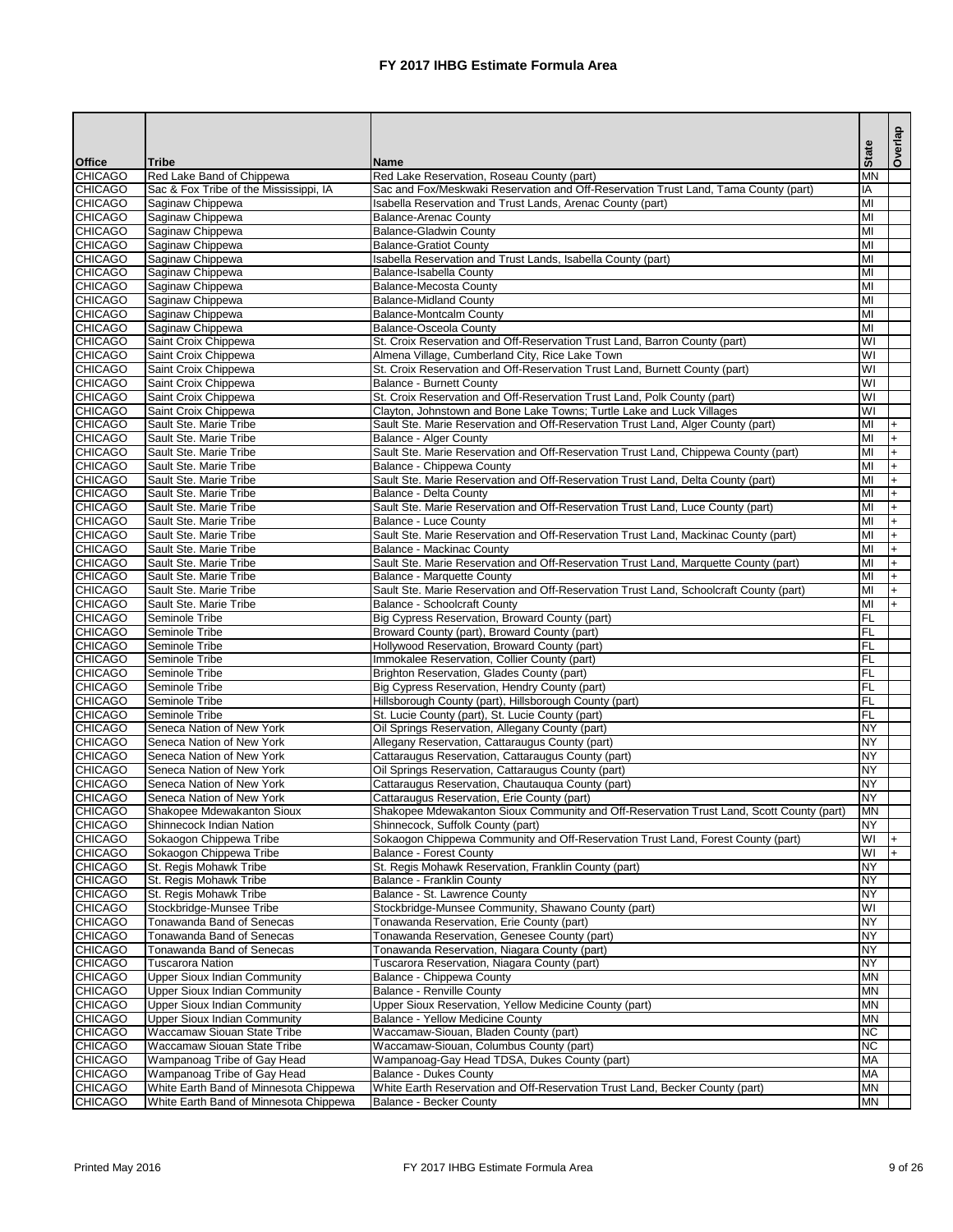# FY 2017 IHBG Estimate Formula Area

| Office | Tribe | Name | State | Overlap |
|---|---|---|---|---|
| CHICAGO | Red Lake Band of Chippewa | Red Lake Reservation, Roseau County (part) | MN | |
| CHICAGO | Sac & Fox Tribe of the Mississippi, IA | Sac and Fox/Meskwaki Reservation and Off-Reservation Trust Land, Tama County (part) | IA | |
| CHICAGO | Saginaw Chippewa | Isabella Reservation and Trust Lands, Arenac County (part) | MI | |
| CHICAGO | Saginaw Chippewa | Balance-Arenac County | MI | |
| CHICAGO | Saginaw Chippewa | Balance-Gladwin County | MI | |
| CHICAGO | Saginaw Chippewa | Balance-Gratiot County | MI | |
| CHICAGO | Saginaw Chippewa | Isabella Reservation and Trust Lands, Isabella County (part) | MI | |
| CHICAGO | Saginaw Chippewa | Balance-Isabella County | MI | |
| CHICAGO | Saginaw Chippewa | Balance-Mecosta County | MI | |
| CHICAGO | Saginaw Chippewa | Balance-Midland County | MI | |
| CHICAGO | Saginaw Chippewa | Balance-Montcalm County | MI | |
| CHICAGO | Saginaw Chippewa | Balance-Osceola County | MI | |
| CHICAGO | Saint Croix Chippewa | St. Croix Reservation and Off-Reservation Trust Land, Barron County (part) | WI | |
| CHICAGO | Saint Croix Chippewa | Almena Village, Cumberland City, Rice Lake Town | WI | |
| CHICAGO | Saint Croix Chippewa | St. Croix Reservation and Off-Reservation Trust Land, Burnett County (part) | WI | |
| CHICAGO | Saint Croix Chippewa | Balance - Burnett County | WI | |
| CHICAGO | Saint Croix Chippewa | St. Croix Reservation and Off-Reservation Trust Land, Polk County (part) | WI | |
| CHICAGO | Saint Croix Chippewa | Clayton, Johnstown and Bone Lake Towns; Turtle Lake and Luck Villages | WI | |
| CHICAGO | Sault Ste. Marie Tribe | Sault Ste. Marie Reservation and Off-Reservation Trust Land, Alger County (part) | MI | + |
| CHICAGO | Sault Ste. Marie Tribe | Balance - Alger County | MI | + |
| CHICAGO | Sault Ste. Marie Tribe | Sault Ste. Marie Reservation and Off-Reservation Trust Land, Chippewa County (part) | MI | + |
| CHICAGO | Sault Ste. Marie Tribe | Balance - Chippewa County | MI | + |
| CHICAGO | Sault Ste. Marie Tribe | Sault Ste. Marie Reservation and Off-Reservation Trust Land, Delta County (part) | MI | + |
| CHICAGO | Sault Ste. Marie Tribe | Balance - Delta County | MI | + |
| CHICAGO | Sault Ste. Marie Tribe | Sault Ste. Marie Reservation and Off-Reservation Trust Land, Luce County (part) | MI | + |
| CHICAGO | Sault Ste. Marie Tribe | Balance - Luce County | MI | + |
| CHICAGO | Sault Ste. Marie Tribe | Sault Ste. Marie Reservation and Off-Reservation Trust Land, Mackinac County (part) | MI | + |
| CHICAGO | Sault Ste. Marie Tribe | Balance - Mackinac County | MI | + |
| CHICAGO | Sault Ste. Marie Tribe | Sault Ste. Marie Reservation and Off-Reservation Trust Land, Marquette County (part) | MI | + |
| CHICAGO | Sault Ste. Marie Tribe | Balance - Marquette County | MI | + |
| CHICAGO | Sault Ste. Marie Tribe | Sault Ste. Marie Reservation and Off-Reservation Trust Land, Schoolcraft County (part) | MI | + |
| CHICAGO | Sault Ste. Marie Tribe | Balance - Schoolcraft County | MI | + |
| CHICAGO | Seminole Tribe | Big Cypress Reservation, Broward County (part) | FL | |
| CHICAGO | Seminole Tribe | Broward County (part), Broward County (part) | FL | |
| CHICAGO | Seminole Tribe | Hollywood Reservation, Broward County (part) | FL | |
| CHICAGO | Seminole Tribe | Immokalee Reservation, Collier County (part) | FL | |
| CHICAGO | Seminole Tribe | Brighton Reservation, Glades County (part) | FL | |
| CHICAGO | Seminole Tribe | Big Cypress Reservation, Hendry County (part) | FL | |
| CHICAGO | Seminole Tribe | Hillsborough County (part), Hillsborough County (part) | FL | |
| CHICAGO | Seminole Tribe | St. Lucie County (part), St. Lucie County (part) | FL | |
| CHICAGO | Seneca Nation of New York | Oil Springs Reservation, Allegany County (part) | NY | |
| CHICAGO | Seneca Nation of New York | Allegany Reservation, Cattaraugus County (part) | NY | |
| CHICAGO | Seneca Nation of New York | Cattaraugus Reservation, Cattaraugus County (part) | NY | |
| CHICAGO | Seneca Nation of New York | Oil Springs Reservation, Cattaraugus County (part) | NY | |
| CHICAGO | Seneca Nation of New York | Cattaraugus Reservation, Chautauqua County (part) | NY | |
| CHICAGO | Seneca Nation of New York | Cattaraugus Reservation, Erie County (part) | NY | |
| CHICAGO | Shakopee Mdewakanton Sioux | Shakopee Mdewakanton Sioux Community and Off-Reservation Trust Land, Scott County (part) | MN | |
| CHICAGO | Shinnecock Indian Nation | Shinnecock, Suffolk County (part) | NY | |
| CHICAGO | Sokaogon Chippewa Tribe | Sokaogon Chippewa Community and Off-Reservation Trust Land, Forest County (part) | WI | + |
| CHICAGO | Sokaogon Chippewa Tribe | Balance - Forest County | WI | + |
| CHICAGO | St. Regis Mohawk Tribe | St. Regis Mohawk Reservation, Franklin County (part) | NY | |
| CHICAGO | St. Regis Mohawk Tribe | Balance - Franklin County | NY | |
| CHICAGO | St. Regis Mohawk Tribe | Balance - St. Lawrence County | NY | |
| CHICAGO | Stockbridge-Munsee Tribe | Stockbridge-Munsee Community, Shawano County (part) | WI | |
| CHICAGO | Tonawanda Band of Senecas | Tonawanda Reservation, Erie County (part) | NY | |
| CHICAGO | Tonawanda Band of Senecas | Tonawanda Reservation, Genesee County (part) | NY | |
| CHICAGO | Tonawanda Band of Senecas | Tonawanda Reservation, Niagara County (part) | NY | |
| CHICAGO | Tuscarora Nation | Tuscarora Reservation, Niagara County (part) | NY | |
| CHICAGO | Upper Sioux Indian Community | Balance - Chippewa County | MN | |
| CHICAGO | Upper Sioux Indian Community | Balance - Renville County | MN | |
| CHICAGO | Upper Sioux Indian Community | Upper Sioux Reservation, Yellow Medicine County (part) | MN | |
| CHICAGO | Upper Sioux Indian Community | Balance - Yellow Medicine County | MN | |
| CHICAGO | Waccamaw Siouan State Tribe | Waccamaw-Siouan, Bladen County (part) | NC | |
| CHICAGO | Waccamaw Siouan State Tribe | Waccamaw-Siouan, Columbus County (part) | NC | |
| CHICAGO | Wampanoag Tribe of Gay Head | Wampanoag-Gay Head TDSA, Dukes County (part) | MA | |
| CHICAGO | Wampanoag Tribe of Gay Head | Balance - Dukes County | MA | |
| CHICAGO | White Earth Band of Minnesota Chippewa | White Earth Reservation and Off-Reservation Trust Land, Becker County (part) | MN | |
| CHICAGO | White Earth Band of Minnesota Chippewa | Balance - Becker County | MN | |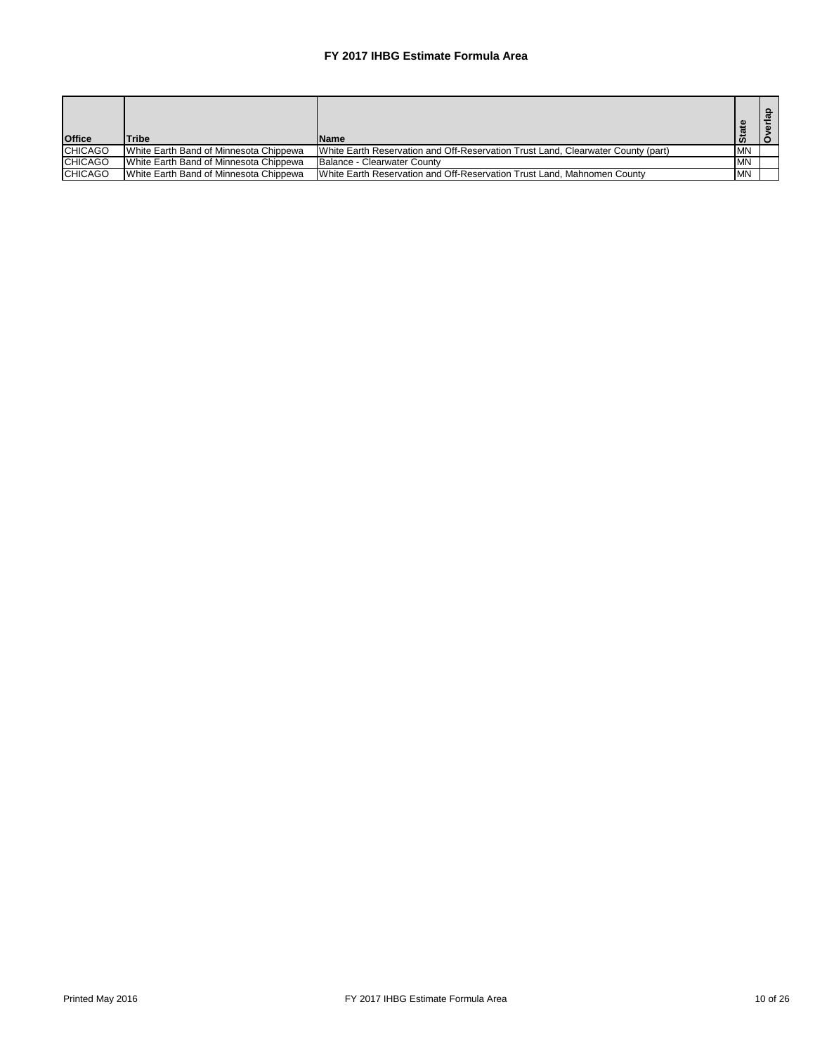## FY 2017 IHBG Estimate Formula Area

| Office | Tribe | Name | State | Overlap |
|---|---|---|---|---|
| CHICAGO | White Earth Band of Minnesota Chippewa | White Earth Reservation and Off-Reservation Trust Land, Clearwater County (part) | MN | |
| CHICAGO | White Earth Band of Minnesota Chippewa | Balance - Clearwater County | MN | |
| CHICAGO | White Earth Band of Minnesota Chippewa | White Earth Reservation and Off-Reservation Trust Land, Mahnomen County | MN | |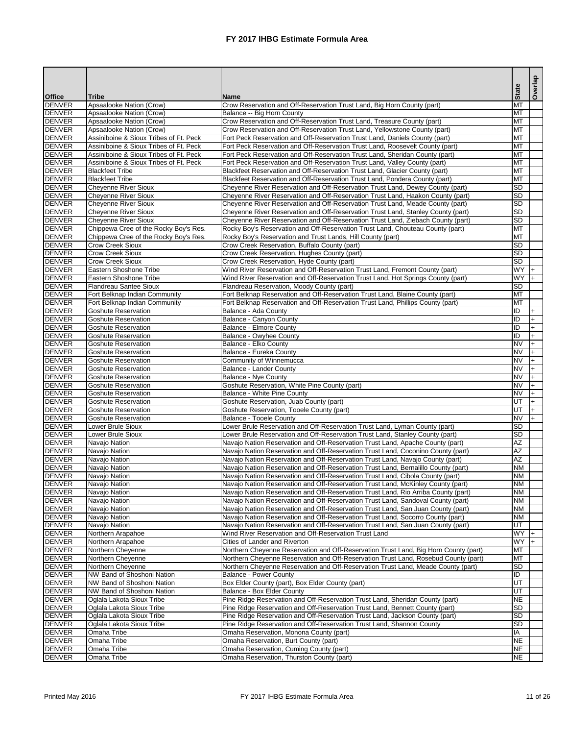# FY 2017 IHBG Estimate Formula Area

| Office | Tribe | Name | State | Overlap |
|---|---|---|---|---|
| DENVER | Apsaalooke Nation (Crow) | Crow Reservation and Off-Reservation Trust Land, Big Horn County (part) | MT | |
| DENVER | Apsaalooke Nation (Crow) | Balance -- Big Horn County | MT | |
| DENVER | Apsaalooke Nation (Crow) | Crow Reservation and Off-Reservation Trust Land, Treasure County (part) | MT | |
| DENVER | Apsaalooke Nation (Crow) | Crow Reservation and Off-Reservation Trust Land, Yellowstone County (part) | MT | |
| DENVER | Assiniboine & Sioux Tribes of Ft. Peck | Fort Peck Reservation and Off-Reservation Trust Land, Daniels County (part) | MT | |
| DENVER | Assiniboine & Sioux Tribes of Ft. Peck | Fort Peck Reservation and Off-Reservation Trust Land, Roosevelt County (part) | MT | |
| DENVER | Assiniboine & Sioux Tribes of Ft. Peck | Fort Peck Reservation and Off-Reservation Trust Land, Sheridan County (part) | MT | |
| DENVER | Assiniboine & Sioux Tribes of Ft. Peck | Fort Peck Reservation and Off-Reservation Trust Land, Valley County (part) | MT | |
| DENVER | Blackfeet Tribe | Blackfeet Reservation and Off-Reservation Trust Land, Glacier County (part) | MT | |
| DENVER | Blackfeet Tribe | Blackfeet Reservation and Off-Reservation Trust Land, Pondera County (part) | MT | |
| DENVER | Cheyenne River Sioux | Cheyenne River Reservation and Off-Reservation Trust Land, Dewey County (part) | SD | |
| DENVER | Cheyenne River Sioux | Cheyenne River Reservation and Off-Reservation Trust Land, Haakon County (part) | SD | |
| DENVER | Cheyenne River Sioux | Cheyenne River Reservation and Off-Reservation Trust Land, Meade County (part) | SD | |
| DENVER | Cheyenne River Sioux | Cheyenne River Reservation and Off-Reservation Trust Land, Stanley County (part) | SD | |
| DENVER | Cheyenne River Sioux | Cheyenne River Reservation and Off-Reservation Trust Land, Ziebach County (part) | SD | |
| DENVER | Chippewa Cree of the Rocky Boy's Res. | Rocky Boy's Reservation and Off-Reservation Trust Land, Chouteau County (part) | MT | |
| DENVER | Chippewa Cree of the Rocky Boy's Res. | Rocky Boy's Reservation and Trust Lands, Hill County (part) | MT | |
| DENVER | Crow Creek Sioux | Crow Creek Reservation, Buffalo County (part) | SD | |
| DENVER | Crow Creek Sioux | Crow Creek Reservation, Hughes County (part) | SD | |
| DENVER | Crow Creek Sioux | Crow Creek Reservation, Hyde County (part) | SD | |
| DENVER | Eastern Shoshone Tribe | Wind River Reservation and Off-Reservation Trust Land, Fremont County (part) | WY | + |
| DENVER | Eastern Shoshone Tribe | Wind River Reservation and Off-Reservation Trust Land, Hot Springs County (part) | WY | + |
| DENVER | Flandreau Santee Sioux | Flandreau Reservation, Moody County (part) | SD | |
| DENVER | Fort Belknap Indian Community | Fort Belknap Reservation and Off-Reservation Trust Land, Blaine County (part) | MT | |
| DENVER | Fort Belknap Indian Community | Fort Belknap Reservation and Off-Reservation Trust Land, Phillips County (part) | MT | |
| DENVER | Goshute Reservation | Balance - Ada County | ID | + |
| DENVER | Goshute Reservation | Balance - Canyon County | ID | + |
| DENVER | Goshute Reservation | Balance - Elmore County | ID | + |
| DENVER | Goshute Reservation | Balance - Owyhee County | ID | + |
| DENVER | Goshute Reservation | Balance - Elko County | NV | + |
| DENVER | Goshute Reservation | Balance - Eureka County | NV | + |
| DENVER | Goshute Reservation | Community of Winnemucca | NV | + |
| DENVER | Goshute Reservation | Balance - Lander County | NV | + |
| DENVER | Goshute Reservation | Balance - Nye County | NV | + |
| DENVER | Goshute Reservation | Goshute Reservation, White Pine County (part) | NV | + |
| DENVER | Goshute Reservation | Balance - White Pine County | NV | + |
| DENVER | Goshute Reservation | Goshute Reservation, Juab County (part) | UT | + |
| DENVER | Goshute Reservation | Goshute Reservation, Tooele County (part) | UT | + |
| DENVER | Goshute Reservation | Balance - Tooele County | NV | + |
| DENVER | Lower Brule Sioux | Lower Brule Reservation and Off-Reservation Trust Land, Lyman County (part) | SD | |
| DENVER | Lower Brule Sioux | Lower Brule Reservation and Off-Reservation Trust Land, Stanley County (part) | SD | |
| DENVER | Navajo Nation | Navajo Nation Reservation and Off-Reservation Trust Land, Apache County (part) | AZ | |
| DENVER | Navajo Nation | Navajo Nation Reservation and Off-Reservation Trust Land, Coconino County (part) | AZ | |
| DENVER | Navajo Nation | Navajo Nation Reservation and Off-Reservation Trust Land, Navajo County (part) | AZ | |
| DENVER | Navajo Nation | Navajo Nation Reservation and Off-Reservation Trust Land, Bernalillo County (part) | NM | |
| DENVER | Navajo Nation | Navajo Nation Reservation and Off-Reservation Trust Land, Cibola County (part) | NM | |
| DENVER | Navajo Nation | Navajo Nation Reservation and Off-Reservation Trust Land, McKinley County (part) | NM | |
| DENVER | Navajo Nation | Navajo Nation Reservation and Off-Reservation Trust Land, Rio Arriba County (part) | NM | |
| DENVER | Navajo Nation | Navajo Nation Reservation and Off-Reservation Trust Land, Sandoval County (part) | NM | |
| DENVER | Navajo Nation | Navajo Nation Reservation and Off-Reservation Trust Land, San Juan County (part) | NM | |
| DENVER | Navajo Nation | Navajo Nation Reservation and Off-Reservation Trust Land, Socorro County (part) | NM | |
| DENVER | Navajo Nation | Navajo Nation Reservation and Off-Reservation Trust Land, San Juan County (part) | UT | |
| DENVER | Northern Arapahoe | Wind River Reservation and Off-Reservation Trust Land | WY | + |
| DENVER | Northern Arapahoe | Cities of Lander and Riverton | WY | + |
| DENVER | Northern Cheyenne | Northern Cheyenne Reservation and Off-Reservation Trust Land, Big Horn County (part) | MT | |
| DENVER | Northern Cheyenne | Northern Cheyenne Reservation and Off-Reservation Trust Land, Rosebud County (part) | MT | |
| DENVER | Northern Cheyenne | Northern Cheyenne Reservation and Off-Reservation Trust Land, Meade County (part) | SD | |
| DENVER | NW Band of Shoshoni Nation | Balance - Power County | ID | |
| DENVER | NW Band of Shoshoni Nation | Box Elder County (part), Box Elder County (part) | UT | |
| DENVER | NW Band of Shoshoni Nation | Balance - Box Elder County | UT | |
| DENVER | Oglala Lakota Sioux Tribe | Pine Ridge Reservation and Off-Reservation Trust Land, Sheridan County (part) | NE | |
| DENVER | Oglala Lakota Sioux Tribe | Pine Ridge Reservation and Off-Reservation Trust Land, Bennett County (part) | SD | |
| DENVER | Oglala Lakota Sioux Tribe | Pine Ridge Reservation and Off-Reservation Trust Land, Jackson County (part) | SD | |
| DENVER | Oglala Lakota Sioux Tribe | Pine Ridge Reservation and Off-Reservation Trust Land, Shannon County | SD | |
| DENVER | Omaha Tribe | Omaha Reservation, Monona County (part) | IA | |
| DENVER | Omaha Tribe | Omaha Reservation, Burt County (part) | NE | |
| DENVER | Omaha Tribe | Omaha Reservation, Cuming County (part) | NE | |
| DENVER | Omaha Tribe | Omaha Reservation, Thurston County (part) | NE | |

Printed May 2016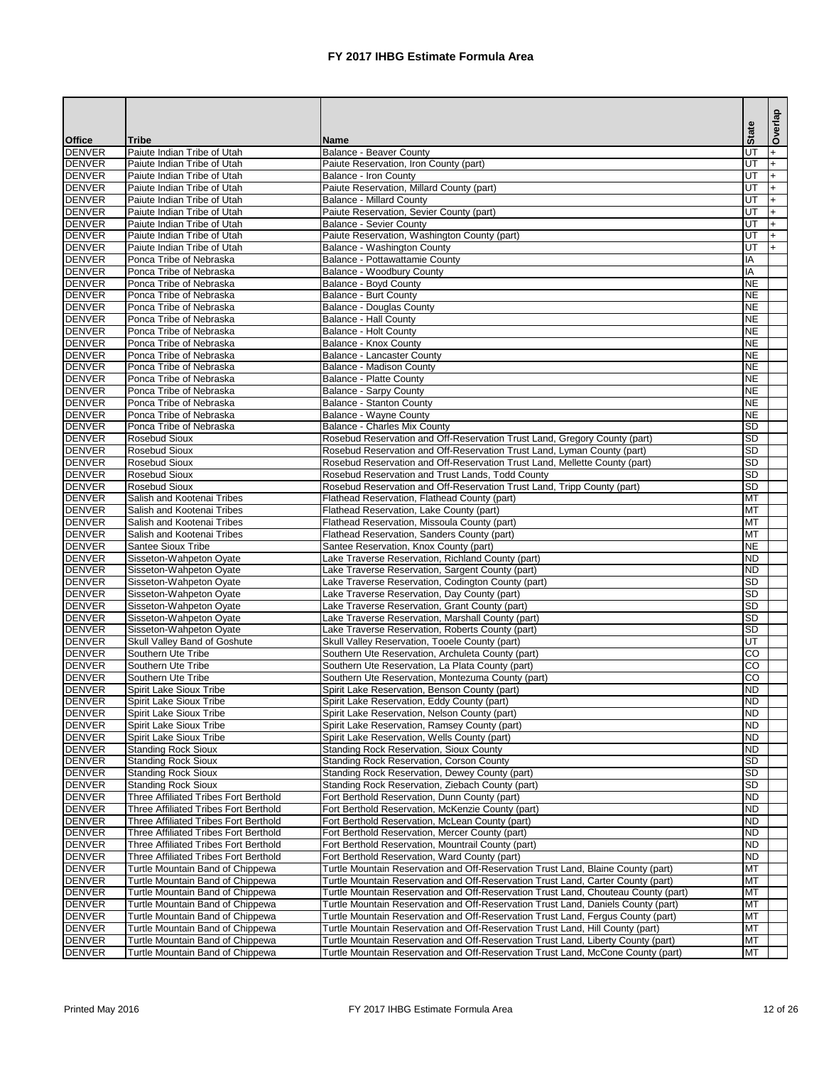# FY 2017 IHBG Estimate Formula Area

| Office | Tribe | Name | State | Overlap |
|---|---|---|---|---|
| DENVER | Paiute Indian Tribe of Utah | Balance - Beaver County | UT | + |
| DENVER | Paiute Indian Tribe of Utah | Paiute Reservation, Iron County (part) | UT | + |
| DENVER | Paiute Indian Tribe of Utah | Balance - Iron County | UT | + |
| DENVER | Paiute Indian Tribe of Utah | Paiute Reservation, Millard County (part) | UT | + |
| DENVER | Paiute Indian Tribe of Utah | Balance - Millard County | UT | + |
| DENVER | Paiute Indian Tribe of Utah | Paiute Reservation, Sevier County (part) | UT | + |
| DENVER | Paiute Indian Tribe of Utah | Balance - Sevier County | UT | + |
| DENVER | Paiute Indian Tribe of Utah | Paiute Reservation, Washington County (part) | UT | + |
| DENVER | Paiute Indian Tribe of Utah | Balance - Washington County | UT | + |
| DENVER | Ponca Tribe of Nebraska | Balance - Pottawattamie County | IA | |
| DENVER | Ponca Tribe of Nebraska | Balance - Woodbury County | IA | |
| DENVER | Ponca Tribe of Nebraska | Balance - Boyd County | NE | |
| DENVER | Ponca Tribe of Nebraska | Balance - Burt County | NE | |
| DENVER | Ponca Tribe of Nebraska | Balance - Douglas County | NE | |
| DENVER | Ponca Tribe of Nebraska | Balance - Hall County | NE | |
| DENVER | Ponca Tribe of Nebraska | Balance - Holt County | NE | |
| DENVER | Ponca Tribe of Nebraska | Balance - Knox County | NE | |
| DENVER | Ponca Tribe of Nebraska | Balance - Lancaster County | NE | |
| DENVER | Ponca Tribe of Nebraska | Balance - Madison County | NE | |
| DENVER | Ponca Tribe of Nebraska | Balance - Platte County | NE | |
| DENVER | Ponca Tribe of Nebraska | Balance - Sarpy County | NE | |
| DENVER | Ponca Tribe of Nebraska | Balance - Stanton County | NE | |
| DENVER | Ponca Tribe of Nebraska | Balance - Wayne County | NE | |
| DENVER | Ponca Tribe of Nebraska | Balance - Charles Mix County | SD | |
| DENVER | Rosebud Sioux | Rosebud Reservation and Off-Reservation Trust Land, Gregory County (part) | SD | |
| DENVER | Rosebud Sioux | Rosebud Reservation and Off-Reservation Trust Land, Lyman County (part) | SD | |
| DENVER | Rosebud Sioux | Rosebud Reservation and Off-Reservation Trust Land, Mellette County (part) | SD | |
| DENVER | Rosebud Sioux | Rosebud Reservation and Trust Lands, Todd County | SD | |
| DENVER | Rosebud Sioux | Rosebud Reservation and Off-Reservation Trust Land, Tripp County (part) | SD | |
| DENVER | Salish and Kootenai Tribes | Flathead Reservation, Flathead County (part) | MT | |
| DENVER | Salish and Kootenai Tribes | Flathead Reservation, Lake County (part) | MT | |
| DENVER | Salish and Kootenai Tribes | Flathead Reservation, Missoula County (part) | MT | |
| DENVER | Salish and Kootenai Tribes | Flathead Reservation, Sanders County (part) | MT | |
| DENVER | Santee Sioux Tribe | Santee Reservation, Knox County (part) | NE | |
| DENVER | Sisseton-Wahpeton Oyate | Lake Traverse Reservation, Richland County (part) | ND | |
| DENVER | Sisseton-Wahpeton Oyate | Lake Traverse Reservation, Sargent County (part) | ND | |
| DENVER | Sisseton-Wahpeton Oyate | Lake Traverse Reservation, Codington County (part) | SD | |
| DENVER | Sisseton-Wahpeton Oyate | Lake Traverse Reservation, Day County (part) | SD | |
| DENVER | Sisseton-Wahpeton Oyate | Lake Traverse Reservation, Grant County (part) | SD | |
| DENVER | Sisseton-Wahpeton Oyate | Lake Traverse Reservation, Marshall County (part) | SD | |
| DENVER | Sisseton-Wahpeton Oyate | Lake Traverse Reservation, Roberts County (part) | SD | |
| DENVER | Skull Valley Band of Goshute | Skull Valley Reservation, Tooele County (part) | UT | |
| DENVER | Southern Ute Tribe | Southern Ute Reservation, Archuleta County (part) | CO | |
| DENVER | Southern Ute Tribe | Southern Ute Reservation, La Plata County (part) | CO | |
| DENVER | Southern Ute Tribe | Southern Ute Reservation, Montezuma County (part) | CO | |
| DENVER | Spirit Lake Sioux Tribe | Spirit Lake Reservation, Benson County (part) | ND | |
| DENVER | Spirit Lake Sioux Tribe | Spirit Lake Reservation, Eddy County (part) | ND | |
| DENVER | Spirit Lake Sioux Tribe | Spirit Lake Reservation, Nelson County (part) | ND | |
| DENVER | Spirit Lake Sioux Tribe | Spirit Lake Reservation, Ramsey County (part) | ND | |
| DENVER | Spirit Lake Sioux Tribe | Spirit Lake Reservation, Wells County (part) | ND | |
| DENVER | Standing Rock Sioux | Standing Rock Reservation, Sioux County | ND | |
| DENVER | Standing Rock Sioux | Standing Rock Reservation, Corson County | SD | |
| DENVER | Standing Rock Sioux | Standing Rock Reservation, Dewey County (part) | SD | |
| DENVER | Standing Rock Sioux | Standing Rock Reservation, Ziebach County (part) | SD | |
| DENVER | Three Affiliated Tribes Fort Berthold | Fort Berthold Reservation, Dunn County (part) | ND | |
| DENVER | Three Affiliated Tribes Fort Berthold | Fort Berthold Reservation, McKenzie County (part) | ND | |
| DENVER | Three Affiliated Tribes Fort Berthold | Fort Berthold Reservation, McLean County (part) | ND | |
| DENVER | Three Affiliated Tribes Fort Berthold | Fort Berthold Reservation, Mercer County (part) | ND | |
| DENVER | Three Affiliated Tribes Fort Berthold | Fort Berthold Reservation, Mountrail County (part) | ND | |
| DENVER | Three Affiliated Tribes Fort Berthold | Fort Berthold Reservation, Ward County (part) | ND | |
| DENVER | Turtle Mountain Band of Chippewa | Turtle Mountain Reservation and Off-Reservation Trust Land, Blaine County (part) | MT | |
| DENVER | Turtle Mountain Band of Chippewa | Turtle Mountain Reservation and Off-Reservation Trust Land, Carter County (part) | MT | |
| DENVER | Turtle Mountain Band of Chippewa | Turtle Mountain Reservation and Off-Reservation Trust Land, Chouteau County (part) | MT | |
| DENVER | Turtle Mountain Band of Chippewa | Turtle Mountain Reservation and Off-Reservation Trust Land, Daniels County (part) | MT | |
| DENVER | Turtle Mountain Band of Chippewa | Turtle Mountain Reservation and Off-Reservation Trust Land, Fergus County (part) | MT | |
| DENVER | Turtle Mountain Band of Chippewa | Turtle Mountain Reservation and Off-Reservation Trust Land, Hill County (part) | MT | |
| DENVER | Turtle Mountain Band of Chippewa | Turtle Mountain Reservation and Off-Reservation Trust Land, Liberty County (part) | MT | |
| DENVER | Turtle Mountain Band of Chippewa | Turtle Mountain Reservation and Off-Reservation Trust Land, McCone County (part) | MT | |

Printed May 2016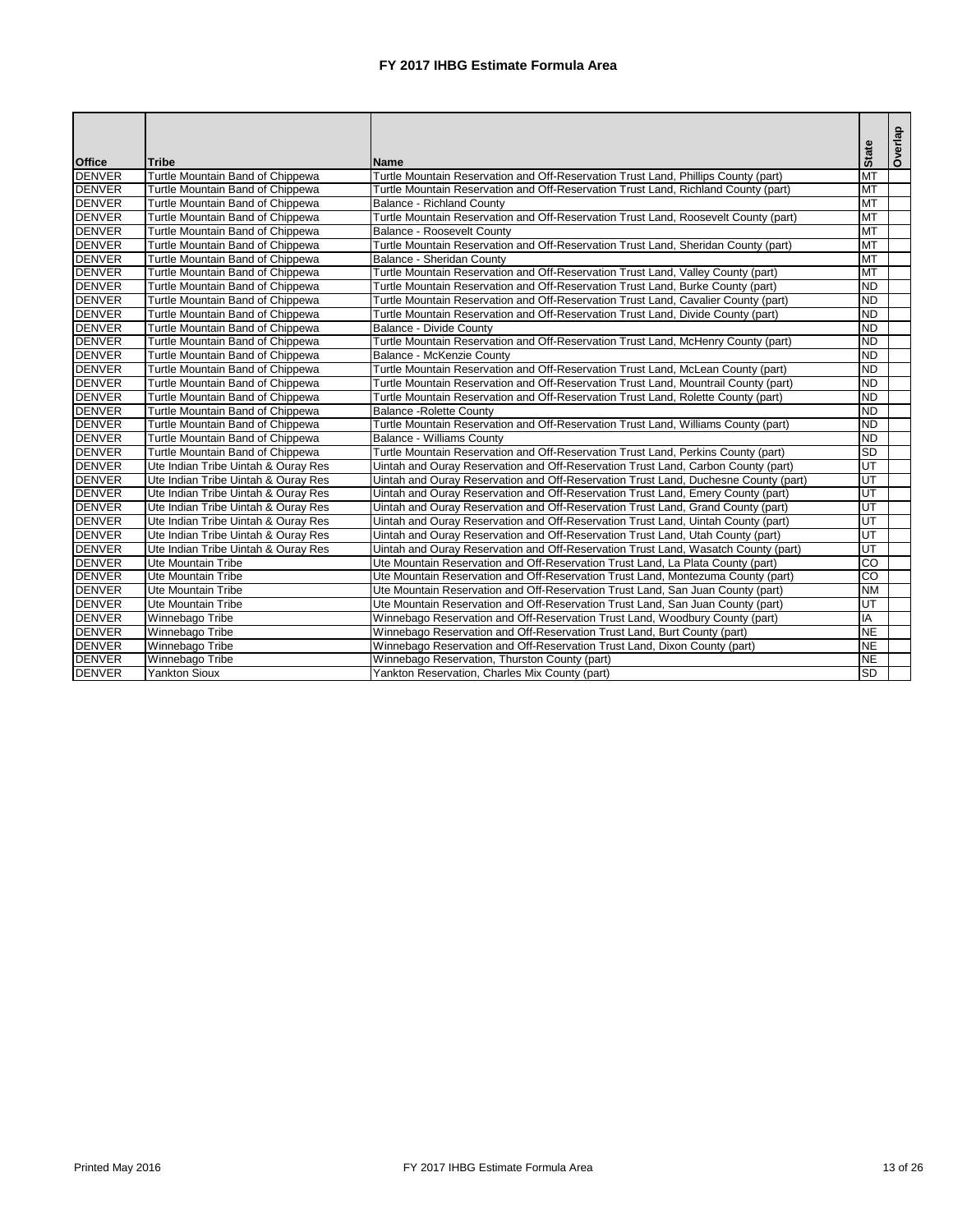# FY 2017 IHBG Estimate Formula Area

| Office | Tribe | Name | State | Overlap |
|---|---|---|---|---|
| DENVER | Turtle Mountain Band of Chippewa | Turtle Mountain Reservation and Off-Reservation Trust Land, Phillips County (part) | MT | |
| DENVER | Turtle Mountain Band of Chippewa | Turtle Mountain Reservation and Off-Reservation Trust Land, Richland County (part) | MT | |
| DENVER | Turtle Mountain Band of Chippewa | Balance - Richland County | MT | |
| DENVER | Turtle Mountain Band of Chippewa | Turtle Mountain Reservation and Off-Reservation Trust Land, Roosevelt County (part) | MT | |
| DENVER | Turtle Mountain Band of Chippewa | Balance - Roosevelt County | MT | |
| DENVER | Turtle Mountain Band of Chippewa | Turtle Mountain Reservation and Off-Reservation Trust Land, Sheridan County (part) | MT | |
| DENVER | Turtle Mountain Band of Chippewa | Balance - Sheridan County | MT | |
| DENVER | Turtle Mountain Band of Chippewa | Turtle Mountain Reservation and Off-Reservation Trust Land, Valley County (part) | MT | |
| DENVER | Turtle Mountain Band of Chippewa | Turtle Mountain Reservation and Off-Reservation Trust Land, Burke County (part) | ND | |
| DENVER | Turtle Mountain Band of Chippewa | Turtle Mountain Reservation and Off-Reservation Trust Land, Cavalier County (part) | ND | |
| DENVER | Turtle Mountain Band of Chippewa | Turtle Mountain Reservation and Off-Reservation Trust Land, Divide County (part) | ND | |
| DENVER | Turtle Mountain Band of Chippewa | Balance - Divide County | ND | |
| DENVER | Turtle Mountain Band of Chippewa | Turtle Mountain Reservation and Off-Reservation Trust Land, McHenry County (part) | ND | |
| DENVER | Turtle Mountain Band of Chippewa | Balance - McKenzie County | ND | |
| DENVER | Turtle Mountain Band of Chippewa | Turtle Mountain Reservation and Off-Reservation Trust Land, McLean County (part) | ND | |
| DENVER | Turtle Mountain Band of Chippewa | Turtle Mountain Reservation and Off-Reservation Trust Land, Mountrail County (part) | ND | |
| DENVER | Turtle Mountain Band of Chippewa | Turtle Mountain Reservation and Off-Reservation Trust Land, Rolette County (part) | ND | |
| DENVER | Turtle Mountain Band of Chippewa | Balance -Rolette County | ND | |
| DENVER | Turtle Mountain Band of Chippewa | Turtle Mountain Reservation and Off-Reservation Trust Land, Williams County (part) | ND | |
| DENVER | Turtle Mountain Band of Chippewa | Balance - Williams County | ND | |
| DENVER | Turtle Mountain Band of Chippewa | Turtle Mountain Reservation and Off-Reservation Trust Land, Perkins County (part) | SD | |
| DENVER | Ute Indian Tribe Uintah & Ouray Res | Uintah and Ouray Reservation and Off-Reservation Trust Land, Carbon County (part) | UT | |
| DENVER | Ute Indian Tribe Uintah & Ouray Res | Uintah and Ouray Reservation and Off-Reservation Trust Land, Duchesne County (part) | UT | |
| DENVER | Ute Indian Tribe Uintah & Ouray Res | Uintah and Ouray Reservation and Off-Reservation Trust Land, Emery County (part) | UT | |
| DENVER | Ute Indian Tribe Uintah & Ouray Res | Uintah and Ouray Reservation and Off-Reservation Trust Land, Grand County (part) | UT | |
| DENVER | Ute Indian Tribe Uintah & Ouray Res | Uintah and Ouray Reservation and Off-Reservation Trust Land, Uintah County (part) | UT | |
| DENVER | Ute Indian Tribe Uintah & Ouray Res | Uintah and Ouray Reservation and Off-Reservation Trust Land, Utah County (part) | UT | |
| DENVER | Ute Indian Tribe Uintah & Ouray Res | Uintah and Ouray Reservation and Off-Reservation Trust Land, Wasatch County (part) | UT | |
| DENVER | Ute Mountain Tribe | Ute Mountain Reservation and Off-Reservation Trust Land, La Plata County (part) | CO | |
| DENVER | Ute Mountain Tribe | Ute Mountain Reservation and Off-Reservation Trust Land, Montezuma County (part) | CO | |
| DENVER | Ute Mountain Tribe | Ute Mountain Reservation and Off-Reservation Trust Land, San Juan County (part) | NM | |
| DENVER | Ute Mountain Tribe | Ute Mountain Reservation and Off-Reservation Trust Land, San Juan County (part) | UT | |
| DENVER | Winnebago Tribe | Winnebago Reservation and Off-Reservation Trust Land, Woodbury County (part) | IA | |
| DENVER | Winnebago Tribe | Winnebago Reservation and Off-Reservation Trust Land, Burt County (part) | NE | |
| DENVER | Winnebago Tribe | Winnebago Reservation and Off-Reservation Trust Land, Dixon County (part) | NE | |
| DENVER | Winnebago Tribe | Winnebago Reservation, Thurston County (part) | NE | |
| DENVER | Yankton Sioux | Yankton Reservation, Charles Mix County (part) | SD | |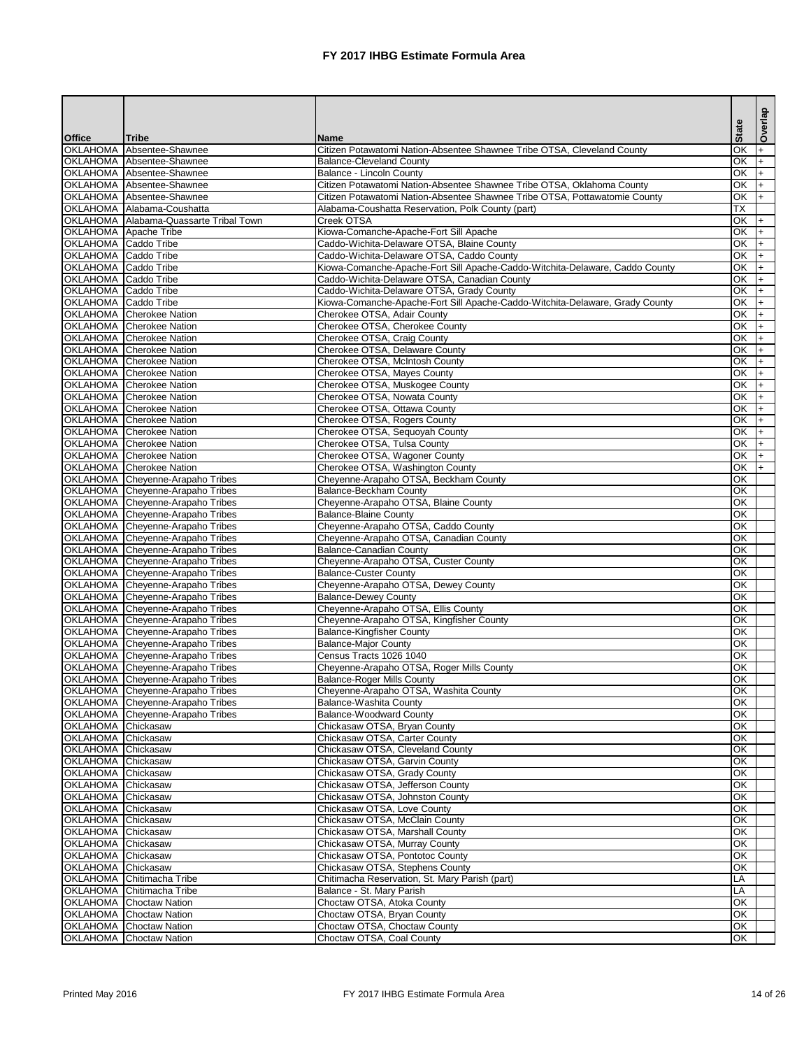# FY 2017 IHBG Estimate Formula Area

| Office | Tribe | Name | State | Overlap |
|---|---|---|---|---|
| OKLAHOMA | Absentee-Shawnee | Citizen Potawatomi Nation-Absentee Shawnee Tribe OTSA, Cleveland County | OK | + |
| OKLAHOMA | Absentee-Shawnee | Balance-Cleveland County | OK | + |
| OKLAHOMA | Absentee-Shawnee | Balance - Lincoln County | OK | + |
| OKLAHOMA | Absentee-Shawnee | Citizen Potawatomi Nation-Absentee Shawnee Tribe OTSA, Oklahoma County | OK | + |
| OKLAHOMA | Absentee-Shawnee | Citizen Potawatomi Nation-Absentee Shawnee Tribe OTSA, Pottawatomie County | OK | + |
| OKLAHOMA | Alabama-Coushatta | Alabama-Coushatta Reservation, Polk County (part) | TX | |
| OKLAHOMA | Alabama-Quassarte Tribal Town | Creek OTSA | OK | + |
| OKLAHOMA | Apache Tribe | Kiowa-Comanche-Apache-Fort Sill Apache | OK | + |
| OKLAHOMA | Caddo Tribe | Caddo-Wichita-Delaware OTSA, Blaine County | OK | + |
| OKLAHOMA | Caddo Tribe | Caddo-Wichita-Delaware OTSA, Caddo County | OK | + |
| OKLAHOMA | Caddo Tribe | Kiowa-Comanche-Apache-Fort Sill Apache-Caddo-Witchita-Delaware, Caddo County | OK | + |
| OKLAHOMA | Caddo Tribe | Caddo-Wichita-Delaware OTSA, Canadian County | OK | + |
| OKLAHOMA | Caddo Tribe | Caddo-Wichita-Delaware OTSA, Grady County | OK | + |
| OKLAHOMA | Caddo Tribe | Kiowa-Comanche-Apache-Fort Sill Apache-Caddo-Witchita-Delaware, Grady County | OK | + |
| OKLAHOMA | Cherokee Nation | Cherokee OTSA, Adair County | OK | + |
| OKLAHOMA | Cherokee Nation | Cherokee OTSA, Cherokee County | OK | + |
| OKLAHOMA | Cherokee Nation | Cherokee OTSA, Craig County | OK | + |
| OKLAHOMA | Cherokee Nation | Cherokee OTSA, Delaware County | OK | + |
| OKLAHOMA | Cherokee Nation | Cherokee OTSA, McIntosh County | OK | + |
| OKLAHOMA | Cherokee Nation | Cherokee OTSA, Mayes County | OK | + |
| OKLAHOMA | Cherokee Nation | Cherokee OTSA, Muskogee County | OK | + |
| OKLAHOMA | Cherokee Nation | Cherokee OTSA, Nowata County | OK | + |
| OKLAHOMA | Cherokee Nation | Cherokee OTSA, Ottawa County | OK | + |
| OKLAHOMA | Cherokee Nation | Cherokee OTSA, Rogers County | OK | + |
| OKLAHOMA | Cherokee Nation | Cherokee OTSA, Sequoyah County | OK | + |
| OKLAHOMA | Cherokee Nation | Cherokee OTSA, Tulsa County | OK | + |
| OKLAHOMA | Cherokee Nation | Cherokee OTSA, Wagoner County | OK | + |
| OKLAHOMA | Cherokee Nation | Cherokee OTSA, Washington County | OK | + |
| OKLAHOMA | Cheyenne-Arapaho Tribes | Cheyenne-Arapaho OTSA, Beckham County | OK | |
| OKLAHOMA | Cheyenne-Arapaho Tribes | Balance-Beckham County | OK | |
| OKLAHOMA | Cheyenne-Arapaho Tribes | Cheyenne-Arapaho OTSA, Blaine County | OK | |
| OKLAHOMA | Cheyenne-Arapaho Tribes | Balance-Blaine County | OK | |
| OKLAHOMA | Cheyenne-Arapaho Tribes | Cheyenne-Arapaho OTSA, Caddo County | OK | |
| OKLAHOMA | Cheyenne-Arapaho Tribes | Cheyenne-Arapaho OTSA, Canadian County | OK | |
| OKLAHOMA | Cheyenne-Arapaho Tribes | Balance-Canadian County | OK | |
| OKLAHOMA | Cheyenne-Arapaho Tribes | Cheyenne-Arapaho OTSA, Custer County | OK | |
| OKLAHOMA | Cheyenne-Arapaho Tribes | Balance-Custer County | OK | |
| OKLAHOMA | Cheyenne-Arapaho Tribes | Cheyenne-Arapaho OTSA, Dewey County | OK | |
| OKLAHOMA | Cheyenne-Arapaho Tribes | Balance-Dewey County | OK | |
| OKLAHOMA | Cheyenne-Arapaho Tribes | Cheyenne-Arapaho OTSA, Ellis County | OK | |
| OKLAHOMA | Cheyenne-Arapaho Tribes | Cheyenne-Arapaho OTSA, Kingfisher County | OK | |
| OKLAHOMA | Cheyenne-Arapaho Tribes | Balance-Kingfisher County | OK | |
| OKLAHOMA | Cheyenne-Arapaho Tribes | Balance-Major County | OK | |
| OKLAHOMA | Cheyenne-Arapaho Tribes | Census Tracts 1026 1040 | OK | |
| OKLAHOMA | Cheyenne-Arapaho Tribes | Cheyenne-Arapaho OTSA, Roger Mills County | OK | |
| OKLAHOMA | Cheyenne-Arapaho Tribes | Balance-Roger Mills County | OK | |
| OKLAHOMA | Cheyenne-Arapaho Tribes | Cheyenne-Arapaho OTSA, Washita County | OK | |
| OKLAHOMA | Cheyenne-Arapaho Tribes | Balance-Washita County | OK | |
| OKLAHOMA | Cheyenne-Arapaho Tribes | Balance-Woodward County | OK | |
| OKLAHOMA | Chickasaw | Chickasaw OTSA, Bryan County | OK | |
| OKLAHOMA | Chickasaw | Chickasaw OTSA, Carter County | OK | |
| OKLAHOMA | Chickasaw | Chickasaw OTSA, Cleveland County | OK | |
| OKLAHOMA | Chickasaw | Chickasaw OTSA, Garvin County | OK | |
| OKLAHOMA | Chickasaw | Chickasaw OTSA, Grady County | OK | |
| OKLAHOMA | Chickasaw | Chickasaw OTSA, Jefferson County | OK | |
| OKLAHOMA | Chickasaw | Chickasaw OTSA, Johnston County | OK | |
| OKLAHOMA | Chickasaw | Chickasaw OTSA, Love County | OK | |
| OKLAHOMA | Chickasaw | Chickasaw OTSA, McClain County | OK | |
| OKLAHOMA | Chickasaw | Chickasaw OTSA, Marshall County | OK | |
| OKLAHOMA | Chickasaw | Chickasaw OTSA, Murray County | OK | |
| OKLAHOMA | Chickasaw | Chickasaw OTSA, Pontotoc County | OK | |
| OKLAHOMA | Chickasaw | Chickasaw OTSA, Stephens County | OK | |
| OKLAHOMA | Chitimacha Tribe | Chitimacha Reservation, St. Mary Parish (part) | LA | |
| OKLAHOMA | Chitimacha Tribe | Balance - St. Mary Parish | LA | |
| OKLAHOMA | Choctaw Nation | Choctaw OTSA, Atoka County | OK | |
| OKLAHOMA | Choctaw Nation | Choctaw OTSA, Bryan County | OK | |
| OKLAHOMA | Choctaw Nation | Choctaw OTSA, Choctaw County | OK | |
| OKLAHOMA | Choctaw Nation | Choctaw OTSA, Coal County | OK | |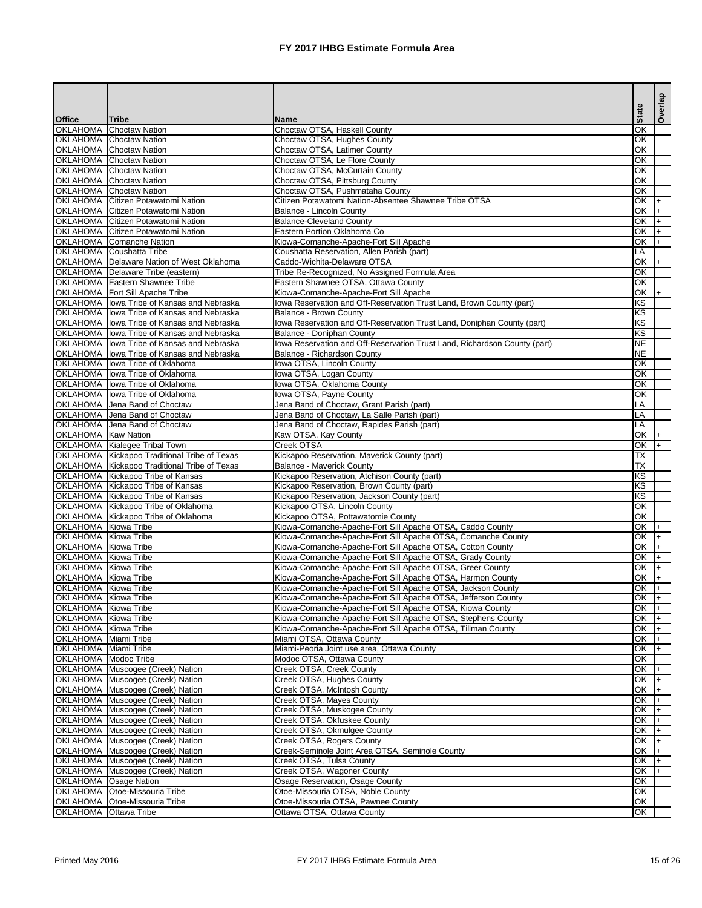# FY 2017 IHBG Estimate Formula Area

| Office | Tribe | Name | State | Overlap |
|---|---|---|---|---|
| OKLAHOMA | Choctaw Nation | Choctaw OTSA, Haskell County | OK | |
| OKLAHOMA | Choctaw Nation | Choctaw OTSA, Hughes County | OK | |
| OKLAHOMA | Choctaw Nation | Choctaw OTSA, Latimer County | OK | |
| OKLAHOMA | Choctaw Nation | Choctaw OTSA, Le Flore County | OK | |
| OKLAHOMA | Choctaw Nation | Choctaw OTSA, McCurtain County | OK | |
| OKLAHOMA | Choctaw Nation | Choctaw OTSA, Pittsburg County | OK | |
| OKLAHOMA | Choctaw Nation | Choctaw OTSA, Pushmataha County | OK | |
| OKLAHOMA | Citizen Potawatomi Nation | Citizen Potawatomi Nation-Absentee Shawnee Tribe OTSA | OK | + |
| OKLAHOMA | Citizen Potawatomi Nation | Balance - Lincoln County | OK | + |
| OKLAHOMA | Citizen Potawatomi Nation | Balance-Cleveland County | OK | + |
| OKLAHOMA | Citizen Potawatomi Nation | Eastern Portion Oklahoma Co | OK | + |
| OKLAHOMA | Comanche Nation | Kiowa-Comanche-Apache-Fort Sill Apache | OK | + |
| OKLAHOMA | Coushatta Tribe | Coushatta Reservation, Allen Parish (part) | LA | |
| OKLAHOMA | Delaware Nation of West Oklahoma | Caddo-Wichita-Delaware OTSA | OK | + |
| OKLAHOMA | Delaware Tribe (eastern) | Tribe Re-Recognized, No Assigned Formula Area | OK | |
| OKLAHOMA | Eastern Shawnee Tribe | Eastern Shawnee OTSA, Ottawa County | OK | |
| OKLAHOMA | Fort Sill Apache Tribe | Kiowa-Comanche-Apache-Fort Sill Apache | OK | + |
| OKLAHOMA | Iowa Tribe of Kansas and Nebraska | Iowa Reservation and Off-Reservation Trust Land, Brown County (part) | KS | |
| OKLAHOMA | Iowa Tribe of Kansas and Nebraska | Balance - Brown County | KS | |
| OKLAHOMA | Iowa Tribe of Kansas and Nebraska | Iowa Reservation and Off-Reservation Trust Land, Doniphan County (part) | KS | |
| OKLAHOMA | Iowa Tribe of Kansas and Nebraska | Balance - Doniphan County | KS | |
| OKLAHOMA | Iowa Tribe of Kansas and Nebraska | Iowa Reservation and Off-Reservation Trust Land, Richardson County (part) | NE | |
| OKLAHOMA | Iowa Tribe of Kansas and Nebraska | Balance - Richardson County | NE | |
| OKLAHOMA | Iowa Tribe of Oklahoma | Iowa OTSA, Lincoln County | OK | |
| OKLAHOMA | Iowa Tribe of Oklahoma | Iowa OTSA, Logan County | OK | |
| OKLAHOMA | Iowa Tribe of Oklahoma | Iowa OTSA, Oklahoma County | OK | |
| OKLAHOMA | Iowa Tribe of Oklahoma | Iowa OTSA, Payne County | OK | |
| OKLAHOMA | Jena Band of Choctaw | Jena Band of Choctaw, Grant Parish (part) | LA | |
| OKLAHOMA | Jena Band of Choctaw | Jena Band of Choctaw, La Salle Parish (part) | LA | |
| OKLAHOMA | Jena Band of Choctaw | Jena Band of Choctaw, Rapides Parish (part) | LA | |
| OKLAHOMA | Kaw Nation | Kaw OTSA, Kay County | OK | + |
| OKLAHOMA | Kialegee Tribal Town | Creek OTSA | OK | + |
| OKLAHOMA | Kickapoo Traditional Tribe of Texas | Kickapoo Reservation, Maverick County (part) | TX | |
| OKLAHOMA | Kickapoo Traditional Tribe of Texas | Balance - Maverick County | TX | |
| OKLAHOMA | Kickapoo Tribe of Kansas | Kickapoo Reservation, Atchison County (part) | KS | |
| OKLAHOMA | Kickapoo Tribe of Kansas | Kickapoo Reservation, Brown County (part) | KS | |
| OKLAHOMA | Kickapoo Tribe of Kansas | Kickapoo Reservation, Jackson County (part) | KS | |
| OKLAHOMA | Kickapoo Tribe of Oklahoma | Kickapoo OTSA, Lincoln County | OK | |
| OKLAHOMA | Kickapoo Tribe of Oklahoma | Kickapoo OTSA, Pottawatomie County | OK | |
| OKLAHOMA | Kiowa Tribe | Kiowa-Comanche-Apache-Fort Sill Apache OTSA, Caddo County | OK | + |
| OKLAHOMA | Kiowa Tribe | Kiowa-Comanche-Apache-Fort Sill Apache OTSA, Comanche County | OK | + |
| OKLAHOMA | Kiowa Tribe | Kiowa-Comanche-Apache-Fort Sill Apache OTSA, Cotton County | OK | + |
| OKLAHOMA | Kiowa Tribe | Kiowa-Comanche-Apache-Fort Sill Apache OTSA, Grady County | OK | + |
| OKLAHOMA | Kiowa Tribe | Kiowa-Comanche-Apache-Fort Sill Apache OTSA, Greer County | OK | + |
| OKLAHOMA | Kiowa Tribe | Kiowa-Comanche-Apache-Fort Sill Apache OTSA, Harmon County | OK | + |
| OKLAHOMA | Kiowa Tribe | Kiowa-Comanche-Apache-Fort Sill Apache OTSA, Jackson County | OK | + |
| OKLAHOMA | Kiowa Tribe | Kiowa-Comanche-Apache-Fort Sill Apache OTSA, Jefferson County | OK | + |
| OKLAHOMA | Kiowa Tribe | Kiowa-Comanche-Apache-Fort Sill Apache OTSA, Kiowa County | OK | + |
| OKLAHOMA | Kiowa Tribe | Kiowa-Comanche-Apache-Fort Sill Apache OTSA, Stephens County | OK | + |
| OKLAHOMA | Kiowa Tribe | Kiowa-Comanche-Apache-Fort Sill Apache OTSA, Tillman County | OK | + |
| OKLAHOMA | Miami Tribe | Miami OTSA, Ottawa County | OK | + |
| OKLAHOMA | Miami Tribe | Miami-Peoria Joint use area, Ottawa County | OK | + |
| OKLAHOMA | Modoc Tribe | Modoc OTSA, Ottawa County | OK | |
| OKLAHOMA | Muscogee (Creek) Nation | Creek OTSA, Creek County | OK | + |
| OKLAHOMA | Muscogee (Creek) Nation | Creek OTSA, Hughes County | OK | + |
| OKLAHOMA | Muscogee (Creek) Nation | Creek OTSA, McIntosh County | OK | + |
| OKLAHOMA | Muscogee (Creek) Nation | Creek OTSA, Mayes County | OK | + |
| OKLAHOMA | Muscogee (Creek) Nation | Creek OTSA, Muskogee County | OK | + |
| OKLAHOMA | Muscogee (Creek) Nation | Creek OTSA, Okfuskee County | OK | + |
| OKLAHOMA | Muscogee (Creek) Nation | Creek OTSA, Okmulgee County | OK | + |
| OKLAHOMA | Muscogee (Creek) Nation | Creek OTSA, Rogers County | OK | + |
| OKLAHOMA | Muscogee (Creek) Nation | Creek-Seminole Joint Area OTSA, Seminole County | OK | + |
| OKLAHOMA | Muscogee (Creek) Nation | Creek OTSA, Tulsa County | OK | + |
| OKLAHOMA | Muscogee (Creek) Nation | Creek OTSA, Wagoner County | OK | + |
| OKLAHOMA | Osage Nation | Osage Reservation, Osage County | OK | |
| OKLAHOMA | Otoe-Missouria Tribe | Otoe-Missouria OTSA, Noble County | OK | |
| OKLAHOMA | Otoe-Missouria Tribe | Otoe-Missouria OTSA, Pawnee County | OK | |
| OKLAHOMA | Ottawa Tribe | Ottawa OTSA, Ottawa County | OK | |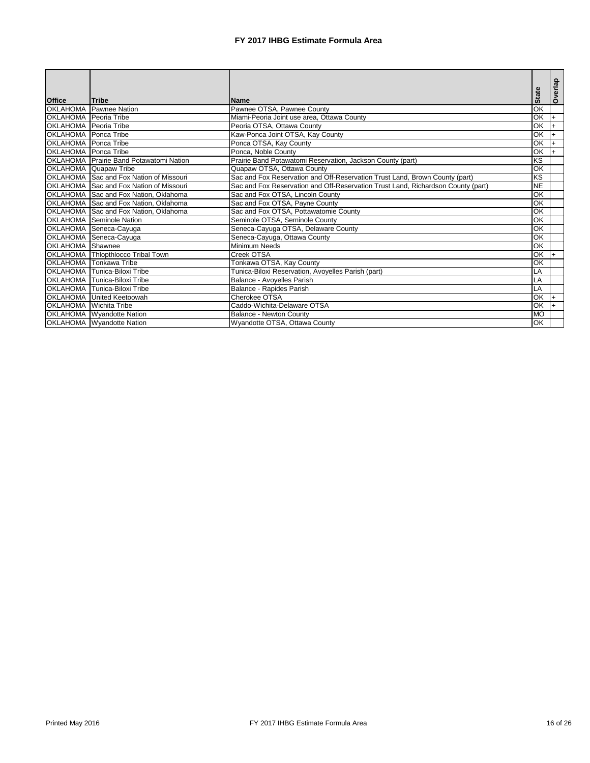# FY 2017 IHBG Estimate Formula Area

| Office | Tribe | Name | State | Overlap |
|---|---|---|---|---|
| OKLAHOMA | Pawnee Nation | Pawnee OTSA, Pawnee County | OK | |
| OKLAHOMA | Peoria Tribe | Miami-Peoria Joint use area, Ottawa County | OK | + |
| OKLAHOMA | Peoria Tribe | Peoria OTSA, Ottawa County | OK | + |
| OKLAHOMA | Ponca Tribe | Kaw-Ponca Joint OTSA, Kay County | OK | + |
| OKLAHOMA | Ponca Tribe | Ponca OTSA, Kay County | OK | + |
| OKLAHOMA | Ponca Tribe | Ponca, Noble County | OK | + |
| OKLAHOMA | Prairie Band Potawatomi Nation | Prairie Band Potawatomi Reservation, Jackson County (part) | KS | |
| OKLAHOMA | Quapaw Tribe | Quapaw OTSA, Ottawa County | OK | |
| OKLAHOMA | Sac and Fox Nation of Missouri | Sac and Fox Reservation and Off-Reservation Trust Land, Brown County (part) | KS | |
| OKLAHOMA | Sac and Fox Nation of Missouri | Sac and Fox Reservation and Off-Reservation Trust Land, Richardson County (part) | NE | |
| OKLAHOMA | Sac and Fox Nation, Oklahoma | Sac and Fox OTSA, Lincoln County | OK | |
| OKLAHOMA | Sac and Fox Nation, Oklahoma | Sac and Fox OTSA, Payne County | OK | |
| OKLAHOMA | Sac and Fox Nation, Oklahoma | Sac and Fox OTSA, Pottawatomie County | OK | |
| OKLAHOMA | Seminole Nation | Seminole OTSA, Seminole County | OK | |
| OKLAHOMA | Seneca-Cayuga | Seneca-Cayuga OTSA, Delaware County | OK | |
| OKLAHOMA | Seneca-Cayuga | Seneca-Cayuga, Ottawa County | OK | |
| OKLAHOMA | Shawnee | Minimum Needs | OK | |
| OKLAHOMA | Thlopthlocco Tribal Town | Creek OTSA | OK | + |
| OKLAHOMA | Tonkawa Tribe | Tonkawa OTSA, Kay County | OK | |
| OKLAHOMA | Tunica-Biloxi Tribe | Tunica-Biloxi Reservation, Avoyelles Parish (part) | LA | |
| OKLAHOMA | Tunica-Biloxi Tribe | Balance - Avoyelles Parish | LA | |
| OKLAHOMA | Tunica-Biloxi Tribe | Balance - Rapides Parish | LA | |
| OKLAHOMA | United Keetoowah | Cherokee OTSA | OK | + |
| OKLAHOMA | Wichita Tribe | Caddo-Wichita-Delaware OTSA | OK | + |
| OKLAHOMA | Wyandotte Nation | Balance - Newton County | MO | |
| OKLAHOMA | Wyandotte Nation | Wyandotte OTSA, Ottawa County | OK | |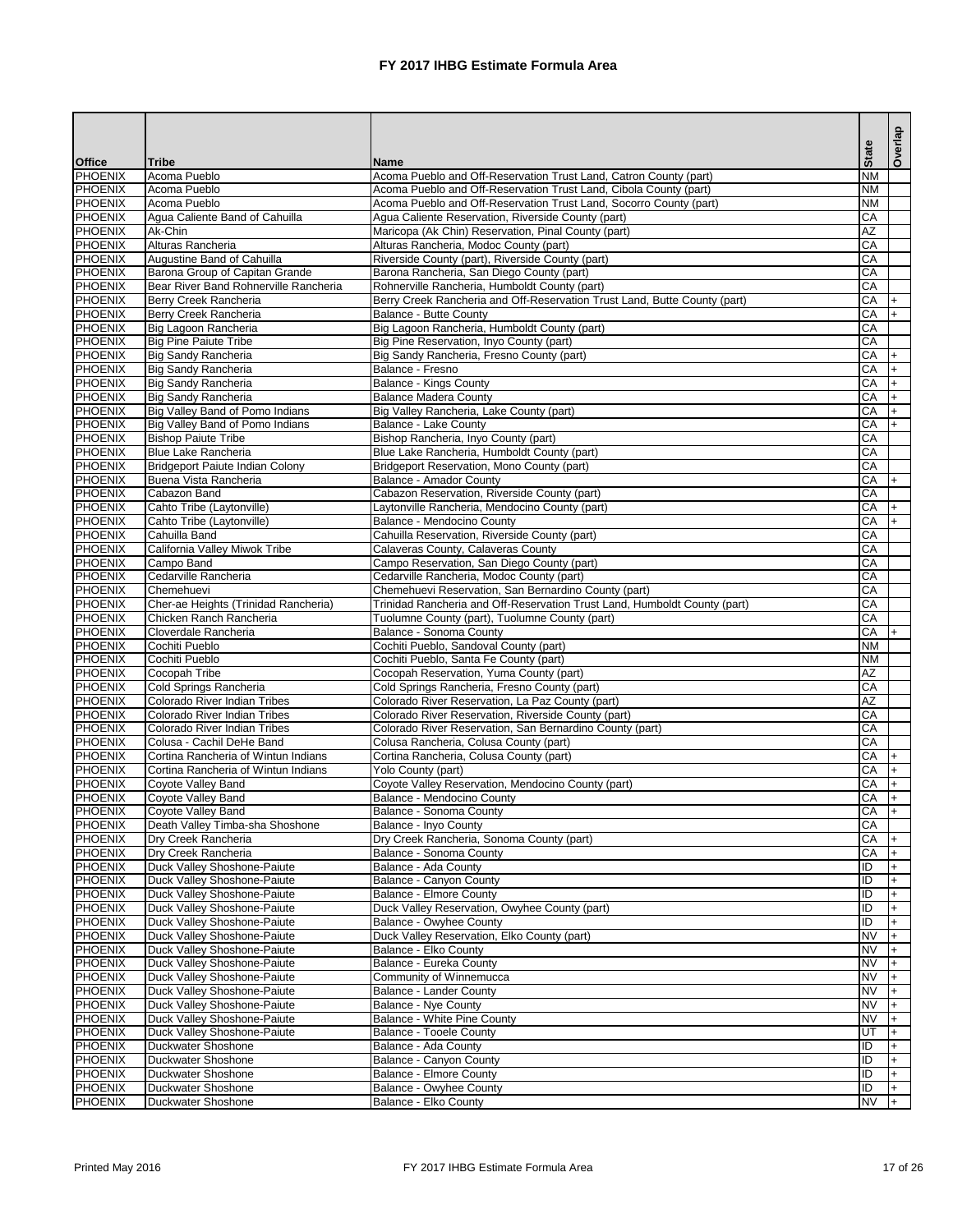# FY 2017 IHBG Estimate Formula Area

| Office | Tribe | Name | State | Overlap |
|---|---|---|---|---|
| PHOENIX | Acoma Pueblo | Acoma Pueblo and Off-Reservation Trust Land, Catron County (part) | NM | |
| PHOENIX | Acoma Pueblo | Acoma Pueblo and Off-Reservation Trust Land, Cibola County (part) | NM | |
| PHOENIX | Acoma Pueblo | Acoma Pueblo and Off-Reservation Trust Land, Socorro County (part) | NM | |
| PHOENIX | Agua Caliente Band of Cahuilla | Agua Caliente Reservation, Riverside County (part) | CA | |
| PHOENIX | Ak-Chin | Maricopa (Ak Chin) Reservation, Pinal County (part) | AZ | |
| PHOENIX | Alturas Rancheria | Alturas Rancheria, Modoc County (part) | CA | |
| PHOENIX | Augustine Band of Cahuilla | Riverside County (part), Riverside County (part) | CA | |
| PHOENIX | Barona Group of Capitan Grande | Barona Rancheria, San Diego County (part) | CA | |
| PHOENIX | Bear River Band Rohnerville Rancheria | Rohnerville Rancheria, Humboldt County (part) | CA | |
| PHOENIX | Berry Creek Rancheria | Berry Creek Rancheria and Off-Reservation Trust Land, Butte County (part) | CA | + |
| PHOENIX | Berry Creek Rancheria | Balance - Butte County | CA | + |
| PHOENIX | Big Lagoon Rancheria | Big Lagoon Rancheria, Humboldt County (part) | CA | |
| PHOENIX | Big Pine Paiute Tribe | Big Pine Reservation, Inyo County (part) | CA | |
| PHOENIX | Big Sandy Rancheria | Big Sandy Rancheria, Fresno County (part) | CA | + |
| PHOENIX | Big Sandy Rancheria | Balance - Fresno | CA | + |
| PHOENIX | Big Sandy Rancheria | Balance - Kings County | CA | + |
| PHOENIX | Big Sandy Rancheria | Balance Madera County | CA | + |
| PHOENIX | Big Valley Band of Pomo Indians | Big Valley Rancheria, Lake County (part) | CA | + |
| PHOENIX | Big Valley Band of Pomo Indians | Balance - Lake County | CA | + |
| PHOENIX | Bishop Paiute Tribe | Bishop Rancheria, Inyo County (part) | CA | |
| PHOENIX | Blue Lake Rancheria | Blue Lake Rancheria, Humboldt County (part) | CA | |
| PHOENIX | Bridgeport Paiute Indian Colony | Bridgeport Reservation, Mono County (part) | CA | |
| PHOENIX | Buena Vista Rancheria | Balance - Amador County | CA | + |
| PHOENIX | Cabazon Band | Cabazon Reservation, Riverside County (part) | CA | |
| PHOENIX | Cahto Tribe (Laytonville) | Laytonville Rancheria, Mendocino County (part) | CA | + |
| PHOENIX | Cahto Tribe (Laytonville) | Balance - Mendocino County | CA | + |
| PHOENIX | Cahuilla Band | Cahuilla Reservation, Riverside County (part) | CA | |
| PHOENIX | California Valley Miwok Tribe | Calaveras County, Calaveras County | CA | |
| PHOENIX | Campo Band | Campo Reservation, San Diego County (part) | CA | |
| PHOENIX | Cedarville Rancheria | Cedarville Rancheria, Modoc County (part) | CA | |
| PHOENIX | Chemehuevi | Chemehuevi Reservation, San Bernardino County (part) | CA | |
| PHOENIX | Cher-ae Heights (Trinidad Rancheria) | Trinidad Rancheria and Off-Reservation Trust Land, Humboldt County (part) | CA | |
| PHOENIX | Chicken Ranch Rancheria | Tuolumne County (part), Tuolumne County (part) | CA | |
| PHOENIX | Cloverdale Rancheria | Balance - Sonoma County | CA | + |
| PHOENIX | Cochiti Pueblo | Cochiti Pueblo, Sandoval County (part) | NM | |
| PHOENIX | Cochiti Pueblo | Cochiti Pueblo, Santa Fe County (part) | NM | |
| PHOENIX | Cocopah Tribe | Cocopah Reservation, Yuma County (part) | AZ | |
| PHOENIX | Cold Springs Rancheria | Cold Springs Rancheria, Fresno County (part) | CA | |
| PHOENIX | Colorado River Indian Tribes | Colorado River Reservation, La Paz County (part) | AZ | |
| PHOENIX | Colorado River Indian Tribes | Colorado River Reservation, Riverside County (part) | CA | |
| PHOENIX | Colorado River Indian Tribes | Colorado River Reservation, San Bernardino County (part) | CA | |
| PHOENIX | Colusa - Cachil DeHe Band | Colusa Rancheria, Colusa County (part) | CA | |
| PHOENIX | Cortina Rancheria of Wintun Indians | Cortina Rancheria, Colusa County (part) | CA | + |
| PHOENIX | Cortina Rancheria of Wintun Indians | Yolo County (part) | CA | + |
| PHOENIX | Coyote Valley Band | Coyote Valley Reservation, Mendocino County (part) | CA | + |
| PHOENIX | Coyote Valley Band | Balance - Mendocino County | CA | + |
| PHOENIX | Coyote Valley Band | Balance - Sonoma County | CA | + |
| PHOENIX | Death Valley Timba-sha Shoshone | Balance - Inyo County | CA | |
| PHOENIX | Dry Creek Rancheria | Dry Creek Rancheria, Sonoma County (part) | CA | + |
| PHOENIX | Dry Creek Rancheria | Balance - Sonoma County | CA | + |
| PHOENIX | Duck Valley Shoshone-Paiute | Balance - Ada County | ID | + |
| PHOENIX | Duck Valley Shoshone-Paiute | Balance - Canyon County | ID | + |
| PHOENIX | Duck Valley Shoshone-Paiute | Balance - Elmore County | ID | + |
| PHOENIX | Duck Valley Shoshone-Paiute | Duck Valley Reservation, Owyhee County (part) | ID | + |
| PHOENIX | Duck Valley Shoshone-Paiute | Balance - Owyhee County | ID | + |
| PHOENIX | Duck Valley Shoshone-Paiute | Duck Valley Reservation, Elko County (part) | NV | + |
| PHOENIX | Duck Valley Shoshone-Paiute | Balance - Elko County | NV | + |
| PHOENIX | Duck Valley Shoshone-Paiute | Balance - Eureka County | NV | + |
| PHOENIX | Duck Valley Shoshone-Paiute | Community of Winnemucca | NV | + |
| PHOENIX | Duck Valley Shoshone-Paiute | Balance - Lander County | NV | + |
| PHOENIX | Duck Valley Shoshone-Paiute | Balance - Nye County | NV | + |
| PHOENIX | Duck Valley Shoshone-Paiute | Balance - White Pine County | NV | + |
| PHOENIX | Duck Valley Shoshone-Paiute | Balance - Tooele County | UT | + |
| PHOENIX | Duckwater Shoshone | Balance - Ada County | ID | + |
| PHOENIX | Duckwater Shoshone | Balance - Canyon County | ID | + |
| PHOENIX | Duckwater Shoshone | Balance - Elmore County | ID | + |
| PHOENIX | Duckwater Shoshone | Balance - Owyhee County | ID | + |
| PHOENIX | Duckwater Shoshone | Balance - Elko County | NV | + |

Printed May 2016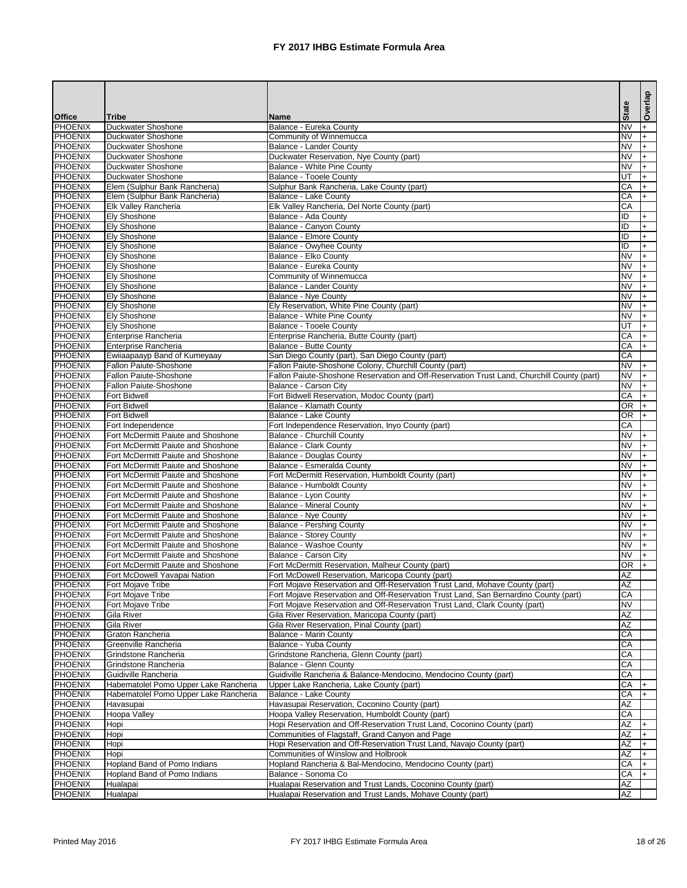# FY 2017 IHBG Estimate Formula Area

| Office | Tribe | Name | State | Overlap |
|---|---|---|---|---|
| PHOENIX | Duckwater Shoshone | Balance - Eureka County | NV | + |
| PHOENIX | Duckwater Shoshone | Community of Winnemucca | NV | + |
| PHOENIX | Duckwater Shoshone | Balance - Lander County | NV | + |
| PHOENIX | Duckwater Shoshone | Duckwater Reservation, Nye County (part) | NV | + |
| PHOENIX | Duckwater Shoshone | Balance - White Pine County | NV | + |
| PHOENIX | Duckwater Shoshone | Balance - Tooele County | UT | + |
| PHOENIX | Elem (Sulphur Bank Rancheria) | Sulphur Bank Rancheria, Lake County (part) | CA | + |
| PHOENIX | Elem (Sulphur Bank Rancheria) | Balance - Lake County | CA | + |
| PHOENIX | Elk Valley Rancheria | Elk Valley Rancheria, Del Norte County (part) | CA | |
| PHOENIX | Ely Shoshone | Balance - Ada County | ID | + |
| PHOENIX | Ely Shoshone | Balance - Canyon County | ID | + |
| PHOENIX | Ely Shoshone | Balance - Elmore County | ID | + |
| PHOENIX | Ely Shoshone | Balance - Owyhee County | ID | + |
| PHOENIX | Ely Shoshone | Balance - Elko County | NV | + |
| PHOENIX | Ely Shoshone | Balance - Eureka County | NV | + |
| PHOENIX | Ely Shoshone | Community of Winnemucca | NV | + |
| PHOENIX | Ely Shoshone | Balance - Lander County | NV | + |
| PHOENIX | Ely Shoshone | Balance - Nye County | NV | + |
| PHOENIX | Ely Shoshone | Ely Reservation, White Pine County (part) | NV | + |
| PHOENIX | Ely Shoshone | Balance - White Pine County | NV | + |
| PHOENIX | Ely Shoshone | Balance - Tooele County | UT | + |
| PHOENIX | Enterprise Rancheria | Enterprise Rancheria, Butte County (part) | CA | + |
| PHOENIX | Enterprise Rancheria | Balance - Butte County | CA | + |
| PHOENIX | Ewiiaapaayp Band of Kumeyaay | San Diego County (part), San Diego County (part) | CA | |
| PHOENIX | Fallon Paiute-Shoshone | Fallon Paiute-Shoshone Colony, Churchill County (part) | NV | + |
| PHOENIX | Fallon Paiute-Shoshone | Fallon Paiute-Shoshone Reservation and Off-Reservation Trust Land, Churchill County (part) | NV | + |
| PHOENIX | Fallon Paiute-Shoshone | Balance - Carson City | NV | + |
| PHOENIX | Fort Bidwell | Fort Bidwell Reservation, Modoc County (part) | CA | + |
| PHOENIX | Fort Bidwell | Balance - Klamath County | OR | + |
| PHOENIX | Fort Bidwell | Balance - Lake County | OR | + |
| PHOENIX | Fort Independence | Fort Independence Reservation, Inyo County (part) | CA | |
| PHOENIX | Fort McDermitt Paiute and Shoshone | Balance - Churchill County | NV | + |
| PHOENIX | Fort McDermitt Paiute and Shoshone | Balance - Clark County | NV | + |
| PHOENIX | Fort McDermitt Paiute and Shoshone | Balance - Douglas County | NV | + |
| PHOENIX | Fort McDermitt Paiute and Shoshone | Balance - Esmeralda County | NV | + |
| PHOENIX | Fort McDermitt Paiute and Shoshone | Fort McDermitt Reservation, Humboldt County (part) | NV | + |
| PHOENIX | Fort McDermitt Paiute and Shoshone | Balance - Humboldt County | NV | + |
| PHOENIX | Fort McDermitt Paiute and Shoshone | Balance - Lyon County | NV | + |
| PHOENIX | Fort McDermitt Paiute and Shoshone | Balance - Mineral County | NV | + |
| PHOENIX | Fort McDermitt Paiute and Shoshone | Balance - Nye County | NV | + |
| PHOENIX | Fort McDermitt Paiute and Shoshone | Balance - Pershing County | NV | + |
| PHOENIX | Fort McDermitt Paiute and Shoshone | Balance - Storey County | NV | + |
| PHOENIX | Fort McDermitt Paiute and Shoshone | Balance - Washoe County | NV | + |
| PHOENIX | Fort McDermitt Paiute and Shoshone | Balance - Carson City | NV | + |
| PHOENIX | Fort McDermitt Paiute and Shoshone | Fort McDermitt Reservation, Malheur County (part) | OR | + |
| PHOENIX | Fort McDowell Yavapai Nation | Fort McDowell Reservation, Maricopa County (part) | AZ | |
| PHOENIX | Fort Mojave Tribe | Fort Mojave Reservation and Off-Reservation Trust Land, Mohave County (part) | AZ | |
| PHOENIX | Fort Mojave Tribe | Fort Mojave Reservation and Off-Reservation Trust Land, San Bernardino County (part) | CA | |
| PHOENIX | Fort Mojave Tribe | Fort Mojave Reservation and Off-Reservation Trust Land, Clark County (part) | NV | |
| PHOENIX | Gila River | Gila River Reservation, Maricopa County (part) | AZ | |
| PHOENIX | Gila River | Gila River Reservation, Pinal County (part) | AZ | |
| PHOENIX | Graton Rancheria | Balance - Marin County | CA | |
| PHOENIX | Greenville Rancheria | Balance - Yuba County | CA | |
| PHOENIX | Grindstone Rancheria | Grindstone Rancheria, Glenn County (part) | CA | |
| PHOENIX | Grindstone Rancheria | Balance - Glenn County | CA | |
| PHOENIX | Guidiville Rancheria | Guidiville Rancheria & Balance-Mendocino, Mendocino County (part) | CA | |
| PHOENIX | Habematolel Pomo Upper Lake Rancheria | Upper Lake Rancheria, Lake County (part) | CA | + |
| PHOENIX | Habematolel Pomo Upper Lake Rancheria | Balance - Lake County | CA | + |
| PHOENIX | Havasupai | Havasupai Reservation, Coconino County (part) | AZ | |
| PHOENIX | Hoopa Valley | Hoopa Valley Reservation, Humboldt County (part) | CA | |
| PHOENIX | Hopi | Hopi Reservation and Off-Reservation Trust Land, Coconino County (part) | AZ | + |
| PHOENIX | Hopi | Communities of Flagstaff, Grand Canyon and Page | AZ | + |
| PHOENIX | Hopi | Hopi Reservation and Off-Reservation Trust Land, Navajo County (part) | AZ | + |
| PHOENIX | Hopi | Communities of Winslow and Holbrook | AZ | + |
| PHOENIX | Hopland Band of Pomo Indians | Hopland Rancheria & Bal-Mendocino, Mendocino County (part) | CA | + |
| PHOENIX | Hopland Band of Pomo Indians | Balance - Sonoma Co | CA | + |
| PHOENIX | Hualapai | Hualapai Reservation and Trust Lands, Coconino County (part) | AZ | |
| PHOENIX | Hualapai | Hualapai Reservation and Trust Lands, Mohave County (part) | AZ | |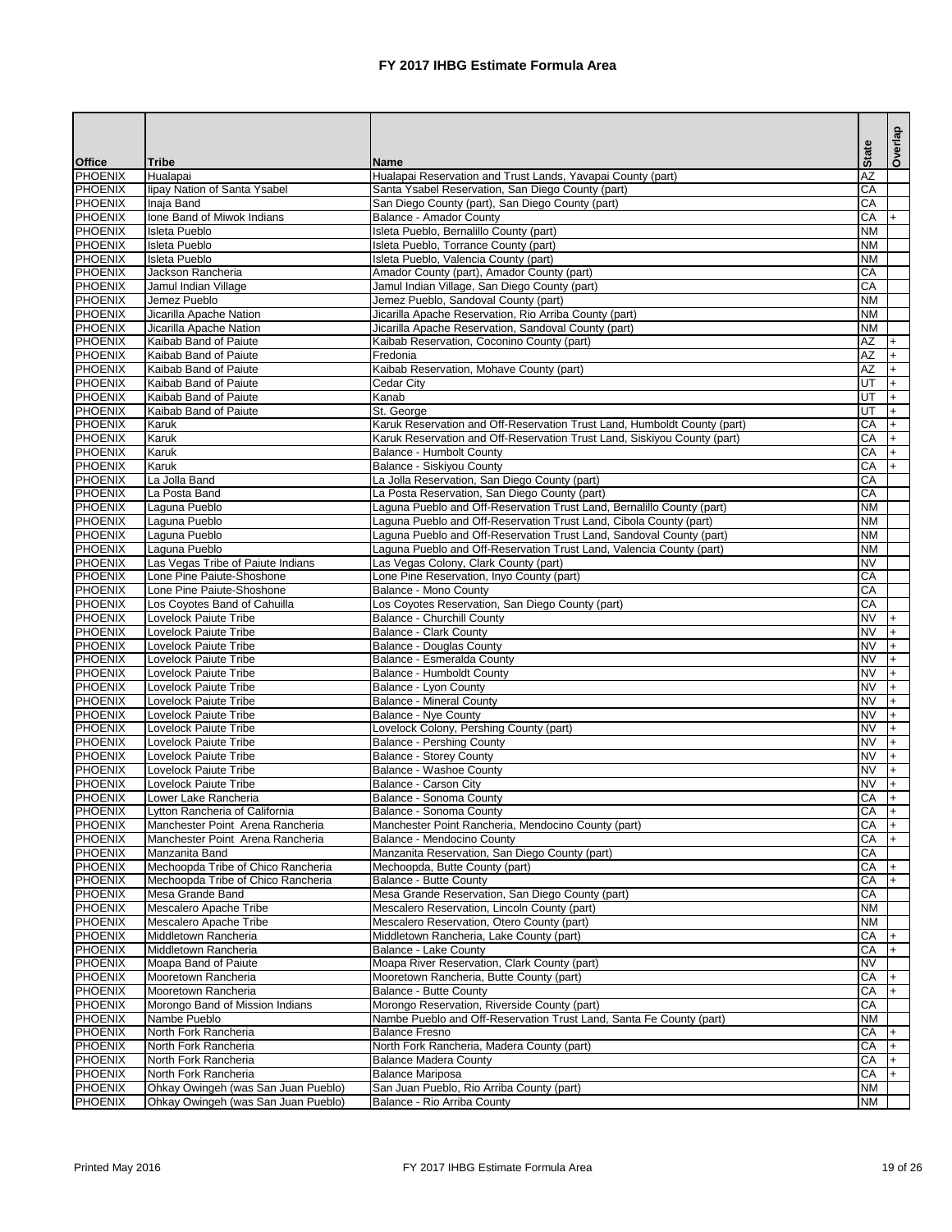# FY 2017 IHBG Estimate Formula Area

| Office | Tribe | Name | State | Overlap |
|---|---|---|---|---|
| PHOENIX | Hualapai | Hualapai Reservation and Trust Lands, Yavapai County (part) | AZ | |
| PHOENIX | Iipay Nation of Santa Ysabel | Santa Ysabel Reservation, San Diego County (part) | CA | |
| PHOENIX | Inaja Band | San Diego County (part), San Diego County (part) | CA | |
| PHOENIX | Ione Band of Miwok Indians | Balance - Amador County | CA | + |
| PHOENIX | Isleta Pueblo | Isleta Pueblo, Bernalillo County (part) | NM | |
| PHOENIX | Isleta Pueblo | Isleta Pueblo, Torrance County (part) | NM | |
| PHOENIX | Isleta Pueblo | Isleta Pueblo, Valencia County (part) | NM | |
| PHOENIX | Jackson Rancheria | Amador County (part), Amador County (part) | CA | |
| PHOENIX | Jamul Indian Village | Jamul Indian Village, San Diego County (part) | CA | |
| PHOENIX | Jemez Pueblo | Jemez Pueblo, Sandoval County (part) | NM | |
| PHOENIX | Jicarilla Apache Nation | Jicarilla Apache Reservation, Rio Arriba County (part) | NM | |
| PHOENIX | Jicarilla Apache Nation | Jicarilla Apache Reservation, Sandoval County (part) | NM | |
| PHOENIX | Kaibab Band of Paiute | Kaibab Reservation, Coconino County (part) | AZ | + |
| PHOENIX | Kaibab Band of Paiute | Fredonia | AZ | + |
| PHOENIX | Kaibab Band of Paiute | Kaibab Reservation, Mohave County (part) | AZ | + |
| PHOENIX | Kaibab Band of Paiute | Cedar City | UT | + |
| PHOENIX | Kaibab Band of Paiute | Kanab | UT | + |
| PHOENIX | Kaibab Band of Paiute | St. George | UT | + |
| PHOENIX | Karuk | Karuk Reservation and Off-Reservation Trust Land, Humboldt County (part) | CA | + |
| PHOENIX | Karuk | Karuk Reservation and Off-Reservation Trust Land, Siskiyou County (part) | CA | + |
| PHOENIX | Karuk | Balance - Humbolt County | CA | + |
| PHOENIX | Karuk | Balance - Siskiyou County | CA | + |
| PHOENIX | La Jolla Band | La Jolla Reservation, San Diego County (part) | CA | |
| PHOENIX | La Posta Band | La Posta Reservation, San Diego County (part) | CA | |
| PHOENIX | Laguna Pueblo | Laguna Pueblo and Off-Reservation Trust Land, Bernalillo County (part) | NM | |
| PHOENIX | Laguna Pueblo | Laguna Pueblo and Off-Reservation Trust Land, Cibola County (part) | NM | |
| PHOENIX | Laguna Pueblo | Laguna Pueblo and Off-Reservation Trust Land, Sandoval County (part) | NM | |
| PHOENIX | Laguna Pueblo | Laguna Pueblo and Off-Reservation Trust Land, Valencia County (part) | NM | |
| PHOENIX | Las Vegas Tribe of Paiute Indians | Las Vegas Colony, Clark County (part) | NV | |
| PHOENIX | Lone Pine Paiute-Shoshone | Lone Pine Reservation, Inyo County (part) | CA | |
| PHOENIX | Lone Pine Paiute-Shoshone | Balance - Mono County | CA | |
| PHOENIX | Los Coyotes Band of Cahuilla | Los Coyotes Reservation, San Diego County (part) | CA | |
| PHOENIX | Lovelock Paiute Tribe | Balance - Churchill County | NV | + |
| PHOENIX | Lovelock Paiute Tribe | Balance - Clark County | NV | + |
| PHOENIX | Lovelock Paiute Tribe | Balance - Douglas County | NV | + |
| PHOENIX | Lovelock Paiute Tribe | Balance - Esmeralda County | NV | + |
| PHOENIX | Lovelock Paiute Tribe | Balance - Humboldt County | NV | + |
| PHOENIX | Lovelock Paiute Tribe | Balance - Lyon County | NV | + |
| PHOENIX | Lovelock Paiute Tribe | Balance - Mineral County | NV | + |
| PHOENIX | Lovelock Paiute Tribe | Balance - Nye County | NV | + |
| PHOENIX | Lovelock Paiute Tribe | Lovelock Colony, Pershing County (part) | NV | + |
| PHOENIX | Lovelock Paiute Tribe | Balance - Pershing County | NV | + |
| PHOENIX | Lovelock Paiute Tribe | Balance - Storey County | NV | + |
| PHOENIX | Lovelock Paiute Tribe | Balance - Washoe County | NV | + |
| PHOENIX | Lovelock Paiute Tribe | Balance - Carson City | NV | + |
| PHOENIX | Lower Lake Rancheria | Balance - Sonoma County | CA | + |
| PHOENIX | Lytton Rancheria of California | Balance - Sonoma County | CA | + |
| PHOENIX | Manchester Point Arena Rancheria | Manchester Point Rancheria, Mendocino County (part) | CA | + |
| PHOENIX | Manchester Point Arena Rancheria | Balance - Mendocino County | CA | + |
| PHOENIX | Manzanita Band | Manzanita Reservation, San Diego County (part) | CA | |
| PHOENIX | Mechoopda Tribe of Chico Rancheria | Mechoopda, Butte County (part) | CA | + |
| PHOENIX | Mechoopda Tribe of Chico Rancheria | Balance - Butte County | CA | + |
| PHOENIX | Mesa Grande Band | Mesa Grande Reservation, San Diego County (part) | CA | |
| PHOENIX | Mescalero Apache Tribe | Mescalero Reservation, Lincoln County (part) | NM | |
| PHOENIX | Mescalero Apache Tribe | Mescalero Reservation, Otero County (part) | NM | |
| PHOENIX | Middletown Rancheria | Middletown Rancheria, Lake County (part) | CA | + |
| PHOENIX | Middletown Rancheria | Balance - Lake County | CA | + |
| PHOENIX | Moapa Band of Paiute | Moapa River Reservation, Clark County (part) | NV | |
| PHOENIX | Mooretown Rancheria | Mooretown Rancheria, Butte County (part) | CA | + |
| PHOENIX | Mooretown Rancheria | Balance - Butte County | CA | + |
| PHOENIX | Morongo Band of Mission Indians | Morongo Reservation, Riverside County (part) | CA | |
| PHOENIX | Nambe Pueblo | Nambe Pueblo and Off-Reservation Trust Land, Santa Fe County (part) | NM | |
| PHOENIX | North Fork Rancheria | Balance Fresno | CA | + |
| PHOENIX | North Fork Rancheria | North Fork Rancheria, Madera County (part) | CA | + |
| PHOENIX | North Fork Rancheria | Balance Madera County | CA | + |
| PHOENIX | North Fork Rancheria | Balance Mariposa | CA | + |
| PHOENIX | Ohkay Owingeh (was San Juan Pueblo) | San Juan Pueblo, Rio Arriba County (part) | NM | |
| PHOENIX | Ohkay Owingeh (was San Juan Pueblo) | Balance - Rio Arriba County | NM | |

Printed May 2016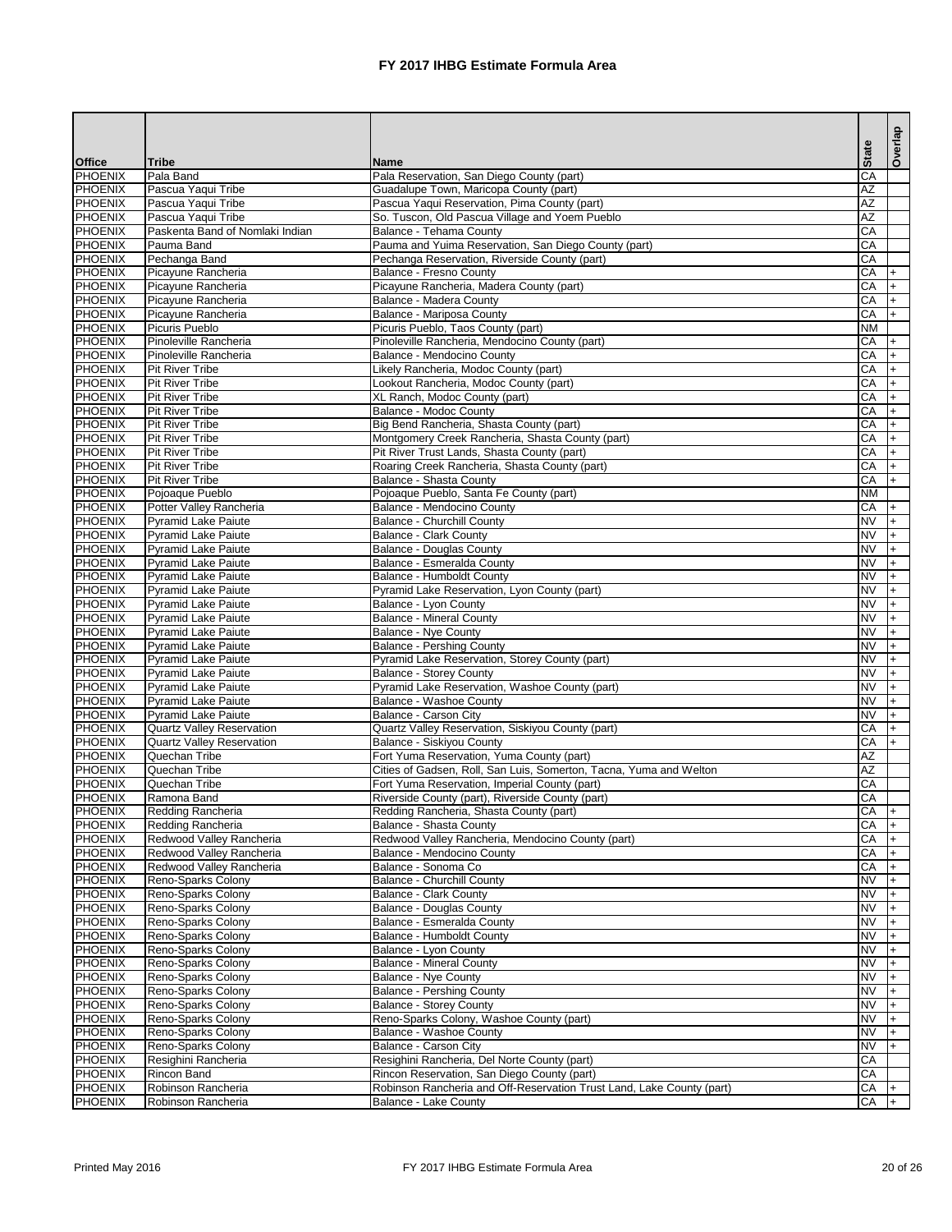# FY 2017 IHBG Estimate Formula Area

| Office | Tribe | Name | State | Overlap |
|---|---|---|---|---|
| PHOENIX | Pala Band | Pala Reservation, San Diego County (part) | CA | |
| PHOENIX | Pascua Yaqui Tribe | Guadalupe Town, Maricopa County (part) | AZ | |
| PHOENIX | Pascua Yaqui Tribe | Pascua Yaqui Reservation, Pima County (part) | AZ | |
| PHOENIX | Pascua Yaqui Tribe | So. Tuscon, Old Pascua Village and Yoem Pueblo | AZ | |
| PHOENIX | Paskenta Band of Nomlaki Indian | Balance - Tehama County | CA | |
| PHOENIX | Pauma Band | Pauma and Yuima Reservation, San Diego County (part) | CA | |
| PHOENIX | Pechanga Band | Pechanga Reservation, Riverside County (part) | CA | |
| PHOENIX | Picayune Rancheria | Balance - Fresno County | CA | + |
| PHOENIX | Picayune Rancheria | Picayune Rancheria, Madera County (part) | CA | + |
| PHOENIX | Picayune Rancheria | Balance - Madera County | CA | + |
| PHOENIX | Picayune Rancheria | Balance - Mariposa County | CA | + |
| PHOENIX | Picuris Pueblo | Picuris Pueblo, Taos County (part) | NM | |
| PHOENIX | Pinoleville Rancheria | Pinoleville Rancheria, Mendocino County (part) | CA | + |
| PHOENIX | Pinoleville Rancheria | Balance - Mendocino County | CA | + |
| PHOENIX | Pit River Tribe | Likely Rancheria, Modoc County (part) | CA | + |
| PHOENIX | Pit River Tribe | Lookout Rancheria, Modoc County (part) | CA | + |
| PHOENIX | Pit River Tribe | XL Ranch, Modoc County (part) | CA | + |
| PHOENIX | Pit River Tribe | Balance - Modoc County | CA | + |
| PHOENIX | Pit River Tribe | Big Bend Rancheria, Shasta County (part) | CA | + |
| PHOENIX | Pit River Tribe | Montgomery Creek Rancheria, Shasta County (part) | CA | + |
| PHOENIX | Pit River Tribe | Pit River Trust Lands, Shasta County (part) | CA | + |
| PHOENIX | Pit River Tribe | Roaring Creek Rancheria, Shasta County (part) | CA | + |
| PHOENIX | Pit River Tribe | Balance - Shasta County | CA | + |
| PHOENIX | Pojoaque Pueblo | Pojoaque Pueblo, Santa Fe County (part) | NM | |
| PHOENIX | Potter Valley Rancheria | Balance - Mendocino County | CA | + |
| PHOENIX | Pyramid Lake Paiute | Balance - Churchill County | NV | + |
| PHOENIX | Pyramid Lake Paiute | Balance - Clark County | NV | + |
| PHOENIX | Pyramid Lake Paiute | Balance - Douglas County | NV | + |
| PHOENIX | Pyramid Lake Paiute | Balance - Esmeralda County | NV | + |
| PHOENIX | Pyramid Lake Paiute | Balance - Humboldt County | NV | + |
| PHOENIX | Pyramid Lake Paiute | Pyramid Lake Reservation, Lyon County (part) | NV | + |
| PHOENIX | Pyramid Lake Paiute | Balance - Lyon County | NV | + |
| PHOENIX | Pyramid Lake Paiute | Balance - Mineral County | NV | + |
| PHOENIX | Pyramid Lake Paiute | Balance - Nye County | NV | + |
| PHOENIX | Pyramid Lake Paiute | Balance - Pershing County | NV | + |
| PHOENIX | Pyramid Lake Paiute | Pyramid Lake Reservation, Storey County (part) | NV | + |
| PHOENIX | Pyramid Lake Paiute | Balance - Storey County | NV | + |
| PHOENIX | Pyramid Lake Paiute | Pyramid Lake Reservation, Washoe County (part) | NV | + |
| PHOENIX | Pyramid Lake Paiute | Balance - Washoe County | NV | + |
| PHOENIX | Pyramid Lake Paiute | Balance - Carson City | NV | + |
| PHOENIX | Quartz Valley Reservation | Quartz Valley Reservation, Siskiyou County (part) | CA | + |
| PHOENIX | Quartz Valley Reservation | Balance - Siskiyou County | CA | + |
| PHOENIX | Quechan Tribe | Fort Yuma Reservation, Yuma County (part) | AZ | |
| PHOENIX | Quechan Tribe | Cities of Gadsen, Roll, San Luis, Somerton, Tacna, Yuma and Welton | AZ | |
| PHOENIX | Quechan Tribe | Fort Yuma Reservation, Imperial County (part) | CA | |
| PHOENIX | Ramona Band | Riverside County (part), Riverside County (part) | CA | |
| PHOENIX | Redding Rancheria | Redding Rancheria, Shasta County (part) | CA | + |
| PHOENIX | Redding Rancheria | Balance - Shasta County | CA | + |
| PHOENIX | Redwood Valley Rancheria | Redwood Valley Rancheria, Mendocino County (part) | CA | + |
| PHOENIX | Redwood Valley Rancheria | Balance - Mendocino County | CA | + |
| PHOENIX | Redwood Valley Rancheria | Balance - Sonoma Co | CA | + |
| PHOENIX | Reno-Sparks Colony | Balance - Churchill County | NV | + |
| PHOENIX | Reno-Sparks Colony | Balance - Clark County | NV | + |
| PHOENIX | Reno-Sparks Colony | Balance - Douglas County | NV | + |
| PHOENIX | Reno-Sparks Colony | Balance - Esmeralda County | NV | + |
| PHOENIX | Reno-Sparks Colony | Balance - Humboldt County | NV | + |
| PHOENIX | Reno-Sparks Colony | Balance - Lyon County | NV | + |
| PHOENIX | Reno-Sparks Colony | Balance - Mineral County | NV | + |
| PHOENIX | Reno-Sparks Colony | Balance - Nye County | NV | + |
| PHOENIX | Reno-Sparks Colony | Balance - Pershing County | NV | + |
| PHOENIX | Reno-Sparks Colony | Balance - Storey County | NV | + |
| PHOENIX | Reno-Sparks Colony | Reno-Sparks Colony, Washoe County (part) | NV | + |
| PHOENIX | Reno-Sparks Colony | Balance - Washoe County | NV | + |
| PHOENIX | Reno-Sparks Colony | Balance - Carson City | NV | + |
| PHOENIX | Resighini Rancheria | Resighini Rancheria, Del Norte County (part) | CA | |
| PHOENIX | Rincon Band | Rincon Reservation, San Diego County (part) | CA | |
| PHOENIX | Robinson Rancheria | Robinson Rancheria and Off-Reservation Trust Land, Lake County (part) | CA | + |
| PHOENIX | Robinson Rancheria | Balance - Lake County | CA | + |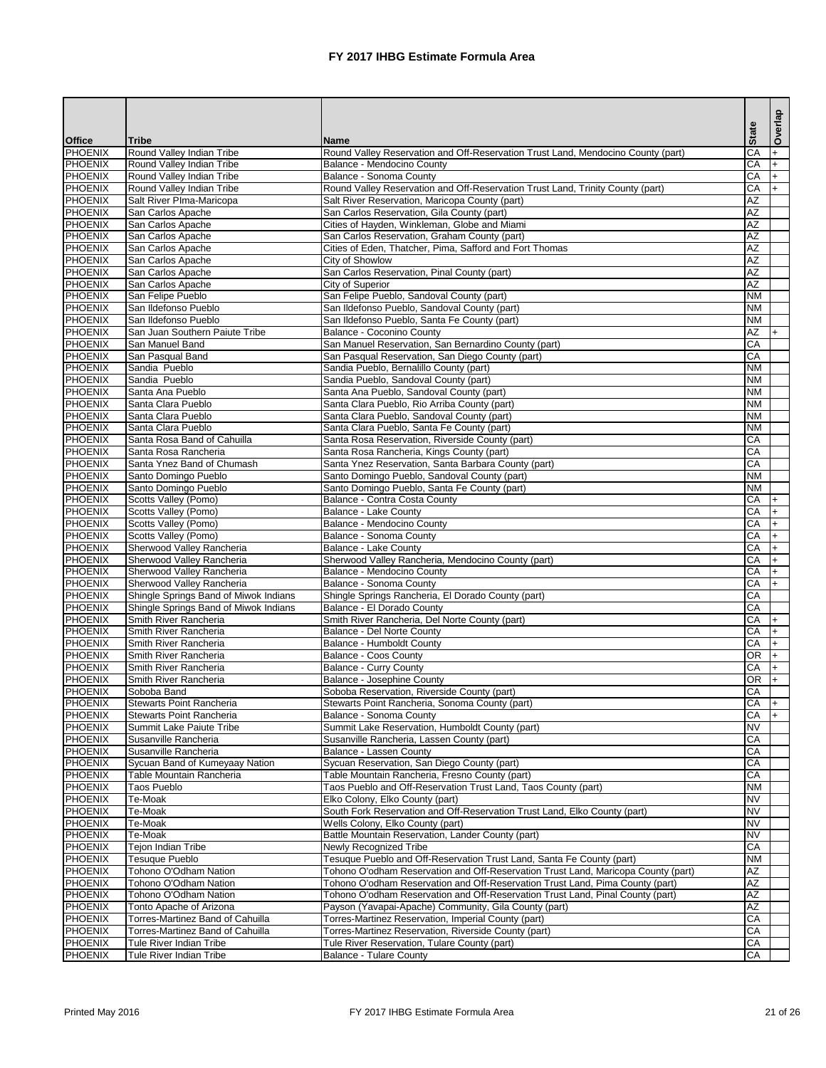# FY 2017 IHBG Estimate Formula Area

| Office | Tribe | Name | State | Overlap |
|---|---|---|---|---|
| PHOENIX | Round Valley Indian Tribe | Round Valley Reservation and Off-Reservation Trust Land, Mendocino County (part) | CA | + |
| PHOENIX | Round Valley Indian Tribe | Balance - Mendocino County | CA | + |
| PHOENIX | Round Valley Indian Tribe | Balance - Sonoma County | CA | + |
| PHOENIX | Round Valley Indian Tribe | Round Valley Reservation and Off-Reservation Trust Land, Trinity County (part) | CA | + |
| PHOENIX | Salt River PIma-Maricopa | Salt River Reservation, Maricopa County (part) | AZ | |
| PHOENIX | San Carlos Apache | San Carlos Reservation, Gila County (part) | AZ | |
| PHOENIX | San Carlos Apache | Cities of Hayden, Winkleman, Globe and Miami | AZ | |
| PHOENIX | San Carlos Apache | San Carlos Reservation, Graham County (part) | AZ | |
| PHOENIX | San Carlos Apache | Cities of Eden, Thatcher, Pima, Safford and Fort Thomas | AZ | |
| PHOENIX | San Carlos Apache | City of Showlow | AZ | |
| PHOENIX | San Carlos Apache | San Carlos Reservation, Pinal County (part) | AZ | |
| PHOENIX | San Carlos Apache | City of Superior | AZ | |
| PHOENIX | San Felipe Pueblo | San Felipe Pueblo, Sandoval County (part) | NM | |
| PHOENIX | San Ildefonso Pueblo | San Ildefonso Pueblo, Sandoval County (part) | NM | |
| PHOENIX | San Ildefonso Pueblo | San Ildefonso Pueblo, Santa Fe County (part) | NM | |
| PHOENIX | San Juan Southern Paiute Tribe | Balance - Coconino County | AZ | + |
| PHOENIX | San Manuel Band | San Manuel Reservation, San Bernardino County (part) | CA | |
| PHOENIX | San Pasqual Band | San Pasqual Reservation, San Diego County (part) | CA | |
| PHOENIX | Sandia Pueblo | Sandia Pueblo, Bernalillo County (part) | NM | |
| PHOENIX | Sandia Pueblo | Sandia Pueblo, Sandoval County (part) | NM | |
| PHOENIX | Santa Ana Pueblo | Santa Ana Pueblo, Sandoval County (part) | NM | |
| PHOENIX | Santa Clara Pueblo | Santa Clara Pueblo, Rio Arriba County (part) | NM | |
| PHOENIX | Santa Clara Pueblo | Santa Clara Pueblo, Sandoval County (part) | NM | |
| PHOENIX | Santa Clara Pueblo | Santa Clara Pueblo, Santa Fe County (part) | NM | |
| PHOENIX | Santa Rosa Band of Cahuilla | Santa Rosa Reservation, Riverside County (part) | CA | |
| PHOENIX | Santa Rosa Rancheria | Santa Rosa Rancheria, Kings County (part) | CA | |
| PHOENIX | Santa Ynez Band of Chumash | Santa Ynez Reservation, Santa Barbara County (part) | CA | |
| PHOENIX | Santo Domingo Pueblo | Santo Domingo Pueblo, Sandoval County (part) | NM | |
| PHOENIX | Santo Domingo Pueblo | Santo Domingo Pueblo, Santa Fe County (part) | NM | |
| PHOENIX | Scotts Valley (Pomo) | Balance - Contra Costa County | CA | + |
| PHOENIX | Scotts Valley (Pomo) | Balance - Lake County | CA | + |
| PHOENIX | Scotts Valley (Pomo) | Balance - Mendocino County | CA | + |
| PHOENIX | Scotts Valley (Pomo) | Balance - Sonoma County | CA | + |
| PHOENIX | Sherwood Valley Rancheria | Balance - Lake County | CA | + |
| PHOENIX | Sherwood Valley Rancheria | Sherwood Valley Rancheria, Mendocino County (part) | CA | + |
| PHOENIX | Sherwood Valley Rancheria | Balance - Mendocino County | CA | + |
| PHOENIX | Sherwood Valley Rancheria | Balance - Sonoma County | CA | + |
| PHOENIX | Shingle Springs Band of Miwok Indians | Shingle Springs Rancheria, El Dorado County (part) | CA | |
| PHOENIX | Shingle Springs Band of Miwok Indians | Balance - El Dorado County | CA | |
| PHOENIX | Smith River Rancheria | Smith River Rancheria, Del Norte County (part) | CA | + |
| PHOENIX | Smith River Rancheria | Balance - Del Norte County | CA | + |
| PHOENIX | Smith River Rancheria | Balance - Humboldt County | CA | + |
| PHOENIX | Smith River Rancheria | Balance - Coos County | OR | + |
| PHOENIX | Smith River Rancheria | Balance - Curry County | CA | + |
| PHOENIX | Smith River Rancheria | Balance - Josephine County | OR | + |
| PHOENIX | Soboba Band | Soboba Reservation, Riverside County (part) | CA | |
| PHOENIX | Stewarts Point Rancheria | Stewarts Point Rancheria, Sonoma County (part) | CA | + |
| PHOENIX | Stewarts Point Rancheria | Balance - Sonoma County | CA | + |
| PHOENIX | Summit Lake Paiute Tribe | Summit Lake Reservation, Humboldt County (part) | NV | |
| PHOENIX | Susanville Rancheria | Susanville Rancheria, Lassen County (part) | CA | |
| PHOENIX | Susanville Rancheria | Balance - Lassen County | CA | |
| PHOENIX | Sycuan Band of Kumeyaay Nation | Sycuan Reservation, San Diego County (part) | CA | |
| PHOENIX | Table Mountain Rancheria | Table Mountain Rancheria, Fresno County (part) | CA | |
| PHOENIX | Taos Pueblo | Taos Pueblo and Off-Reservation Trust Land, Taos County (part) | NM | |
| PHOENIX | Te-Moak | Elko Colony, Elko County (part) | NV | |
| PHOENIX | Te-Moak | South Fork Reservation and Off-Reservation Trust Land, Elko County (part) | NV | |
| PHOENIX | Te-Moak | Wells Colony, Elko County (part) | NV | |
| PHOENIX | Te-Moak | Battle Mountain Reservation, Lander County (part) | NV | |
| PHOENIX | Tejon Indian Tribe | Newly Recognized Tribe | CA | |
| PHOENIX | Tesuque Pueblo | Tesuque Pueblo and Off-Reservation Trust Land, Santa Fe County (part) | NM | |
| PHOENIX | Tohono O'Odham Nation | Tohono O'odham Reservation and Off-Reservation Trust Land, Maricopa County (part) | AZ | |
| PHOENIX | Tohono O'Odham Nation | Tohono O'odham Reservation and Off-Reservation Trust Land, Pima County (part) | AZ | |
| PHOENIX | Tohono O'Odham Nation | Tohono O'odham Reservation and Off-Reservation Trust Land, Pinal County (part) | AZ | |
| PHOENIX | Tonto Apache of Arizona | Payson (Yavapai-Apache) Community, Gila County (part) | AZ | |
| PHOENIX | Torres-Martinez Band of Cahuilla | Torres-Martinez Reservation, Imperial County (part) | CA | |
| PHOENIX | Torres-Martinez Band of Cahuilla | Torres-Martinez Reservation, Riverside County (part) | CA | |
| PHOENIX | Tule River Indian Tribe | Tule River Reservation, Tulare County (part) | CA | |
| PHOENIX | Tule River Indian Tribe | Balance - Tulare County | CA | |

Printed May 2016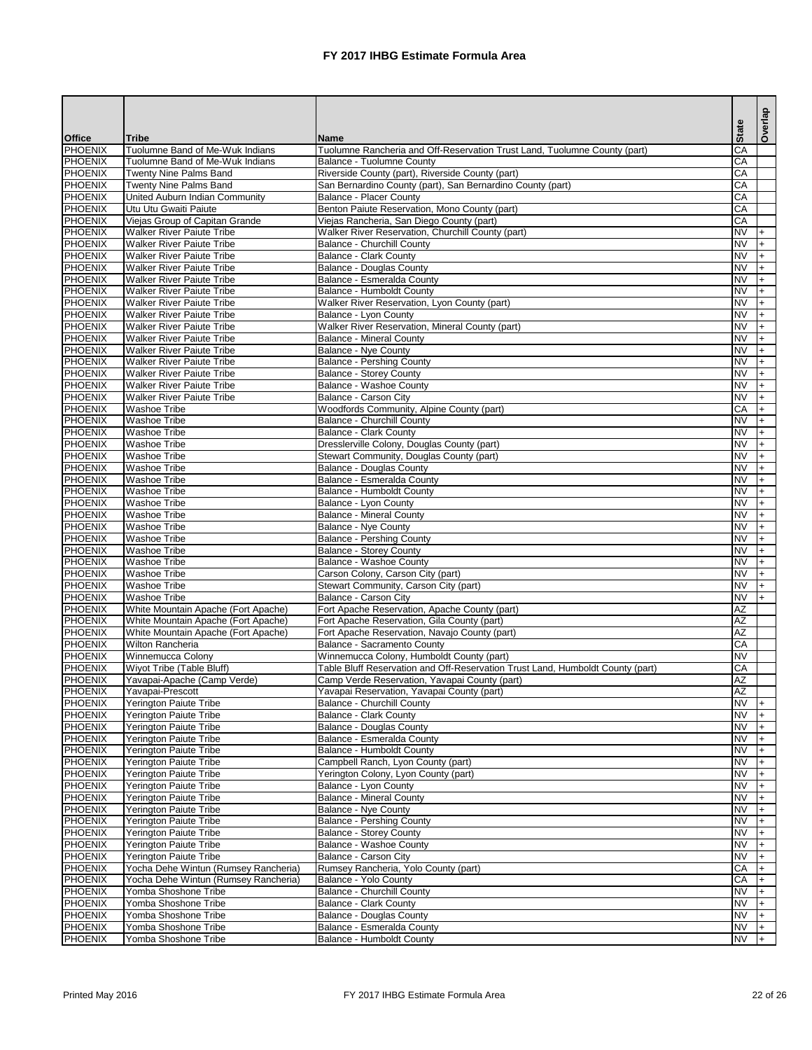# FY 2017 IHBG Estimate Formula Area

| Office | Tribe | Name | State | Overlap |
|---|---|---|---|---|
| PHOENIX | Tuolumne Band of Me-Wuk Indians | Tuolumne Rancheria and Off-Reservation Trust Land, Tuolumne County (part) | CA | |
| PHOENIX | Tuolumne Band of Me-Wuk Indians | Balance - Tuolumne County | CA | |
| PHOENIX | Twenty Nine Palms Band | Riverside County (part), Riverside County (part) | CA | |
| PHOENIX | Twenty Nine Palms Band | San Bernardino County (part), San Bernardino County (part) | CA | |
| PHOENIX | United Auburn Indian Community | Balance - Placer County | CA | |
| PHOENIX | Utu Utu Gwaiti Paiute | Benton Paiute Reservation, Mono County (part) | CA | |
| PHOENIX | Viejas Group of Capitan Grande | Viejas Rancheria, San Diego County (part) | CA | |
| PHOENIX | Walker River Paiute Tribe | Walker River Reservation, Churchill County (part) | NV | + |
| PHOENIX | Walker River Paiute Tribe | Balance - Churchill County | NV | + |
| PHOENIX | Walker River Paiute Tribe | Balance - Clark County | NV | + |
| PHOENIX | Walker River Paiute Tribe | Balance - Douglas County | NV | + |
| PHOENIX | Walker River Paiute Tribe | Balance - Esmeralda County | NV | + |
| PHOENIX | Walker River Paiute Tribe | Balance - Humboldt County | NV | + |
| PHOENIX | Walker River Paiute Tribe | Walker River Reservation, Lyon County (part) | NV | + |
| PHOENIX | Walker River Paiute Tribe | Balance - Lyon County | NV | + |
| PHOENIX | Walker River Paiute Tribe | Walker River Reservation, Mineral County (part) | NV | + |
| PHOENIX | Walker River Paiute Tribe | Balance - Mineral County | NV | + |
| PHOENIX | Walker River Paiute Tribe | Balance - Nye County | NV | + |
| PHOENIX | Walker River Paiute Tribe | Balance - Pershing County | NV | + |
| PHOENIX | Walker River Paiute Tribe | Balance - Storey County | NV | + |
| PHOENIX | Walker River Paiute Tribe | Balance - Washoe County | NV | + |
| PHOENIX | Walker River Paiute Tribe | Balance - Carson City | NV | + |
| PHOENIX | Washoe Tribe | Woodfords Community, Alpine County (part) | CA | + |
| PHOENIX | Washoe Tribe | Balance - Churchill County | NV | + |
| PHOENIX | Washoe Tribe | Balance - Clark County | NV | + |
| PHOENIX | Washoe Tribe | Dresslerville Colony, Douglas County (part) | NV | + |
| PHOENIX | Washoe Tribe | Stewart Community, Douglas County (part) | NV | + |
| PHOENIX | Washoe Tribe | Balance - Douglas County | NV | + |
| PHOENIX | Washoe Tribe | Balance - Esmeralda County | NV | + |
| PHOENIX | Washoe Tribe | Balance - Humboldt County | NV | + |
| PHOENIX | Washoe Tribe | Balance - Lyon County | NV | + |
| PHOENIX | Washoe Tribe | Balance - Mineral County | NV | + |
| PHOENIX | Washoe Tribe | Balance - Nye County | NV | + |
| PHOENIX | Washoe Tribe | Balance - Pershing County | NV | + |
| PHOENIX | Washoe Tribe | Balance - Storey County | NV | + |
| PHOENIX | Washoe Tribe | Balance - Washoe County | NV | + |
| PHOENIX | Washoe Tribe | Carson Colony, Carson City (part) | NV | + |
| PHOENIX | Washoe Tribe | Stewart Community, Carson City (part) | NV | + |
| PHOENIX | Washoe Tribe | Balance - Carson City | NV | + |
| PHOENIX | White Mountain Apache (Fort Apache) | Fort Apache Reservation, Apache County (part) | AZ | |
| PHOENIX | White Mountain Apache (Fort Apache) | Fort Apache Reservation, Gila County (part) | AZ | |
| PHOENIX | White Mountain Apache (Fort Apache) | Fort Apache Reservation, Navajo County (part) | AZ | |
| PHOENIX | Wilton Rancheria | Balance - Sacramento County | CA | |
| PHOENIX | Winnemucca Colony | Winnemucca Colony, Humboldt County (part) | NV | |
| PHOENIX | Wiyot Tribe (Table Bluff) | Table Bluff Reservation and Off-Reservation Trust Land, Humboldt County (part) | CA | |
| PHOENIX | Yavapai-Apache (Camp Verde) | Camp Verde Reservation, Yavapai County (part) | AZ | |
| PHOENIX | Yavapai-Prescott | Yavapai Reservation, Yavapai County (part) | AZ | |
| PHOENIX | Yerington Paiute Tribe | Balance - Churchill County | NV | + |
| PHOENIX | Yerington Paiute Tribe | Balance - Clark County | NV | + |
| PHOENIX | Yerington Paiute Tribe | Balance - Douglas County | NV | + |
| PHOENIX | Yerington Paiute Tribe | Balance - Esmeralda County | NV | + |
| PHOENIX | Yerington Paiute Tribe | Balance - Humboldt County | NV | + |
| PHOENIX | Yerington Paiute Tribe | Campbell Ranch, Lyon County (part) | NV | + |
| PHOENIX | Yerington Paiute Tribe | Yerington Colony, Lyon County (part) | NV | + |
| PHOENIX | Yerington Paiute Tribe | Balance - Lyon County | NV | + |
| PHOENIX | Yerington Paiute Tribe | Balance - Mineral County | NV | + |
| PHOENIX | Yerington Paiute Tribe | Balance - Nye County | NV | + |
| PHOENIX | Yerington Paiute Tribe | Balance - Pershing County | NV | + |
| PHOENIX | Yerington Paiute Tribe | Balance - Storey County | NV | + |
| PHOENIX | Yerington Paiute Tribe | Balance - Washoe County | NV | + |
| PHOENIX | Yerington Paiute Tribe | Balance - Carson City | NV | + |
| PHOENIX | Yocha Dehe Wintun (Rumsey Rancheria) | Rumsey Rancheria, Yolo County (part) | CA | + |
| PHOENIX | Yocha Dehe Wintun (Rumsey Rancheria) | Balance - Yolo County | CA | + |
| PHOENIX | Yomba Shoshone Tribe | Balance - Churchill County | NV | + |
| PHOENIX | Yomba Shoshone Tribe | Balance - Clark County | NV | + |
| PHOENIX | Yomba Shoshone Tribe | Balance - Douglas County | NV | + |
| PHOENIX | Yomba Shoshone Tribe | Balance - Esmeralda County | NV | + |
| PHOENIX | Yomba Shoshone Tribe | Balance - Humboldt County | NV | + |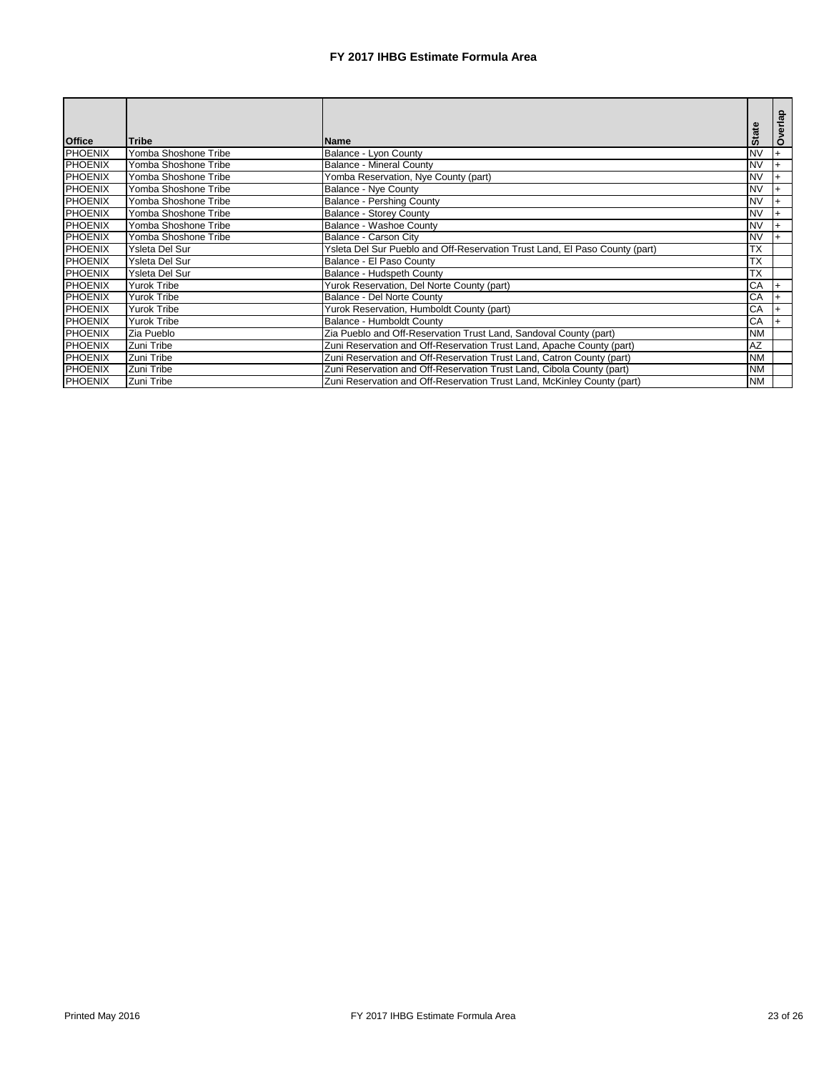# FY 2017 IHBG Estimate Formula Area

| Office | Tribe | Name | State | Overlap |
|---|---|---|---|---|
| PHOENIX | Yomba Shoshone Tribe | Balance - Lyon County | NV | + |
| PHOENIX | Yomba Shoshone Tribe | Balance - Mineral County | NV | + |
| PHOENIX | Yomba Shoshone Tribe | Yomba Reservation, Nye County (part) | NV | + |
| PHOENIX | Yomba Shoshone Tribe | Balance - Nye County | NV | + |
| PHOENIX | Yomba Shoshone Tribe | Balance - Pershing County | NV | + |
| PHOENIX | Yomba Shoshone Tribe | Balance - Storey County | NV | + |
| PHOENIX | Yomba Shoshone Tribe | Balance - Washoe County | NV | + |
| PHOENIX | Yomba Shoshone Tribe | Balance - Carson City | NV | + |
| PHOENIX | Ysleta Del Sur | Ysleta Del Sur Pueblo and Off-Reservation Trust Land, El Paso County (part) | TX | |
| PHOENIX | Ysleta Del Sur | Balance - El Paso County | TX | |
| PHOENIX | Ysleta Del Sur | Balance - Hudspeth County | TX | |
| PHOENIX | Yurok Tribe | Yurok Reservation, Del Norte County (part) | CA | + |
| PHOENIX | Yurok Tribe | Balance - Del Norte County | CA | + |
| PHOENIX | Yurok Tribe | Yurok Reservation, Humboldt County (part) | CA | + |
| PHOENIX | Yurok Tribe | Balance - Humboldt County | CA | + |
| PHOENIX | Zia Pueblo | Zia Pueblo and Off-Reservation Trust Land, Sandoval County (part) | NM | |
| PHOENIX | Zuni Tribe | Zuni Reservation and Off-Reservation Trust Land, Apache County (part) | AZ | |
| PHOENIX | Zuni Tribe | Zuni Reservation and Off-Reservation Trust Land, Catron County (part) | NM | |
| PHOENIX | Zuni Tribe | Zuni Reservation and Off-Reservation Trust Land, Cibola County (part) | NM | |
| PHOENIX | Zuni Tribe | Zuni Reservation and Off-Reservation Trust Land, McKinley County (part) | NM | |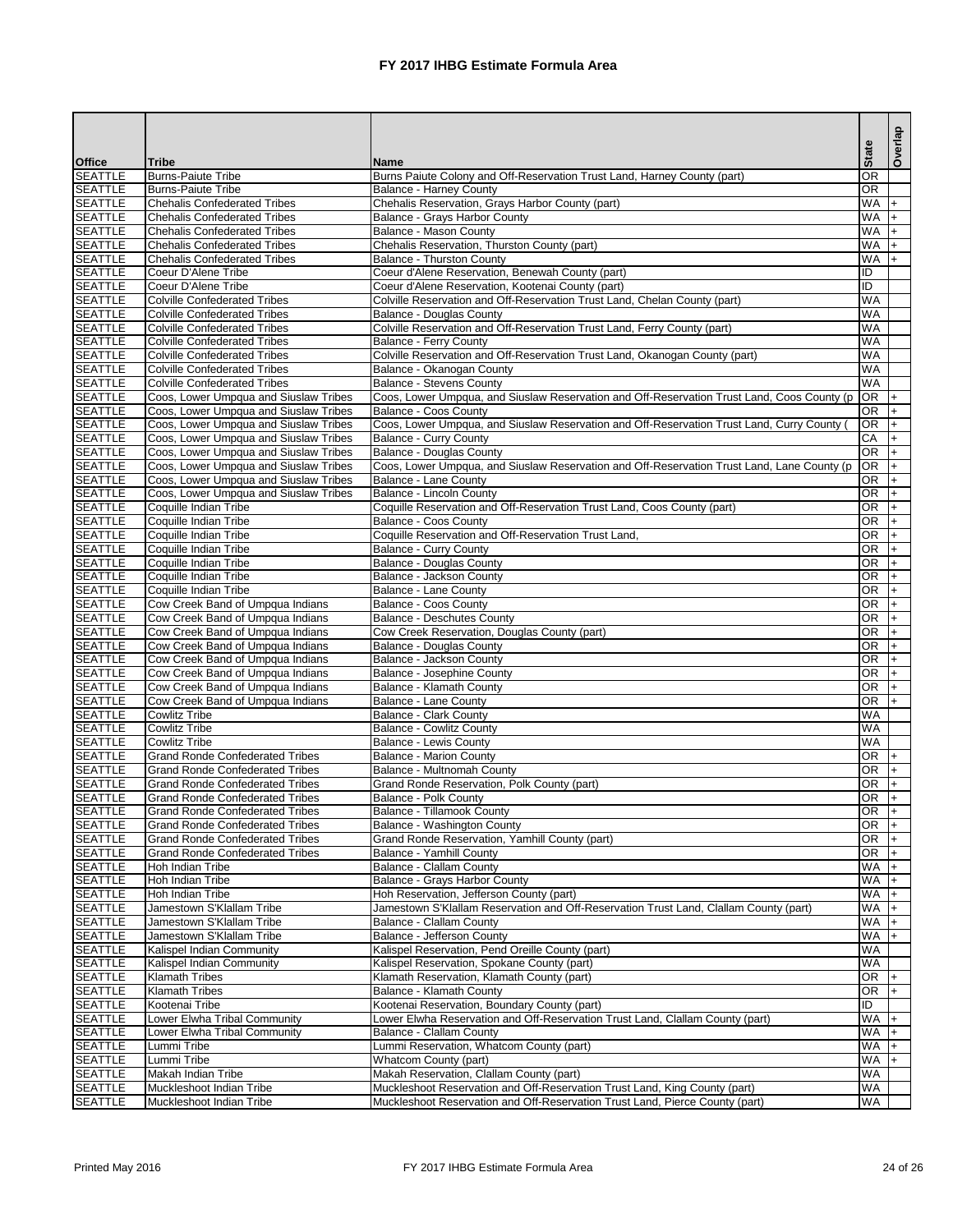# FY 2017 IHBG Estimate Formula Area

| Office | Tribe | Name | State | Overlap |
|---|---|---|---|---|
| SEATTLE | Burns-Paiute Tribe | Burns Paiute Colony and Off-Reservation Trust Land, Harney County (part) | OR | |
| SEATTLE | Burns-Paiute Tribe | Balance - Harney County | OR | |
| SEATTLE | Chehalis Confederated Tribes | Chehalis Reservation, Grays Harbor County (part) | WA | + |
| SEATTLE | Chehalis Confederated Tribes | Balance - Grays Harbor County | WA | + |
| SEATTLE | Chehalis Confederated Tribes | Balance - Mason County | WA | + |
| SEATTLE | Chehalis Confederated Tribes | Chehalis Reservation, Thurston County (part) | WA | + |
| SEATTLE | Chehalis Confederated Tribes | Balance - Thurston County | WA | + |
| SEATTLE | Coeur D'Alene Tribe | Coeur d'Alene Reservation, Benewah County (part) | ID | |
| SEATTLE | Coeur D'Alene Tribe | Coeur d'Alene Reservation, Kootenai County (part) | ID | |
| SEATTLE | Colville Confederated Tribes | Colville Reservation and Off-Reservation Trust Land, Chelan County (part) | WA | |
| SEATTLE | Colville Confederated Tribes | Balance - Douglas County | WA | |
| SEATTLE | Colville Confederated Tribes | Colville Reservation and Off-Reservation Trust Land, Ferry County (part) | WA | |
| SEATTLE | Colville Confederated Tribes | Balance - Ferry County | WA | |
| SEATTLE | Colville Confederated Tribes | Colville Reservation and Off-Reservation Trust Land, Okanogan County (part) | WA | |
| SEATTLE | Colville Confederated Tribes | Balance - Okanogan County | WA | |
| SEATTLE | Colville Confederated Tribes | Balance - Stevens County | WA | |
| SEATTLE | Coos, Lower Umpqua and Siuslaw Tribes | Coos, Lower Umpqua, and Siuslaw Reservation and Off-Reservation Trust Land, Coos County (p | OR | + |
| SEATTLE | Coos, Lower Umpqua and Siuslaw Tribes | Balance - Coos County | OR | + |
| SEATTLE | Coos, Lower Umpqua and Siuslaw Tribes | Coos, Lower Umpqua, and Siuslaw Reservation and Off-Reservation Trust Land, Curry County ( | OR | + |
| SEATTLE | Coos, Lower Umpqua and Siuslaw Tribes | Balance - Curry County | CA | + |
| SEATTLE | Coos, Lower Umpqua and Siuslaw Tribes | Balance - Douglas County | OR | + |
| SEATTLE | Coos, Lower Umpqua and Siuslaw Tribes | Coos, Lower Umpqua, and Siuslaw Reservation and Off-Reservation Trust Land, Lane County (p | OR | + |
| SEATTLE | Coos, Lower Umpqua and Siuslaw Tribes | Balance - Lane County | OR | + |
| SEATTLE | Coos, Lower Umpqua and Siuslaw Tribes | Balance - Lincoln County | OR | + |
| SEATTLE | Coquille Indian Tribe | Coquille Reservation and Off-Reservation Trust Land, Coos County (part) | OR | + |
| SEATTLE | Coquille Indian Tribe | Balance - Coos County | OR | + |
| SEATTLE | Coquille Indian Tribe | Coquille Reservation and Off-Reservation Trust Land, | OR | + |
| SEATTLE | Coquille Indian Tribe | Balance - Curry County | OR | + |
| SEATTLE | Coquille Indian Tribe | Balance - Douglas County | OR | + |
| SEATTLE | Coquille Indian Tribe | Balance - Jackson County | OR | + |
| SEATTLE | Coquille Indian Tribe | Balance - Lane County | OR | + |
| SEATTLE | Cow Creek Band of Umpqua Indians | Balance - Coos County | OR | + |
| SEATTLE | Cow Creek Band of Umpqua Indians | Balance - Deschutes County | OR | + |
| SEATTLE | Cow Creek Band of Umpqua Indians | Cow Creek Reservation, Douglas County (part) | OR | + |
| SEATTLE | Cow Creek Band of Umpqua Indians | Balance - Douglas County | OR | + |
| SEATTLE | Cow Creek Band of Umpqua Indians | Balance - Jackson County | OR | + |
| SEATTLE | Cow Creek Band of Umpqua Indians | Balance - Josephine County | OR | + |
| SEATTLE | Cow Creek Band of Umpqua Indians | Balance - Klamath County | OR | + |
| SEATTLE | Cow Creek Band of Umpqua Indians | Balance - Lane County | OR | + |
| SEATTLE | Cowlitz Tribe | Balance - Clark County | WA | |
| SEATTLE | Cowlitz Tribe | Balance - Cowlitz County | WA | |
| SEATTLE | Cowlitz Tribe | Balance - Lewis County | WA | |
| SEATTLE | Grand Ronde Confederated Tribes | Balance - Marion County | OR | + |
| SEATTLE | Grand Ronde Confederated Tribes | Balance - Multnomah County | OR | + |
| SEATTLE | Grand Ronde Confederated Tribes | Grand Ronde Reservation, Polk County (part) | OR | + |
| SEATTLE | Grand Ronde Confederated Tribes | Balance - Polk County | OR | + |
| SEATTLE | Grand Ronde Confederated Tribes | Balance - Tillamook County | OR | + |
| SEATTLE | Grand Ronde Confederated Tribes | Balance - Washington County | OR | + |
| SEATTLE | Grand Ronde Confederated Tribes | Grand Ronde Reservation, Yamhill County (part) | OR | + |
| SEATTLE | Grand Ronde Confederated Tribes | Balance - Yamhill County | OR | + |
| SEATTLE | Hoh Indian Tribe | Balance - Clallam County | WA | + |
| SEATTLE | Hoh Indian Tribe | Balance - Grays Harbor County | WA | + |
| SEATTLE | Hoh Indian Tribe | Hoh Reservation, Jefferson County (part) | WA | + |
| SEATTLE | Jamestown S'Klallam Tribe | Jamestown S'Klallam Reservation and Off-Reservation Trust Land, Clallam County (part) | WA | + |
| SEATTLE | Jamestown S'Klallam Tribe | Balance - Clallam County | WA | + |
| SEATTLE | Jamestown S'Klallam Tribe | Balance - Jefferson County | WA | + |
| SEATTLE | Kalispel Indian Community | Kalispel Reservation, Pend Oreille County (part) | WA | |
| SEATTLE | Kalispel Indian Community | Kalispel Reservation, Spokane County (part) | WA | |
| SEATTLE | Klamath Tribes | Klamath Reservation, Klamath County (part) | OR | + |
| SEATTLE | Klamath Tribes | Balance - Klamath County | OR | + |
| SEATTLE | Kootenai Tribe | Kootenai Reservation, Boundary County (part) | ID | |
| SEATTLE | Lower Elwha Tribal Community | Lower Elwha Reservation and Off-Reservation Trust Land, Clallam County (part) | WA | + |
| SEATTLE | Lower Elwha Tribal Community | Balance - Clallam County | WA | + |
| SEATTLE | Lummi Tribe | Lummi Reservation, Whatcom County (part) | WA | + |
| SEATTLE | Lummi Tribe | Whatcom County (part) | WA | + |
| SEATTLE | Makah Indian Tribe | Makah Reservation, Clallam County (part) | WA | |
| SEATTLE | Muckleshoot Indian Tribe | Muckleshoot Reservation and Off-Reservation Trust Land, King County (part) | WA | |
| SEATTLE | Muckleshoot Indian Tribe | Muckleshoot Reservation and Off-Reservation Trust Land, Pierce County (part) | WA | |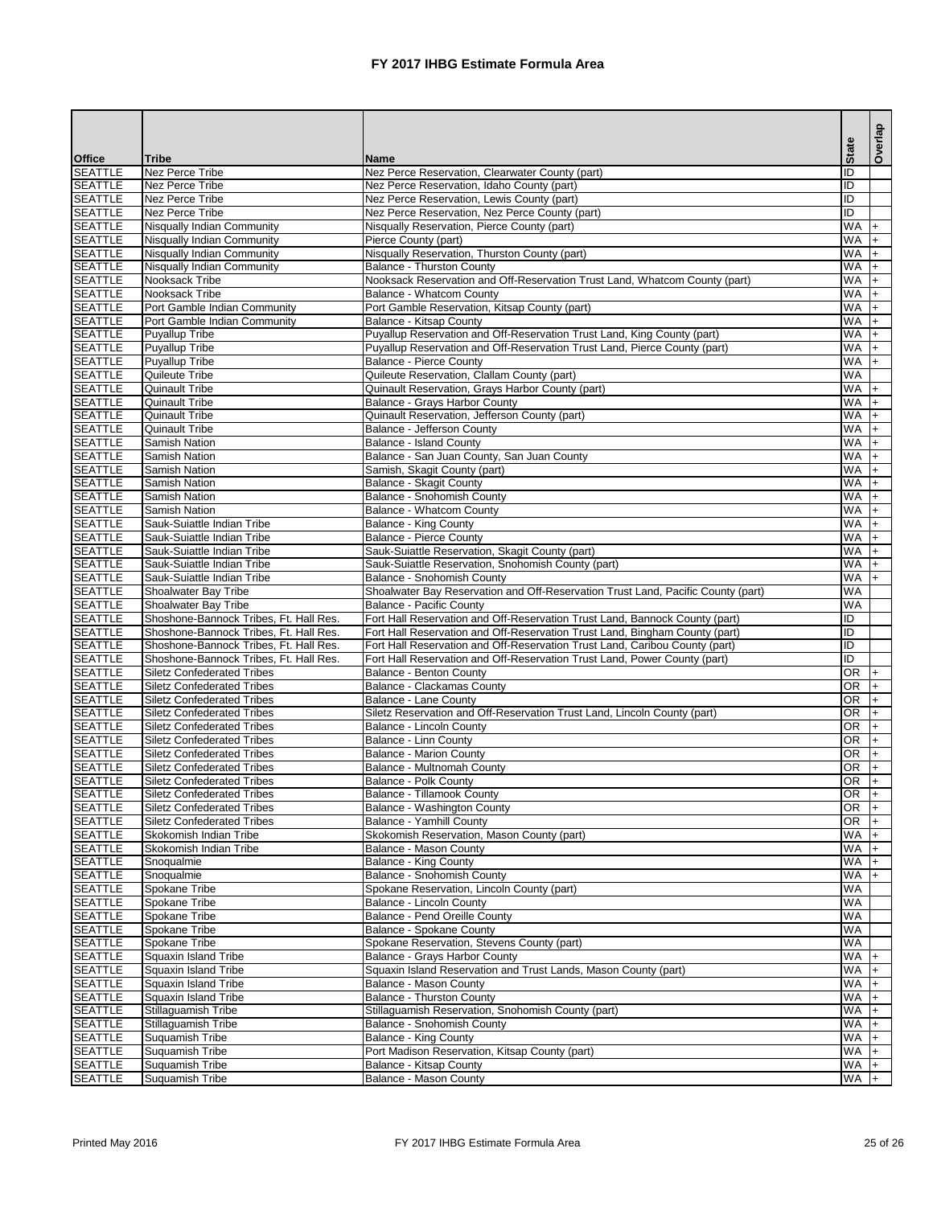# FY 2017 IHBG Estimate Formula Area

| Office | Tribe | Name | State | Overlap |
|---|---|---|---|---|
| SEATTLE | Nez Perce Tribe | Nez Perce Reservation, Clearwater County (part) | ID | |
| SEATTLE | Nez Perce Tribe | Nez Perce Reservation, Idaho County (part) | ID | |
| SEATTLE | Nez Perce Tribe | Nez Perce Reservation, Lewis County (part) | ID | |
| SEATTLE | Nez Perce Tribe | Nez Perce Reservation, Nez Perce County (part) | ID | |
| SEATTLE | Nisqually Indian Community | Nisqually Reservation, Pierce County (part) | WA | + |
| SEATTLE | Nisqually Indian Community | Pierce County (part) | WA | + |
| SEATTLE | Nisqually Indian Community | Nisqually Reservation, Thurston County (part) | WA | + |
| SEATTLE | Nisqually Indian Community | Balance - Thurston County | WA | + |
| SEATTLE | Nooksack Tribe | Nooksack Reservation and Off-Reservation Trust Land, Whatcom County (part) | WA | + |
| SEATTLE | Nooksack Tribe | Balance - Whatcom County | WA | + |
| SEATTLE | Port Gamble Indian Community | Port Gamble Reservation, Kitsap County (part) | WA | + |
| SEATTLE | Port Gamble Indian Community | Balance - Kitsap County | WA | + |
| SEATTLE | Puyallup Tribe | Puyallup Reservation and Off-Reservation Trust Land, King County (part) | WA | + |
| SEATTLE | Puyallup Tribe | Puyallup Reservation and Off-Reservation Trust Land, Pierce County (part) | WA | + |
| SEATTLE | Puyallup Tribe | Balance - Pierce County | WA | + |
| SEATTLE | Quileute Tribe | Quileute Reservation, Clallam County (part) | WA | |
| SEATTLE | Quinault Tribe | Quinault Reservation, Grays Harbor County (part) | WA | + |
| SEATTLE | Quinault Tribe | Balance - Grays Harbor County | WA | + |
| SEATTLE | Quinault Tribe | Quinault Reservation, Jefferson County (part) | WA | + |
| SEATTLE | Quinault Tribe | Balance - Jefferson County | WA | + |
| SEATTLE | Samish Nation | Balance - Island County | WA | + |
| SEATTLE | Samish Nation | Balance - San Juan County, San Juan County | WA | + |
| SEATTLE | Samish Nation | Samish, Skagit County (part) | WA | + |
| SEATTLE | Samish Nation | Balance - Skagit County | WA | + |
| SEATTLE | Samish Nation | Balance - Snohomish County | WA | + |
| SEATTLE | Samish Nation | Balance - Whatcom County | WA | + |
| SEATTLE | Sauk-Suiattle Indian Tribe | Balance - King County | WA | + |
| SEATTLE | Sauk-Suiattle Indian Tribe | Balance - Pierce County | WA | + |
| SEATTLE | Sauk-Suiattle Indian Tribe | Sauk-Suiattle Reservation, Skagit County (part) | WA | + |
| SEATTLE | Sauk-Suiattle Indian Tribe | Sauk-Suiattle Reservation, Snohomish County (part) | WA | + |
| SEATTLE | Sauk-Suiattle Indian Tribe | Balance - Snohomish County | WA | + |
| SEATTLE | Shoalwater Bay Tribe | Shoalwater Bay Reservation and Off-Reservation Trust Land, Pacific County (part) | WA | |
| SEATTLE | Shoalwater Bay Tribe | Balance - Pacific County | WA | |
| SEATTLE | Shoshone-Bannock Tribes, Ft. Hall Res. | Fort Hall Reservation and Off-Reservation Trust Land, Bannock County (part) | ID | |
| SEATTLE | Shoshone-Bannock Tribes, Ft. Hall Res. | Fort Hall Reservation and Off-Reservation Trust Land, Bingham County (part) | ID | |
| SEATTLE | Shoshone-Bannock Tribes, Ft. Hall Res. | Fort Hall Reservation and Off-Reservation Trust Land, Caribou County (part) | ID | |
| SEATTLE | Shoshone-Bannock Tribes, Ft. Hall Res. | Fort Hall Reservation and Off-Reservation Trust Land, Power County (part) | ID | |
| SEATTLE | Siletz Confederated Tribes | Balance - Benton County | OR | + |
| SEATTLE | Siletz Confederated Tribes | Balance - Clackamas County | OR | + |
| SEATTLE | Siletz Confederated Tribes | Balance - Lane County | OR | + |
| SEATTLE | Siletz Confederated Tribes | Siletz Reservation and Off-Reservation Trust Land, Lincoln County (part) | OR | + |
| SEATTLE | Siletz Confederated Tribes | Balance - Lincoln County | OR | + |
| SEATTLE | Siletz Confederated Tribes | Balance - Linn County | OR | + |
| SEATTLE | Siletz Confederated Tribes | Balance - Marion County | OR | + |
| SEATTLE | Siletz Confederated Tribes | Balance - Multnomah County | OR | + |
| SEATTLE | Siletz Confederated Tribes | Balance - Polk County | OR | + |
| SEATTLE | Siletz Confederated Tribes | Balance - Tillamook County | OR | + |
| SEATTLE | Siletz Confederated Tribes | Balance - Washington County | OR | + |
| SEATTLE | Siletz Confederated Tribes | Balance - Yamhill County | OR | + |
| SEATTLE | Skokomish Indian Tribe | Skokomish Reservation, Mason County (part) | WA | + |
| SEATTLE | Skokomish Indian Tribe | Balance - Mason County | WA | + |
| SEATTLE | Snoqualmie | Balance - King County | WA | + |
| SEATTLE | Snoqualmie | Balance - Snohomish County | WA | + |
| SEATTLE | Spokane Tribe | Spokane Reservation, Lincoln County (part) | WA | |
| SEATTLE | Spokane Tribe | Balance - Lincoln County | WA | |
| SEATTLE | Spokane Tribe | Balance - Pend Oreille County | WA | |
| SEATTLE | Spokane Tribe | Balance - Spokane County | WA | |
| SEATTLE | Spokane Tribe | Spokane Reservation, Stevens County (part) | WA | |
| SEATTLE | Squaxin Island Tribe | Balance - Grays Harbor County | WA | + |
| SEATTLE | Squaxin Island Tribe | Squaxin Island Reservation and Trust Lands, Mason County (part) | WA | + |
| SEATTLE | Squaxin Island Tribe | Balance - Mason County | WA | + |
| SEATTLE | Squaxin Island Tribe | Balance - Thurston County | WA | + |
| SEATTLE | Stillaguamish Tribe | Stillaguamish Reservation, Snohomish County (part) | WA | + |
| SEATTLE | Stillaguamish Tribe | Balance - Snohomish County | WA | + |
| SEATTLE | Suquamish Tribe | Balance - King County | WA | + |
| SEATTLE | Suquamish Tribe | Port Madison Reservation, Kitsap County (part) | WA | + |
| SEATTLE | Suquamish Tribe | Balance - Kitsap County | WA | + |
| SEATTLE | Suquamish Tribe | Balance - Mason County | WA | + |

Printed May 2016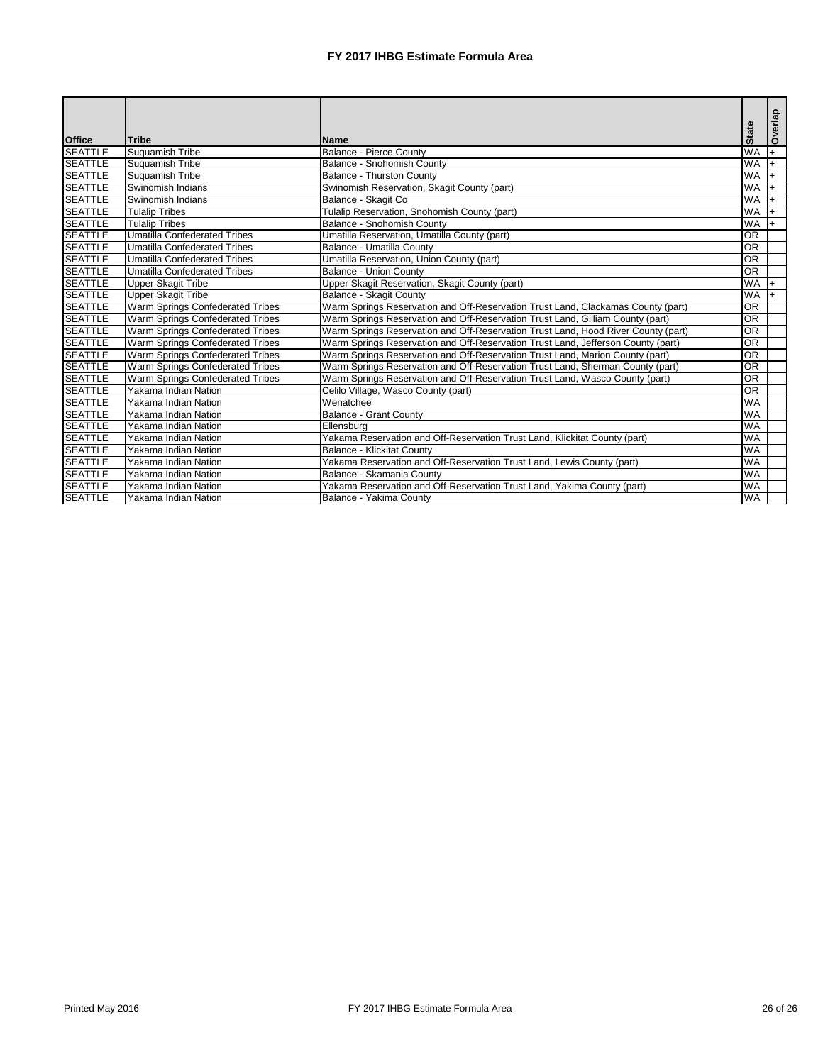# FY 2017 IHBG Estimate Formula Area

| Office | Tribe | Name | State | Overlap |
|---|---|---|---|---|
| SEATTLE | Suquamish Tribe | Balance - Pierce County | WA | + |
| SEATTLE | Suquamish Tribe | Balance - Snohomish County | WA | + |
| SEATTLE | Suquamish Tribe | Balance - Thurston County | WA | + |
| SEATTLE | Swinomish Indians | Swinomish Reservation, Skagit County (part) | WA | + |
| SEATTLE | Swinomish Indians | Balance - Skagit Co | WA | + |
| SEATTLE | Tulalip Tribes | Tulalip Reservation, Snohomish County (part) | WA | + |
| SEATTLE | Tulalip Tribes | Balance - Snohomish County | WA | + |
| SEATTLE | Umatilla Confederated Tribes | Umatilla Reservation, Umatilla County (part) | OR | |
| SEATTLE | Umatilla Confederated Tribes | Balance - Umatilla County | OR | |
| SEATTLE | Umatilla Confederated Tribes | Umatilla Reservation, Union County (part) | OR | |
| SEATTLE | Umatilla Confederated Tribes | Balance - Union County | OR | |
| SEATTLE | Upper Skagit Tribe | Upper Skagit Reservation, Skagit County (part) | WA | + |
| SEATTLE | Upper Skagit Tribe | Balance - Skagit County | WA | + |
| SEATTLE | Warm Springs Confederated Tribes | Warm Springs Reservation and Off-Reservation Trust Land, Clackamas County (part) | OR | |
| SEATTLE | Warm Springs Confederated Tribes | Warm Springs Reservation and Off-Reservation Trust Land, Gilliam County (part) | OR | |
| SEATTLE | Warm Springs Confederated Tribes | Warm Springs Reservation and Off-Reservation Trust Land, Hood River County (part) | OR | |
| SEATTLE | Warm Springs Confederated Tribes | Warm Springs Reservation and Off-Reservation Trust Land, Jefferson County (part) | OR | |
| SEATTLE | Warm Springs Confederated Tribes | Warm Springs Reservation and Off-Reservation Trust Land, Marion County (part) | OR | |
| SEATTLE | Warm Springs Confederated Tribes | Warm Springs Reservation and Off-Reservation Trust Land, Sherman County (part) | OR | |
| SEATTLE | Warm Springs Confederated Tribes | Warm Springs Reservation and Off-Reservation Trust Land, Wasco County (part) | OR | |
| SEATTLE | Yakama Indian Nation | Celilo Village, Wasco County (part) | OR | |
| SEATTLE | Yakama Indian Nation | Wenatchee | WA | |
| SEATTLE | Yakama Indian Nation | Balance - Grant County | WA | |
| SEATTLE | Yakama Indian Nation | Ellensburg | WA | |
| SEATTLE | Yakama Indian Nation | Yakama Reservation and Off-Reservation Trust Land, Klickitat County (part) | WA | |
| SEATTLE | Yakama Indian Nation | Balance - Klickitat County | WA | |
| SEATTLE | Yakama Indian Nation | Yakama Reservation and Off-Reservation Trust Land, Lewis County (part) | WA | |
| SEATTLE | Yakama Indian Nation | Balance - Skamania County | WA | |
| SEATTLE | Yakama Indian Nation | Yakama Reservation and Off-Reservation Trust Land, Yakima County (part) | WA | |
| SEATTLE | Yakama Indian Nation | Balance - Yakima County | WA | |